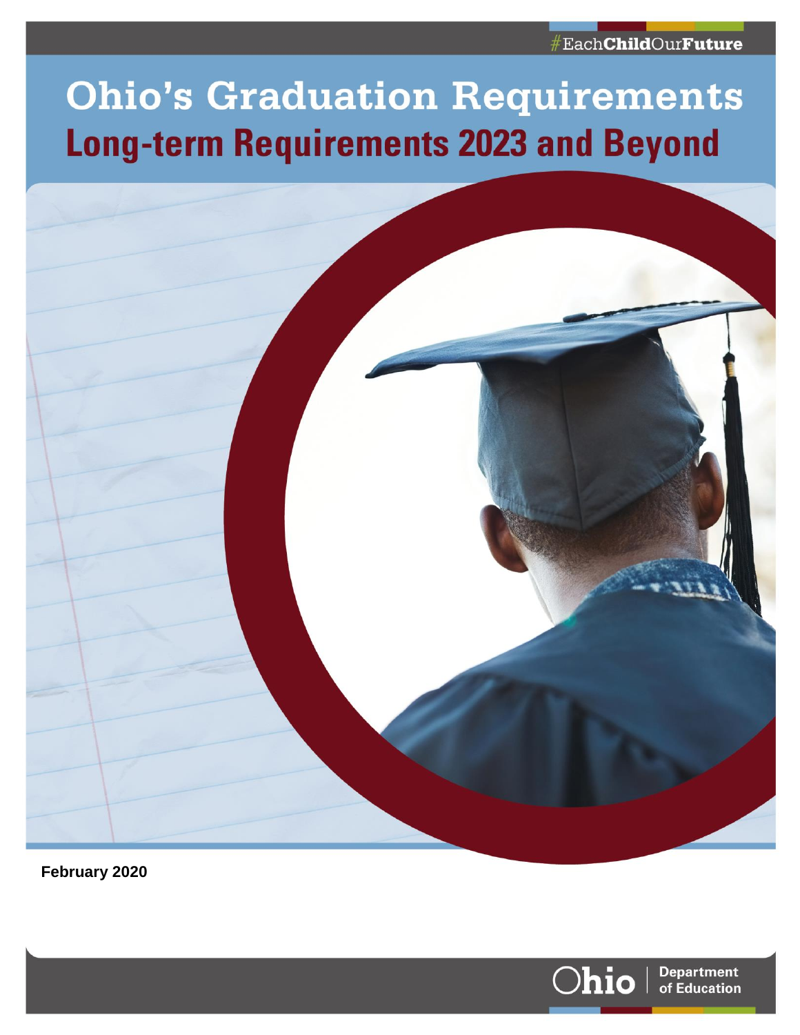#EachChildOurFuture

# Ohio's Graduation Requirements

## Long-term Requirements 2023 and Beyond

**February 2020**

Ohio | Department of Education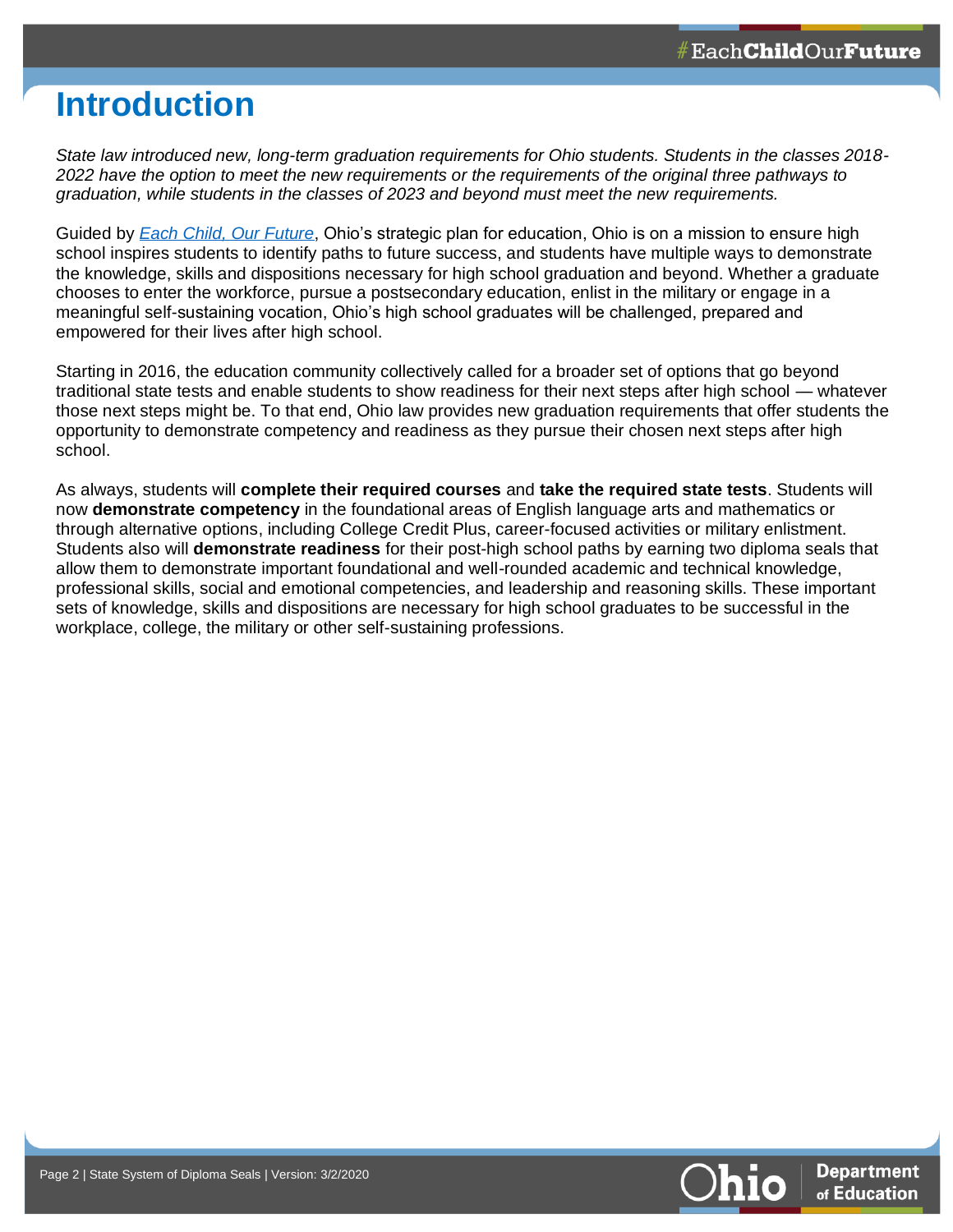# Introduction

*State law introduced new, long-term graduation requirements for Ohio students. Students in the classes 2018-2022 have the option to meet the new requirements or the requirements of the original three pathways to graduation, while students in the classes of 2023 and beyond must meet the new requirements.*

Guided by *Each Child, Our Future*, Ohio's strategic plan for education, Ohio is on a mission to ensure high school inspires students to identify paths to future success, and students have multiple ways to demonstrate the knowledge, skills and dispositions necessary for high school graduation and beyond. Whether a graduate chooses to enter the workforce, pursue a postsecondary education, enlist in the military or engage in a meaningful self-sustaining vocation, Ohio's high school graduates will be challenged, prepared and empowered for their lives after high school.

Starting in 2016, the education community collectively called for a broader set of options that go beyond traditional state tests and enable students to show readiness for their next steps after high school — whatever those next steps might be. To that end, Ohio law provides new graduation requirements that offer students the opportunity to demonstrate competency and readiness as they pursue their chosen next steps after high school.

As always, students will **complete their required courses** and **take the required state tests**. Students will now **demonstrate competency** in the foundational areas of English language arts and mathematics or through alternative options, including College Credit Plus, career-focused activities or military enlistment. Students also will **demonstrate readiness** for their post-high school paths by earning two diploma seals that allow them to demonstrate important foundational and well-rounded academic and technical knowledge, professional skills, social and emotional competencies, and leadership and reasoning skills. These important sets of knowledge, skills and dispositions are necessary for high school graduates to be successful in the workplace, college, the military or other self-sustaining professions.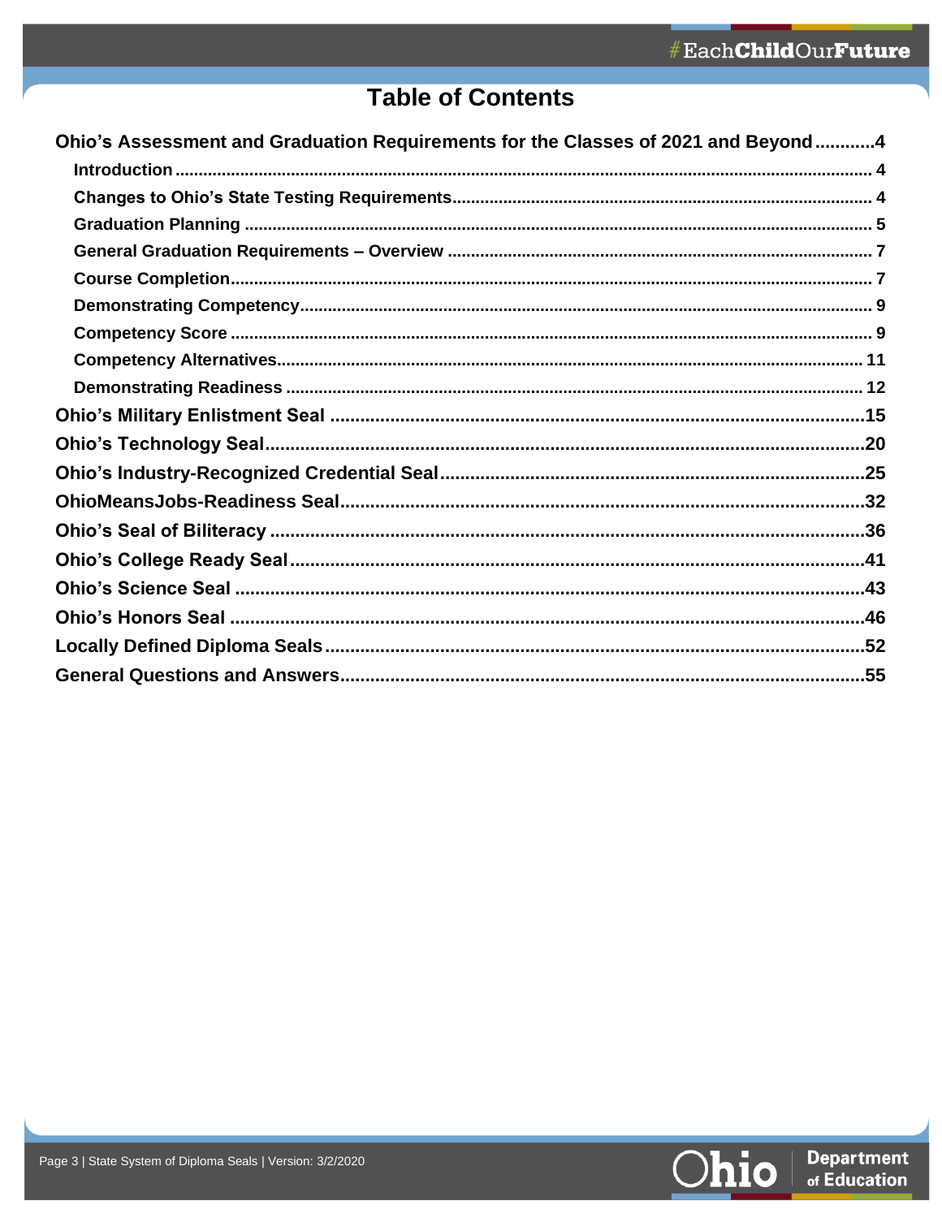# Table of Contents

- Ohio's Assessment and Graduation Requirements for the Classes of 2021 and Beyond ............4
  - Introduction ............ 4
  - Changes to Ohio's State Testing Requirements ............ 4
  - Graduation Planning ............ 5
  - General Graduation Requirements – Overview ............ 7
  - Course Completion ............ 7
  - Demonstrating Competency ............ 9
  - Competency Score ............ 9
  - Competency Alternatives ............ 11
  - Demonstrating Readiness ............ 12
- Ohio's Military Enlistment Seal ............15
- Ohio's Technology Seal ............20
- Ohio's Industry-Recognized Credential Seal ............25
- OhioMeansJobs-Readiness Seal ............32
- Ohio's Seal of Biliteracy ............36
- Ohio's College Ready Seal ............41
- Ohio's Science Seal ............43
- Ohio's Honors Seal ............46
- Locally Defined Diploma Seals ............52
- General Questions and Answers ............55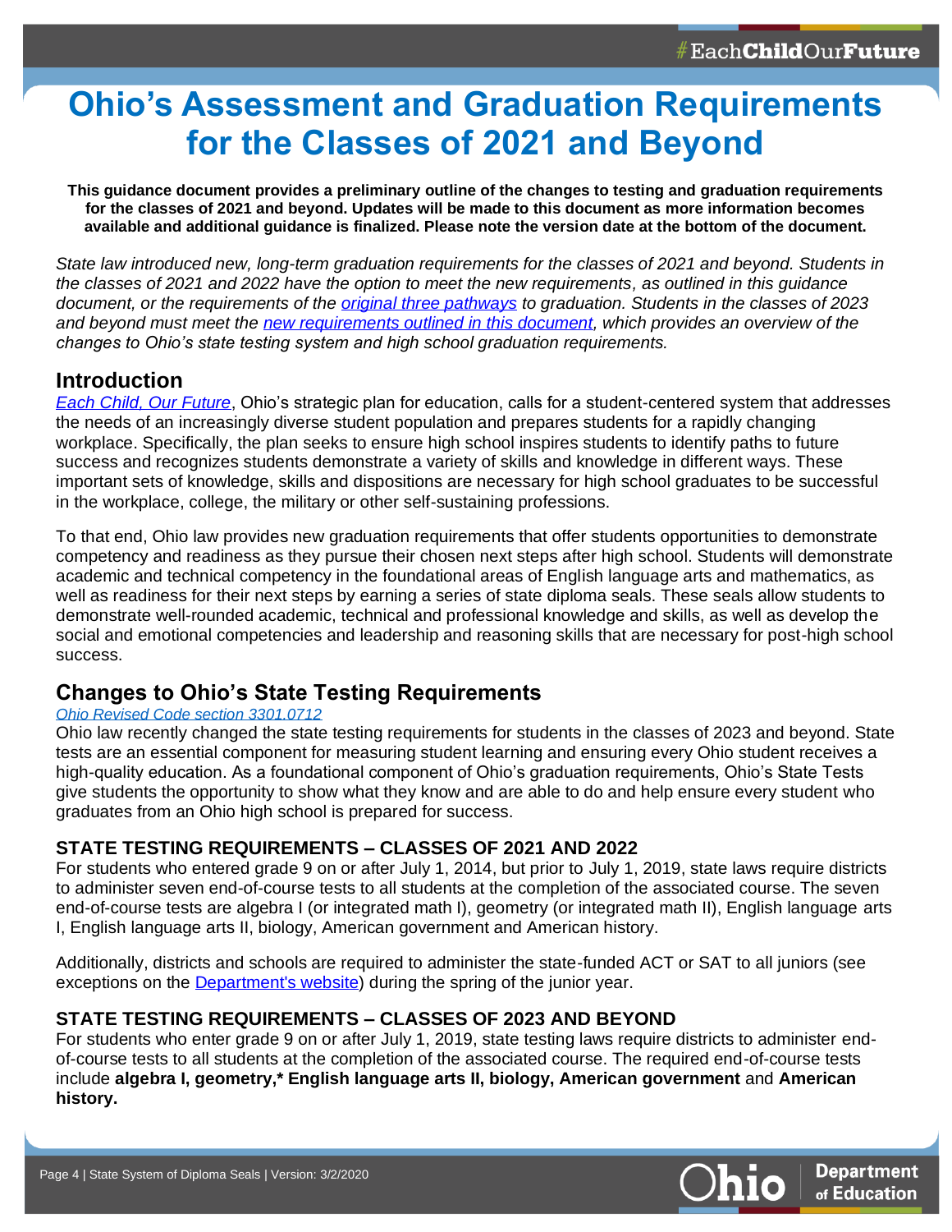# Ohio's Assessment and Graduation Requirements for the Classes of 2021 and Beyond

**This guidance document provides a preliminary outline of the changes to testing and graduation requirements for the classes of 2021 and beyond. Updates will be made to this document as more information becomes available and additional guidance is finalized. Please note the version date at the bottom of the document.**

*State law introduced new, long-term graduation requirements for the classes of 2021 and beyond. Students in the classes of 2021 and 2022 have the option to meet the new requirements, as outlined in this guidance document, or the requirements of the original three pathways to graduation. Students in the classes of 2023 and beyond must meet the new requirements outlined in this document, which provides an overview of the changes to Ohio's state testing system and high school graduation requirements.*

## Introduction

*Each Child, Our Future*, Ohio's strategic plan for education, calls for a student-centered system that addresses the needs of an increasingly diverse student population and prepares students for a rapidly changing workplace. Specifically, the plan seeks to ensure high school inspires students to identify paths to future success and recognizes students demonstrate a variety of skills and knowledge in different ways. These important sets of knowledge, skills and dispositions are necessary for high school graduates to be successful in the workplace, college, the military or other self-sustaining professions.

To that end, Ohio law provides new graduation requirements that offer students opportunities to demonstrate competency and readiness as they pursue their chosen next steps after high school. Students will demonstrate academic and technical competency in the foundational areas of English language arts and mathematics, as well as readiness for their next steps by earning a series of state diploma seals. These seals allow students to demonstrate well-rounded academic, technical and professional knowledge and skills, as well as develop the social and emotional competencies and leadership and reasoning skills that are necessary for post-high school success.

## Changes to Ohio's State Testing Requirements

*Ohio Revised Code section 3301.0712*

Ohio law recently changed the state testing requirements for students in the classes of 2023 and beyond. State tests are an essential component for measuring student learning and ensuring every Ohio student receives a high-quality education. As a foundational component of Ohio's graduation requirements, Ohio's State Tests give students the opportunity to show what they know and are able to do and help ensure every student who graduates from an Ohio high school is prepared for success.

### STATE TESTING REQUIREMENTS – CLASSES OF 2021 AND 2022

For students who entered grade 9 on or after July 1, 2014, but prior to July 1, 2019, state laws require districts to administer seven end-of-course tests to all students at the completion of the associated course. The seven end-of-course tests are algebra I (or integrated math I), geometry (or integrated math II), English language arts I, English language arts II, biology, American government and American history.

Additionally, districts and schools are required to administer the state-funded ACT or SAT to all juniors (see exceptions on the Department's website) during the spring of the junior year.

### STATE TESTING REQUIREMENTS – CLASSES OF 2023 AND BEYOND

For students who enter grade 9 on or after July 1, 2019, state testing laws require districts to administer end-of-course tests to all students at the completion of the associated course. The required end-of-course tests include **algebra I, geometry,* English language arts II, biology, American government** and **American history.**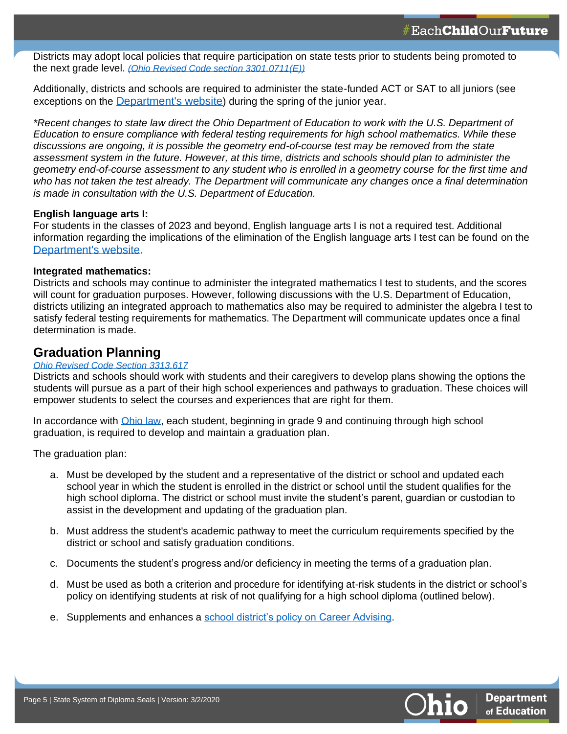Districts may adopt local policies that require participation on state tests prior to students being promoted to the next grade level. *(Ohio Revised Code section 3301.0711(E))*

Additionally, districts and schools are required to administer the state-funded ACT or SAT to all juniors (see exceptions on the Department's website) during the spring of the junior year.

*\*Recent changes to state law direct the Ohio Department of Education to work with the U.S. Department of Education to ensure compliance with federal testing requirements for high school mathematics. While these discussions are ongoing, it is possible the geometry end-of-course test may be removed from the state assessment system in the future. However, at this time, districts and schools should plan to administer the geometry end-of-course assessment to any student who is enrolled in a geometry course for the first time and who has not taken the test already. The Department will communicate any changes once a final determination is made in consultation with the U.S. Department of Education.*

**English language arts I:**
For students in the classes of 2023 and beyond, English language arts I is not a required test. Additional information regarding the implications of the elimination of the English language arts I test can be found on the Department's website.

**Integrated mathematics:**
Districts and schools may continue to administer the integrated mathematics I test to students, and the scores will count for graduation purposes. However, following discussions with the U.S. Department of Education, districts utilizing an integrated approach to mathematics also may be required to administer the algebra I test to satisfy federal testing requirements for mathematics. The Department will communicate updates once a final determination is made.

## Graduation Planning

*Ohio Revised Code Section 3313.617*

Districts and schools should work with students and their caregivers to develop plans showing the options the students will pursue as a part of their high school experiences and pathways to graduation. These choices will empower students to select the courses and experiences that are right for them.

In accordance with Ohio law, each student, beginning in grade 9 and continuing through high school graduation, is required to develop and maintain a graduation plan.

The graduation plan:

a. Must be developed by the student and a representative of the district or school and updated each school year in which the student is enrolled in the district or school until the student qualifies for the high school diploma. The district or school must invite the student's parent, guardian or custodian to assist in the development and updating of the graduation plan.

b. Must address the student's academic pathway to meet the curriculum requirements specified by the district or school and satisfy graduation conditions.

c. Documents the student's progress and/or deficiency in meeting the terms of a graduation plan.

d. Must be used as both a criterion and procedure for identifying at-risk students in the district or school's policy on identifying students at risk of not qualifying for a high school diploma (outlined below).

e. Supplements and enhances a school district's policy on Career Advising.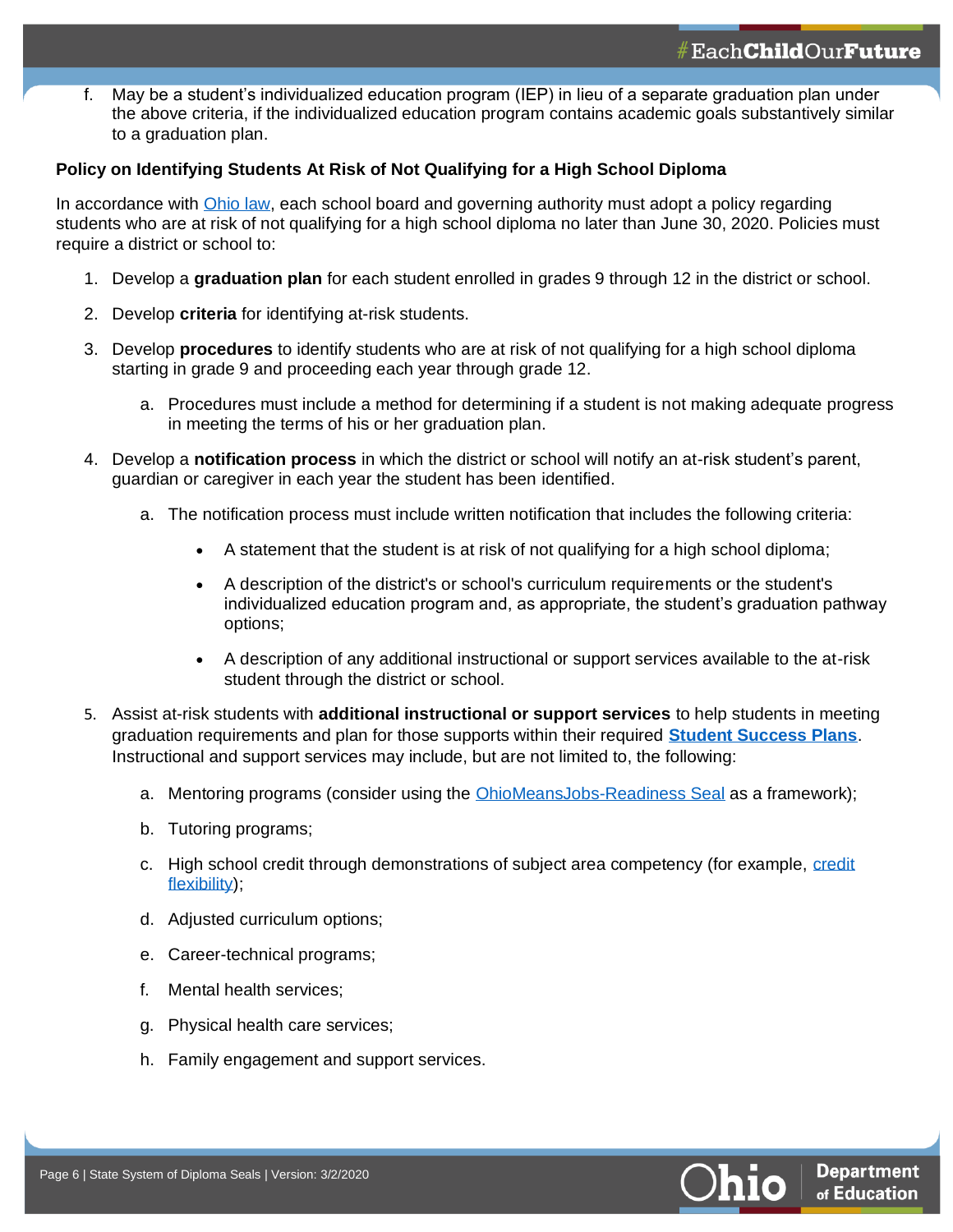f. May be a student's individualized education program (IEP) in lieu of a separate graduation plan under the above criteria, if the individualized education program contains academic goals substantively similar to a graduation plan.

**Policy on Identifying Students At Risk of Not Qualifying for a High School Diploma**

In accordance with Ohio law, each school board and governing authority must adopt a policy regarding students who are at risk of not qualifying for a high school diploma no later than June 30, 2020. Policies must require a district or school to:

1. Develop a **graduation plan** for each student enrolled in grades 9 through 12 in the district or school.
2. Develop **criteria** for identifying at-risk students.
3. Develop **procedures** to identify students who are at risk of not qualifying for a high school diploma starting in grade 9 and proceeding each year through grade 12.
   a. Procedures must include a method for determining if a student is not making adequate progress in meeting the terms of his or her graduation plan.
4. Develop a **notification process** in which the district or school will notify an at-risk student's parent, guardian or caregiver in each year the student has been identified.
   a. The notification process must include written notification that includes the following criteria:
      - A statement that the student is at risk of not qualifying for a high school diploma;
      - A description of the district's or school's curriculum requirements or the student's individualized education program and, as appropriate, the student's graduation pathway options;
      - A description of any additional instructional or support services available to the at-risk student through the district or school.
5. Assist at-risk students with **additional instructional or support services** to help students in meeting graduation requirements and plan for those supports within their required **Student Success Plans**. Instructional and support services may include, but are not limited to, the following:
   a. Mentoring programs (consider using the OhioMeansJobs-Readiness Seal as a framework);
   b. Tutoring programs;
   c. High school credit through demonstrations of subject area competency (for example, credit flexibility);
   d. Adjusted curriculum options;
   e. Career-technical programs;
   f. Mental health services;
   g. Physical health care services;
   h. Family engagement and support services.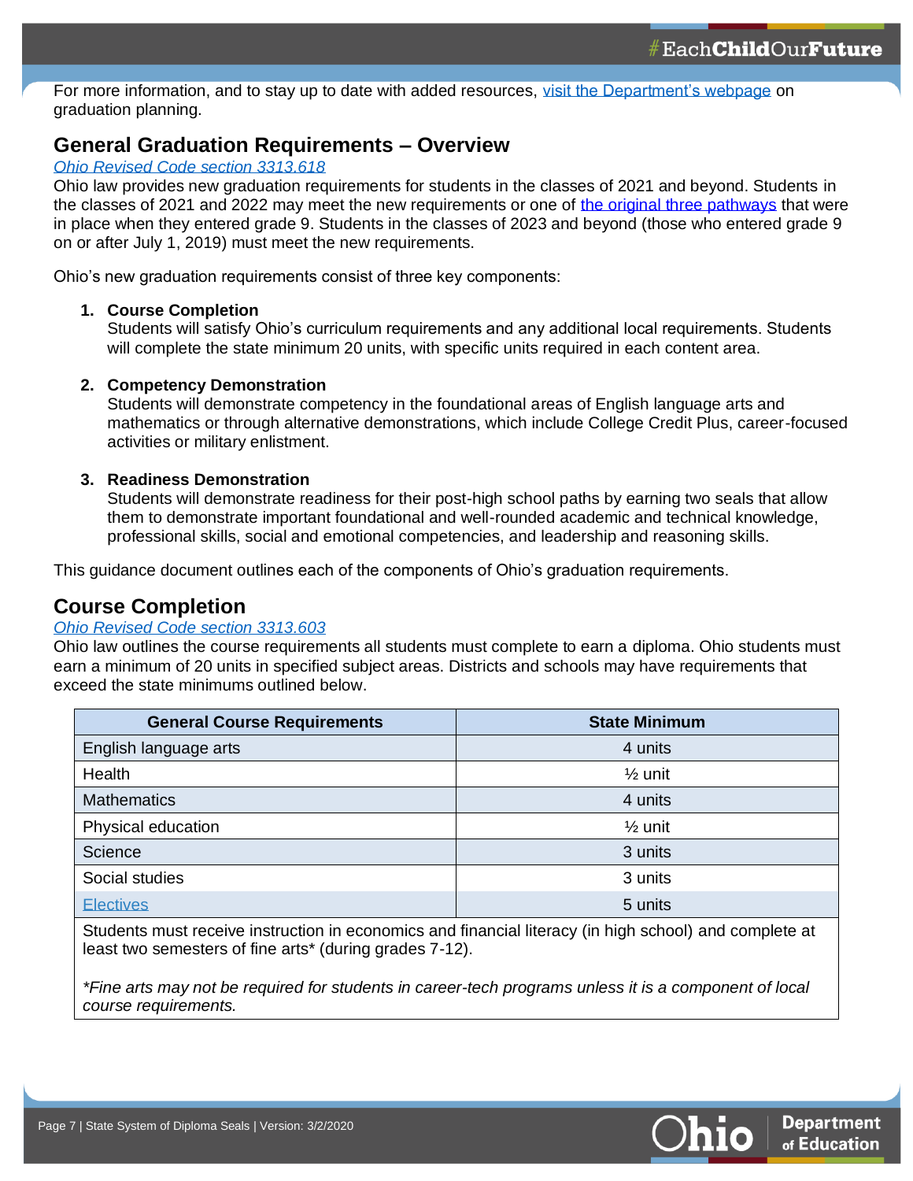For more information, and to stay up to date with added resources, [visit the Department's webpage](#) on graduation planning.

## General Graduation Requirements – Overview

*[Ohio Revised Code section 3313.618](#)*

Ohio law provides new graduation requirements for students in the classes of 2021 and beyond. Students in the classes of 2021 and 2022 may meet the new requirements or one of [the original three pathways](#) that were in place when they entered grade 9. Students in the classes of 2023 and beyond (those who entered grade 9 on or after July 1, 2019) must meet the new requirements.

Ohio's new graduation requirements consist of three key components:

1. **Course Completion**
   Students will satisfy Ohio's curriculum requirements and any additional local requirements. Students will complete the state minimum 20 units, with specific units required in each content area.

2. **Competency Demonstration**
   Students will demonstrate competency in the foundational areas of English language arts and mathematics or through alternative demonstrations, which include College Credit Plus, career-focused activities or military enlistment.

3. **Readiness Demonstration**
   Students will demonstrate readiness for their post-high school paths by earning two seals that allow them to demonstrate important foundational and well-rounded academic and technical knowledge, professional skills, social and emotional competencies, and leadership and reasoning skills.

This guidance document outlines each of the components of Ohio's graduation requirements.

## Course Completion

*[Ohio Revised Code section 3313.603](#)*

Ohio law outlines the course requirements all students must complete to earn a diploma. Ohio students must earn a minimum of 20 units in specified subject areas. Districts and schools may have requirements that exceed the state minimums outlined below.

| General Course Requirements | State Minimum |
|---|---|
| English language arts | 4 units |
| Health | ½ unit |
| Mathematics | 4 units |
| Physical education | ½ unit |
| Science | 3 units |
| Social studies | 3 units |
| [Electives](#) | 5 units |
| Students must receive instruction in economics and financial literacy (in high school) and complete at least two semesters of fine arts* (during grades 7-12). *\*Fine arts may not be required for students in career-tech programs unless it is a component of local course requirements.* | |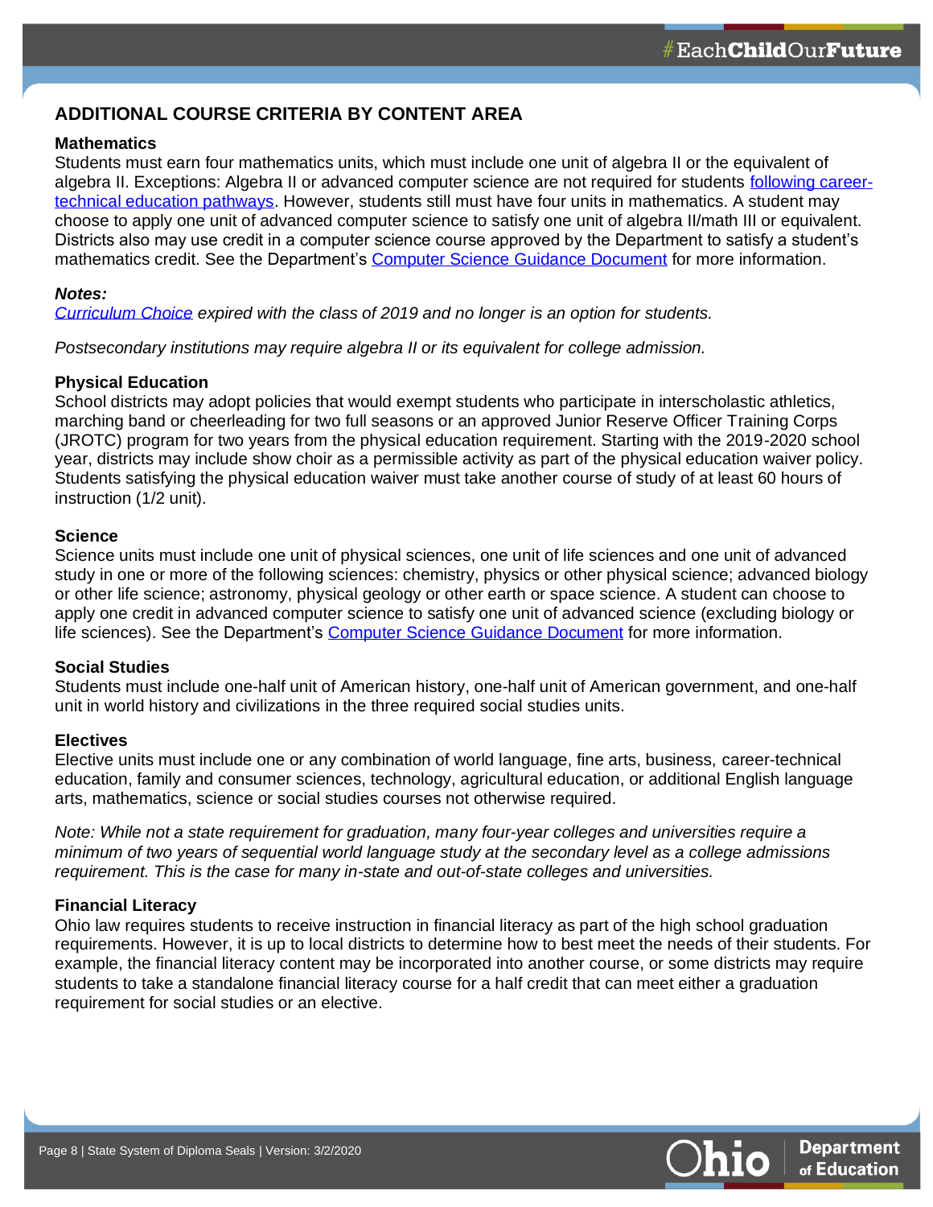## ADDITIONAL COURSE CRITERIA BY CONTENT AREA

### Mathematics

Students must earn four mathematics units, which must include one unit of algebra II or the equivalent of algebra II. Exceptions: Algebra II or advanced computer science are not required for students following career-technical education pathways. However, students still must have four units in mathematics. A student may choose to apply one unit of advanced computer science to satisfy one unit of algebra II/math III or equivalent. Districts also may use credit in a computer science course approved by the Department to satisfy a student's mathematics credit. See the Department's Computer Science Guidance Document for more information.

***Notes:***

*Curriculum Choice expired with the class of 2019 and no longer is an option for students.*

*Postsecondary institutions may require algebra II or its equivalent for college admission.*

### Physical Education

School districts may adopt policies that would exempt students who participate in interscholastic athletics, marching band or cheerleading for two full seasons or an approved Junior Reserve Officer Training Corps (JROTC) program for two years from the physical education requirement. Starting with the 2019-2020 school year, districts may include show choir as a permissible activity as part of the physical education waiver policy. Students satisfying the physical education waiver must take another course of study of at least 60 hours of instruction (1/2 unit).

### Science

Science units must include one unit of physical sciences, one unit of life sciences and one unit of advanced study in one or more of the following sciences: chemistry, physics or other physical science; advanced biology or other life science; astronomy, physical geology or other earth or space science. A student can choose to apply one credit in advanced computer science to satisfy one unit of advanced science (excluding biology or life sciences). See the Department's Computer Science Guidance Document for more information.

### Social Studies

Students must include one-half unit of American history, one-half unit of American government, and one-half unit in world history and civilizations in the three required social studies units.

### Electives

Elective units must include one or any combination of world language, fine arts, business, career-technical education, family and consumer sciences, technology, agricultural education, or additional English language arts, mathematics, science or social studies courses not otherwise required.

*Note: While not a state requirement for graduation, many four-year colleges and universities require a minimum of two years of sequential world language study at the secondary level as a college admissions requirement. This is the case for many in-state and out-of-state colleges and universities.*

### Financial Literacy

Ohio law requires students to receive instruction in financial literacy as part of the high school graduation requirements. However, it is up to local districts to determine how to best meet the needs of their students. For example, the financial literacy content may be incorporated into another course, or some districts may require students to take a standalone financial literacy course for a half credit that can meet either a graduation requirement for social studies or an elective.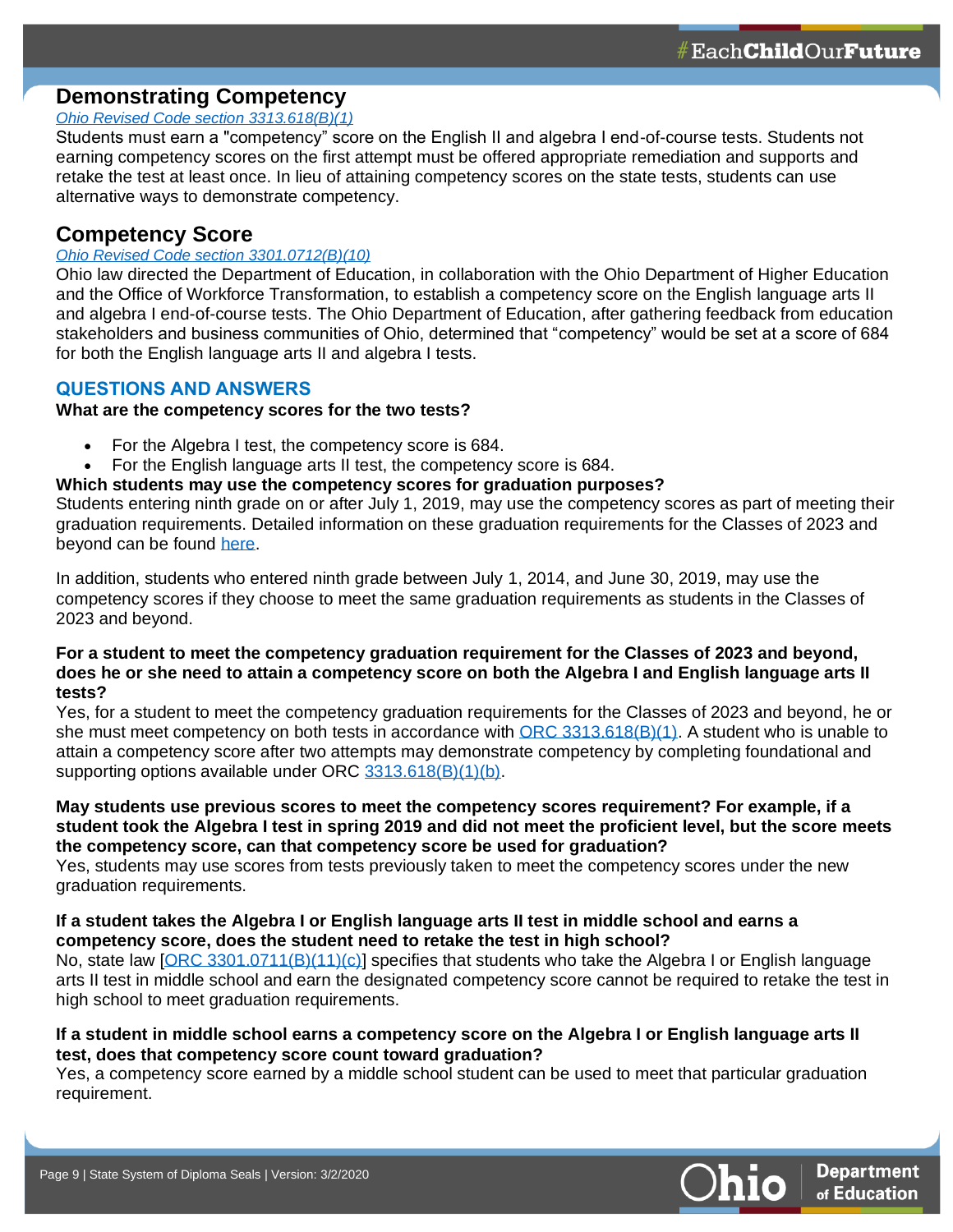## Demonstrating Competency

*Ohio Revised Code section 3313.618(B)(1)*

Students must earn a "competency" score on the English II and algebra I end-of-course tests. Students not earning competency scores on the first attempt must be offered appropriate remediation and supports and retake the test at least once. In lieu of attaining competency scores on the state tests, students can use alternative ways to demonstrate competency.

## Competency Score

*Ohio Revised Code section 3301.0712(B)(10)*

Ohio law directed the Department of Education, in collaboration with the Ohio Department of Higher Education and the Office of Workforce Transformation, to establish a competency score on the English language arts II and algebra I end-of-course tests. The Ohio Department of Education, after gathering feedback from education stakeholders and business communities of Ohio, determined that "competency" would be set at a score of 684 for both the English language arts II and algebra I tests.

### QUESTIONS AND ANSWERS

**What are the competency scores for the two tests?**

- For the Algebra I test, the competency score is 684.
- For the English language arts II test, the competency score is 684.

**Which students may use the competency scores for graduation purposes?**

Students entering ninth grade on or after July 1, 2019, may use the competency scores as part of meeting their graduation requirements. Detailed information on these graduation requirements for the Classes of 2023 and beyond can be found here.

In addition, students who entered ninth grade between July 1, 2014, and June 30, 2019, may use the competency scores if they choose to meet the same graduation requirements as students in the Classes of 2023 and beyond.

**For a student to meet the competency graduation requirement for the Classes of 2023 and beyond, does he or she need to attain a competency score on both the Algebra I and English language arts II tests?**

Yes, for a student to meet the competency graduation requirements for the Classes of 2023 and beyond, he or she must meet competency on both tests in accordance with ORC 3313.618(B)(1). A student who is unable to attain a competency score after two attempts may demonstrate competency by completing foundational and supporting options available under ORC 3313.618(B)(1)(b).

**May students use previous scores to meet the competency scores requirement? For example, if a student took the Algebra I test in spring 2019 and did not meet the proficient level, but the score meets the competency score, can that competency score be used for graduation?**

Yes, students may use scores from tests previously taken to meet the competency scores under the new graduation requirements.

**If a student takes the Algebra I or English language arts II test in middle school and earns a competency score, does the student need to retake the test in high school?**

No, state law [ORC 3301.0711(B)(11)(c)] specifies that students who take the Algebra I or English language arts II test in middle school and earn the designated competency score cannot be required to retake the test in high school to meet graduation requirements.

**If a student in middle school earns a competency score on the Algebra I or English language arts II test, does that competency score count toward graduation?**

Yes, a competency score earned by a middle school student can be used to meet that particular graduation requirement.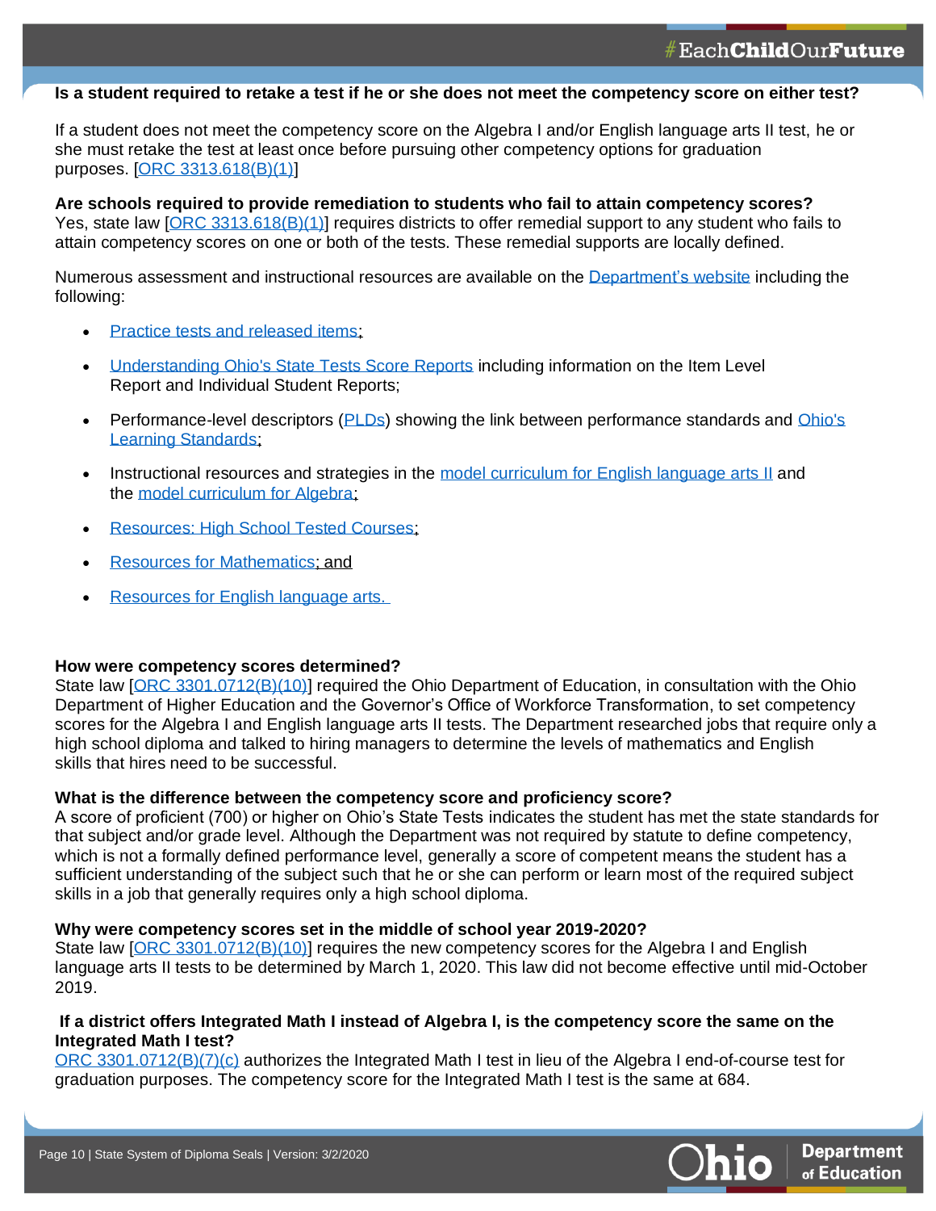**Is a student required to retake a test if he or she does not meet the competency score on either test?**

If a student does not meet the competency score on the Algebra I and/or English language arts II test, he or she must retake the test at least once before pursuing other competency options for graduation purposes. [ORC 3313.618(B)(1)]

**Are schools required to provide remediation to students who fail to attain competency scores?**

Yes, state law [ORC 3313.618(B)(1)] requires districts to offer remedial support to any student who fails to attain competency scores on one or both of the tests. These remedial supports are locally defined.

Numerous assessment and instructional resources are available on the Department's website including the following:

- Practice tests and released items;
- Understanding Ohio's State Tests Score Reports including information on the Item Level Report and Individual Student Reports;
- Performance-level descriptors (PLDs) showing the link between performance standards and Ohio's Learning Standards;
- Instructional resources and strategies in the model curriculum for English language arts II and the model curriculum for Algebra;
- Resources: High School Tested Courses;
- Resources for Mathematics; and
- Resources for English language arts.

**How were competency scores determined?**

State law [ORC 3301.0712(B)(10)] required the Ohio Department of Education, in consultation with the Ohio Department of Higher Education and the Governor's Office of Workforce Transformation, to set competency scores for the Algebra I and English language arts II tests. The Department researched jobs that require only a high school diploma and talked to hiring managers to determine the levels of mathematics and English skills that hires need to be successful.

**What is the difference between the competency score and proficiency score?**

A score of proficient (700) or higher on Ohio's State Tests indicates the student has met the state standards for that subject and/or grade level. Although the Department was not required by statute to define competency, which is not a formally defined performance level, generally a score of competent means the student has a sufficient understanding of the subject such that he or she can perform or learn most of the required subject skills in a job that generally requires only a high school diploma.

**Why were competency scores set in the middle of school year 2019-2020?**

State law [ORC 3301.0712(B)(10)] requires the new competency scores for the Algebra I and English language arts II tests to be determined by March 1, 2020. This law did not become effective until mid-October 2019.

**If a district offers Integrated Math I instead of Algebra I, is the competency score the same on the Integrated Math I test?**

ORC 3301.0712(B)(7)(c) authorizes the Integrated Math I test in lieu of the Algebra I end-of-course test for graduation purposes. The competency score for the Integrated Math I test is the same at 684.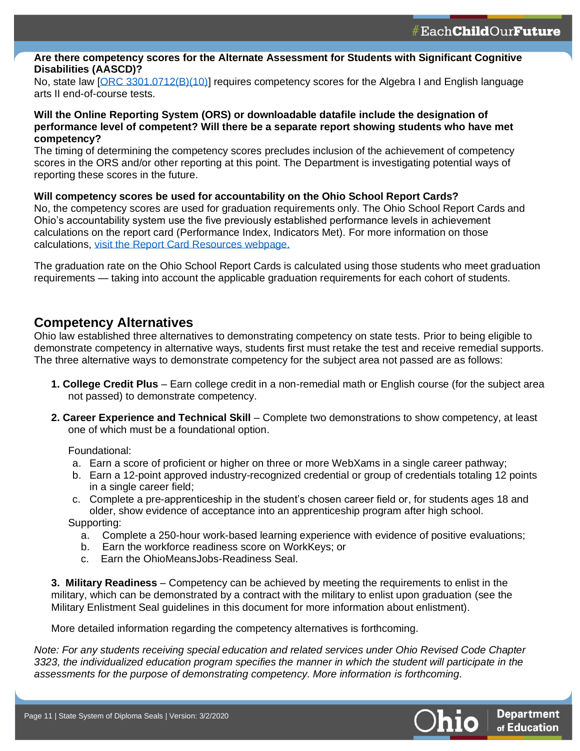**Are there competency scores for the Alternate Assessment for Students with Significant Cognitive Disabilities (AASCD)?**

No, state law [ORC 3301.0712(B)(10)] requires competency scores for the Algebra I and English language arts II end-of-course tests.

**Will the Online Reporting System (ORS) or downloadable datafile include the designation of performance level of competent? Will there be a separate report showing students who have met competency?**

The timing of determining the competency scores precludes inclusion of the achievement of competency scores in the ORS and/or other reporting at this point. The Department is investigating potential ways of reporting these scores in the future.

**Will competency scores be used for accountability on the Ohio School Report Cards?**

No, the competency scores are used for graduation requirements only. The Ohio School Report Cards and Ohio's accountability system use the five previously established performance levels in achievement calculations on the report card (Performance Index, Indicators Met). For more information on those calculations, visit the Report Card Resources webpage.

The graduation rate on the Ohio School Report Cards is calculated using those students who meet graduation requirements — taking into account the applicable graduation requirements for each cohort of students.

## Competency Alternatives

Ohio law established three alternatives to demonstrating competency on state tests. Prior to being eligible to demonstrate competency in alternative ways, students first must retake the test and receive remedial supports. The three alternative ways to demonstrate competency for the subject area not passed are as follows:

1. **College Credit Plus** – Earn college credit in a non-remedial math or English course (for the subject area not passed) to demonstrate competency.
2. **Career Experience and Technical Skill** – Complete two demonstrations to show competency, at least one of which must be a foundational option.

   Foundational:
   a. Earn a score of proficient or higher on three or more WebXams in a single career pathway;
   b. Earn a 12-point approved industry-recognized credential or group of credentials totaling 12 points in a single career field;
   c. Complete a pre-apprenticeship in the student's chosen career field or, for students ages 18 and older, show evidence of acceptance into an apprenticeship program after high school.

   Supporting:
   a. Complete a 250-hour work-based learning experience with evidence of positive evaluations;
   b. Earn the workforce readiness score on WorkKeys; or
   c. Earn the OhioMeansJobs-Readiness Seal.

3. **Military Readiness** – Competency can be achieved by meeting the requirements to enlist in the military, which can be demonstrated by a contract with the military to enlist upon graduation (see the Military Enlistment Seal guidelines in this document for more information about enlistment).

More detailed information regarding the competency alternatives is forthcoming.

*Note: For any students receiving special education and related services under Ohio Revised Code Chapter 3323, the individualized education program specifies the manner in which the student will participate in the assessments for the purpose of demonstrating competency. More information is forthcoming.*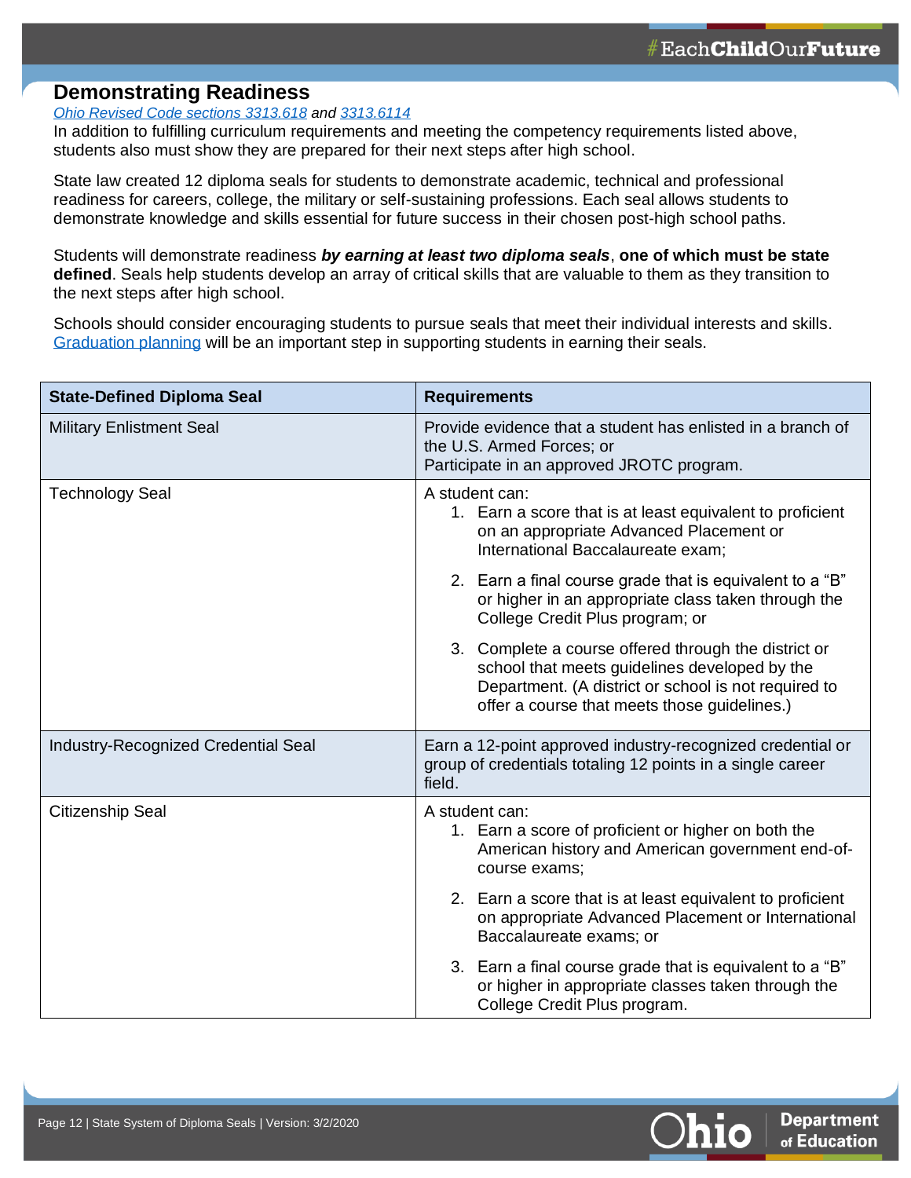## Demonstrating Readiness

*Ohio Revised Code sections 3313.618 and 3313.6114*

In addition to fulfilling curriculum requirements and meeting the competency requirements listed above, students also must show they are prepared for their next steps after high school.

State law created 12 diploma seals for students to demonstrate academic, technical and professional readiness for careers, college, the military or self-sustaining professions. Each seal allows students to demonstrate knowledge and skills essential for future success in their chosen post-high school paths.

Students will demonstrate readiness ***by earning at least two diploma seals***, **one of which must be state defined**. Seals help students develop an array of critical skills that are valuable to them as they transition to the next steps after high school.

Schools should consider encouraging students to pursue seals that meet their individual interests and skills. Graduation planning will be an important step in supporting students in earning their seals.

| State-Defined Diploma Seal | Requirements |
| --- | --- |
| Military Enlistment Seal | Provide evidence that a student has enlisted in a branch of the U.S. Armed Forces; or<br>Participate in an approved JROTC program. |
| Technology Seal | A student can:<br>1. Earn a score that is at least equivalent to proficient on an appropriate Advanced Placement or International Baccalaureate exam;<br>2. Earn a final course grade that is equivalent to a "B" or higher in an appropriate class taken through the College Credit Plus program; or<br>3. Complete a course offered through the district or school that meets guidelines developed by the Department. (A district or school is not required to offer a course that meets those guidelines.) |
| Industry-Recognized Credential Seal | Earn a 12-point approved industry-recognized credential or group of credentials totaling 12 points in a single career field. |
| Citizenship Seal | A student can:<br>1. Earn a score of proficient or higher on both the American history and American government end-of-course exams;<br>2. Earn a score that is at least equivalent to proficient on appropriate Advanced Placement or International Baccalaureate exams; or<br>3. Earn a final course grade that is equivalent to a "B" or higher in appropriate classes taken through the College Credit Plus program. |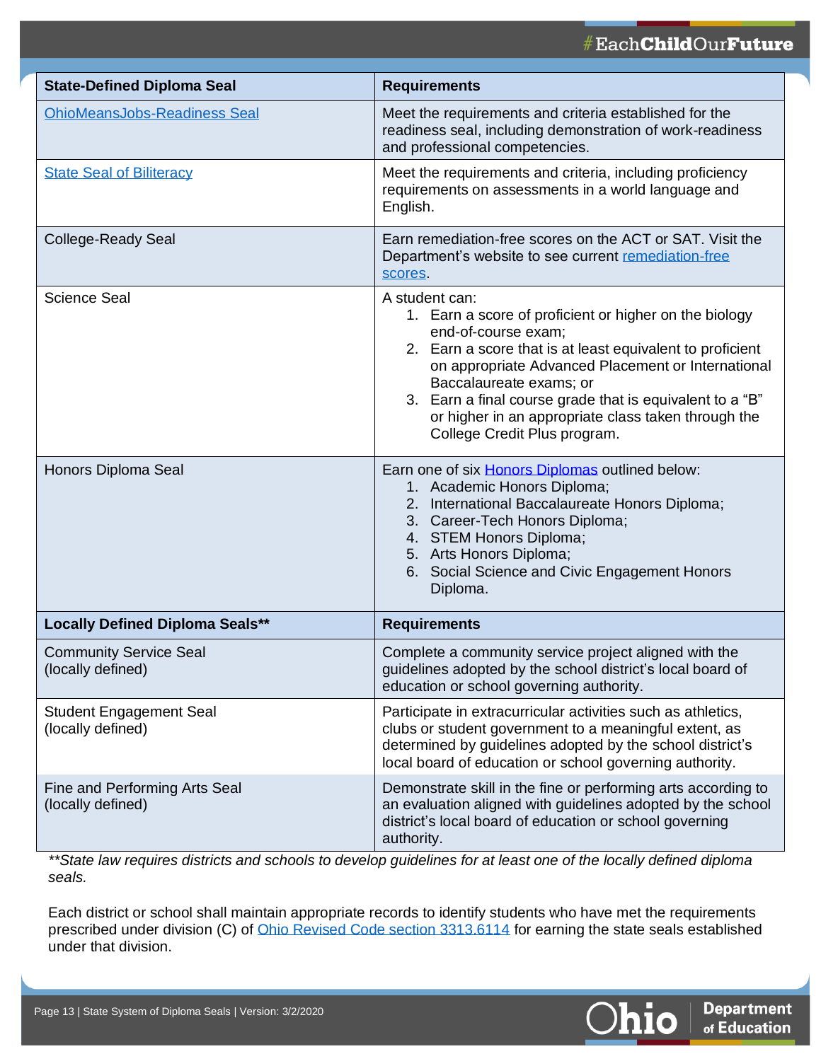| State-Defined Diploma Seal | Requirements |
|---|---|
| OhioMeansJobs-Readiness Seal | Meet the requirements and criteria established for the readiness seal, including demonstration of work-readiness and professional competencies. |
| State Seal of Biliteracy | Meet the requirements and criteria, including proficiency requirements on assessments in a world language and English. |
| College-Ready Seal | Earn remediation-free scores on the ACT or SAT. Visit the Department's website to see current remediation-free scores. |
| Science Seal | A student can:<br>1. Earn a score of proficient or higher on the biology end-of-course exam;<br>2. Earn a score that is at least equivalent to proficient on appropriate Advanced Placement or International Baccalaureate exams; or<br>3. Earn a final course grade that is equivalent to a "B" or higher in an appropriate class taken through the College Credit Plus program. |
| Honors Diploma Seal | Earn one of six Honors Diplomas outlined below:<br>1. Academic Honors Diploma;<br>2. International Baccalaureate Honors Diploma;<br>3. Career-Tech Honors Diploma;<br>4. STEM Honors Diploma;<br>5. Arts Honors Diploma;<br>6. Social Science and Civic Engagement Honors Diploma. |
| **Locally Defined Diploma Seals**** | **Requirements** |
| Community Service Seal (locally defined) | Complete a community service project aligned with the guidelines adopted by the school district's local board of education or school governing authority. |
| Student Engagement Seal (locally defined) | Participate in extracurricular activities such as athletics, clubs or student government to a meaningful extent, as determined by guidelines adopted by the school district's local board of education or school governing authority. |
| Fine and Performing Arts Seal (locally defined) | Demonstrate skill in the fine or performing arts according to an evaluation aligned with guidelines adopted by the school district's local board of education or school governing authority. |

*\*\*State law requires districts and schools to develop guidelines for at least one of the locally defined diploma seals.*

Each district or school shall maintain appropriate records to identify students who have met the requirements prescribed under division (C) of Ohio Revised Code section 3313.6114 for earning the state seals established under that division.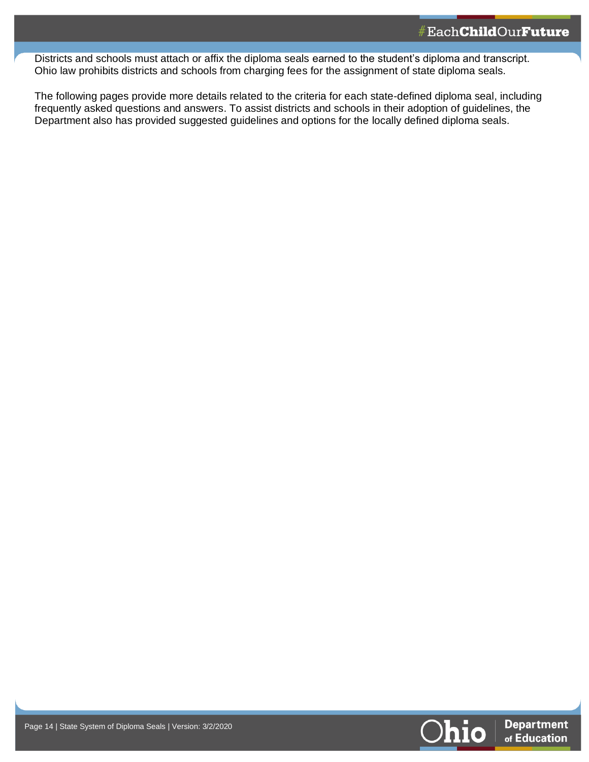Districts and schools must attach or affix the diploma seals earned to the student's diploma and transcript. Ohio law prohibits districts and schools from charging fees for the assignment of state diploma seals.

The following pages provide more details related to the criteria for each state-defined diploma seal, including frequently asked questions and answers. To assist districts and schools in their adoption of guidelines, the Department also has provided suggested guidelines and options for the locally defined diploma seals.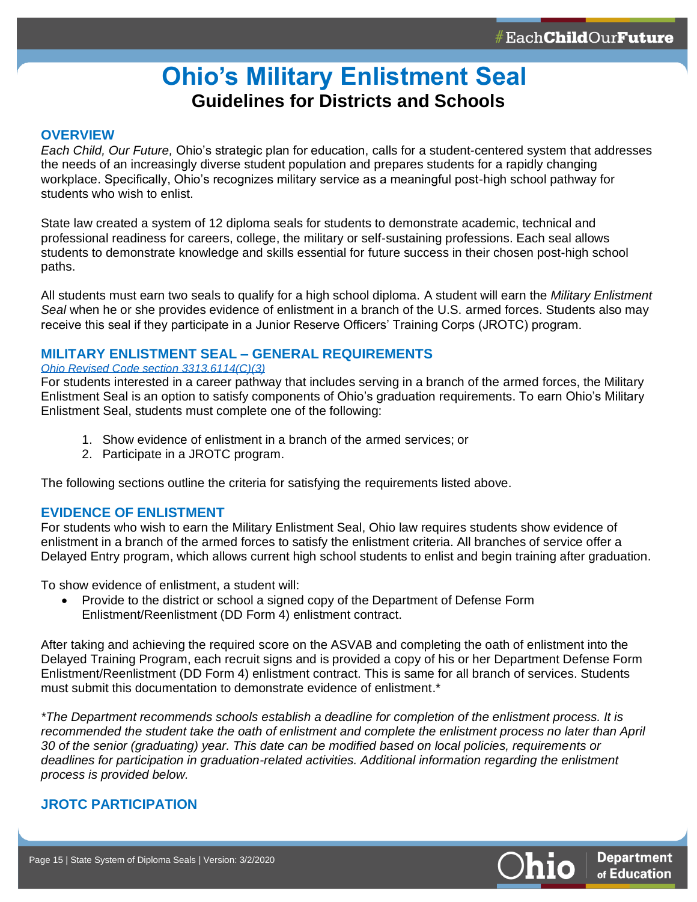# Ohio's Military Enlistment Seal

## Guidelines for Districts and Schools

### OVERVIEW

*Each Child, Our Future,* Ohio's strategic plan for education, calls for a student-centered system that addresses the needs of an increasingly diverse student population and prepares students for a rapidly changing workplace. Specifically, Ohio's recognizes military service as a meaningful post-high school pathway for students who wish to enlist.

State law created a system of 12 diploma seals for students to demonstrate academic, technical and professional readiness for careers, college, the military or self-sustaining professions. Each seal allows students to demonstrate knowledge and skills essential for future success in their chosen post-high school paths.

All students must earn two seals to qualify for a high school diploma. A student will earn the *Military Enlistment Seal* when he or she provides evidence of enlistment in a branch of the U.S. armed forces. Students also may receive this seal if they participate in a Junior Reserve Officers' Training Corps (JROTC) program.

### MILITARY ENLISTMENT SEAL – GENERAL REQUIREMENTS

*Ohio Revised Code section 3313.6114(C)(3)*

For students interested in a career pathway that includes serving in a branch of the armed forces, the Military Enlistment Seal is an option to satisfy components of Ohio's graduation requirements. To earn Ohio's Military Enlistment Seal, students must complete one of the following:

1. Show evidence of enlistment in a branch of the armed services; or
2. Participate in a JROTC program.

The following sections outline the criteria for satisfying the requirements listed above.

### EVIDENCE OF ENLISTMENT

For students who wish to earn the Military Enlistment Seal, Ohio law requires students show evidence of enlistment in a branch of the armed forces to satisfy the enlistment criteria. All branches of service offer a Delayed Entry program, which allows current high school students to enlist and begin training after graduation.

To show evidence of enlistment, a student will:

- Provide to the district or school a signed copy of the Department of Defense Form Enlistment/Reenlistment (DD Form 4) enlistment contract.

After taking and achieving the required score on the ASVAB and completing the oath of enlistment into the Delayed Training Program, each recruit signs and is provided a copy of his or her Department Defense Form Enlistment/Reenlistment (DD Form 4) enlistment contract. This is same for all branch of services. Students must submit this documentation to demonstrate evidence of enlistment.*

*\*The Department recommends schools establish a deadline for completion of the enlistment process. It is recommended the student take the oath of enlistment and complete the enlistment process no later than April 30 of the senior (graduating) year. This date can be modified based on local policies, requirements or deadlines for participation in graduation-related activities. Additional information regarding the enlistment process is provided below.*

### JROTC PARTICIPATION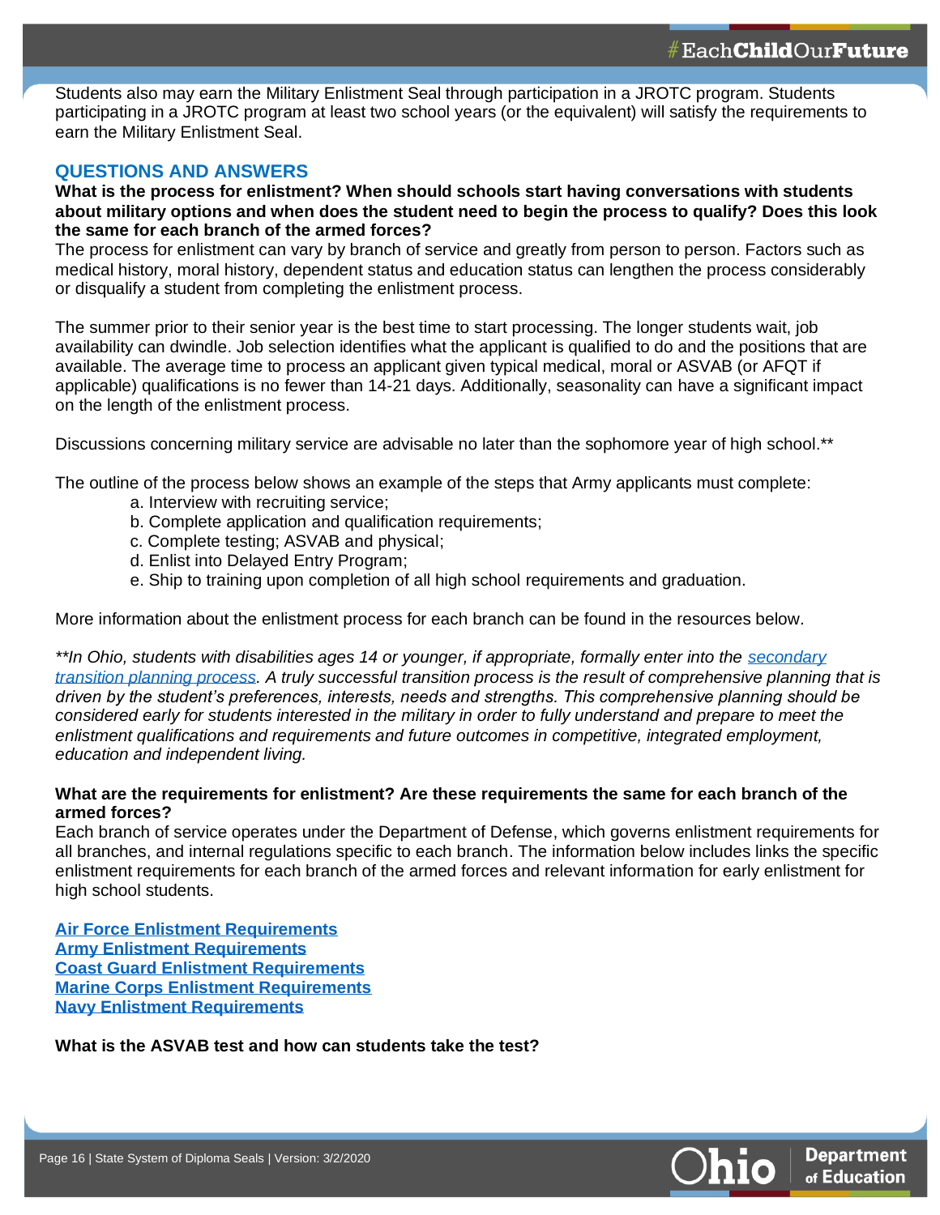Students also may earn the Military Enlistment Seal through participation in a JROTC program. Students participating in a JROTC program at least two school years (or the equivalent) will satisfy the requirements to earn the Military Enlistment Seal.

## QUESTIONS AND ANSWERS

**What is the process for enlistment? When should schools start having conversations with students about military options and when does the student need to begin the process to qualify? Does this look the same for each branch of the armed forces?**

The process for enlistment can vary by branch of service and greatly from person to person. Factors such as medical history, moral history, dependent status and education status can lengthen the process considerably or disqualify a student from completing the enlistment process.

The summer prior to their senior year is the best time to start processing. The longer students wait, job availability can dwindle. Job selection identifies what the applicant is qualified to do and the positions that are available. The average time to process an applicant given typical medical, moral or ASVAB (or AFQT if applicable) qualifications is no fewer than 14-21 days. Additionally, seasonality can have a significant impact on the length of the enlistment process.

Discussions concerning military service are advisable no later than the sophomore year of high school.**

The outline of the process below shows an example of the steps that Army applicants must complete:

a. Interview with recruiting service;
b. Complete application and qualification requirements;
c. Complete testing; ASVAB and physical;
d. Enlist into Delayed Entry Program;
e. Ship to training upon completion of all high school requirements and graduation.

More information about the enlistment process for each branch can be found in the resources below.

*\*\*In Ohio, students with disabilities ages 14 or younger, if appropriate, formally enter into the secondary transition planning process. A truly successful transition process is the result of comprehensive planning that is driven by the student's preferences, interests, needs and strengths. This comprehensive planning should be considered early for students interested in the military in order to fully understand and prepare to meet the enlistment qualifications and requirements and future outcomes in competitive, integrated employment, education and independent living.*

**What are the requirements for enlistment? Are these requirements the same for each branch of the armed forces?**

Each branch of service operates under the Department of Defense, which governs enlistment requirements for all branches, and internal regulations specific to each branch. The information below includes links the specific enlistment requirements for each branch of the armed forces and relevant information for early enlistment for high school students.

**Air Force Enlistment Requirements**
**Army Enlistment Requirements**
**Coast Guard Enlistment Requirements**
**Marine Corps Enlistment Requirements**
**Navy Enlistment Requirements**

**What is the ASVAB test and how can students take the test?**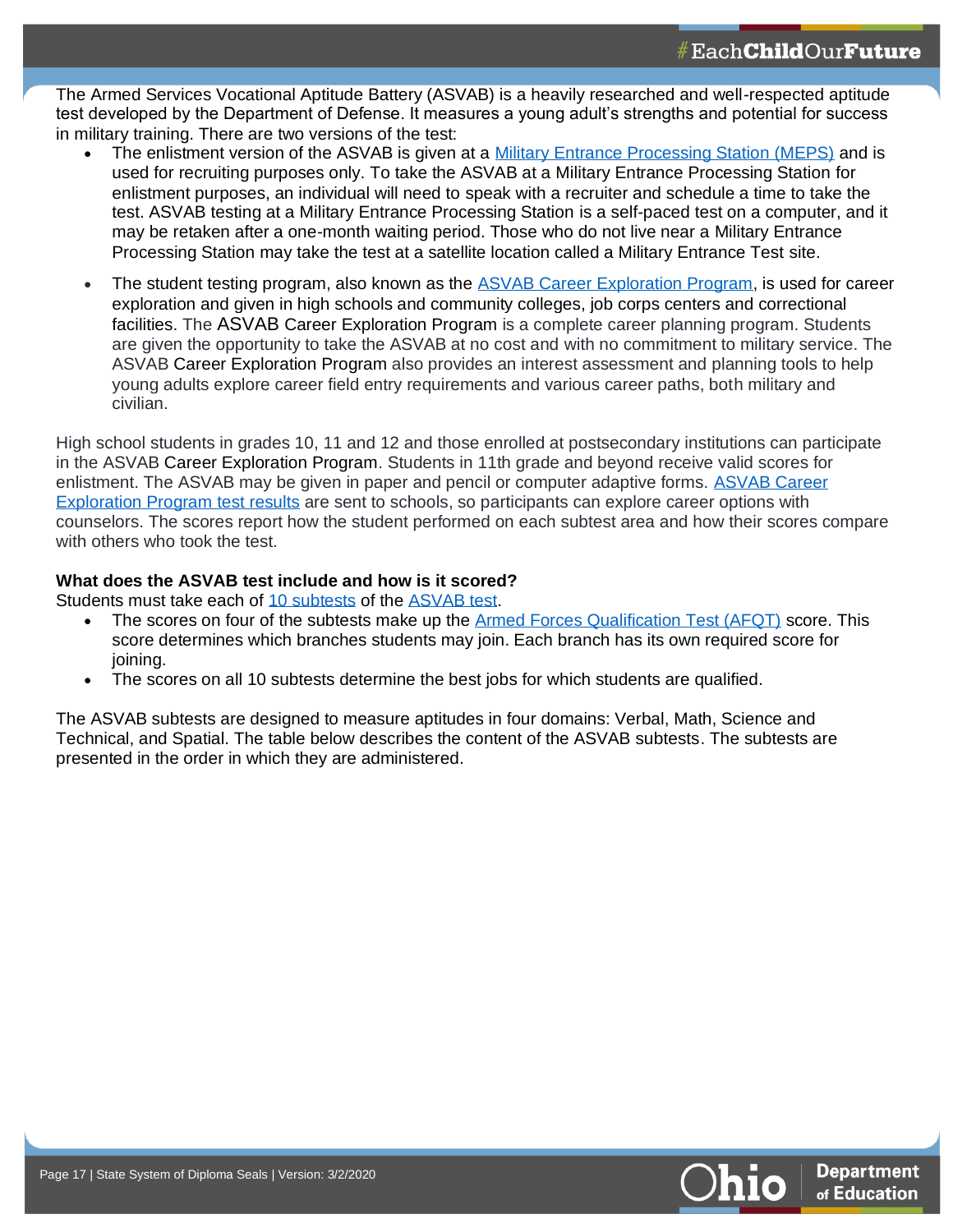The Armed Services Vocational Aptitude Battery (ASVAB) is a heavily researched and well-respected aptitude test developed by the Department of Defense. It measures a young adult's strengths and potential for success in military training. There are two versions of the test:

- The enlistment version of the ASVAB is given at a Military Entrance Processing Station (MEPS) and is used for recruiting purposes only. To take the ASVAB at a Military Entrance Processing Station for enlistment purposes, an individual will need to speak with a recruiter and schedule a time to take the test. ASVAB testing at a Military Entrance Processing Station is a self-paced test on a computer, and it may be retaken after a one-month waiting period. Those who do not live near a Military Entrance Processing Station may take the test at a satellite location called a Military Entrance Test site.

- The student testing program, also known as the ASVAB Career Exploration Program, is used for career exploration and given in high schools and community colleges, job corps centers and correctional facilities. The ASVAB Career Exploration Program is a complete career planning program. Students are given the opportunity to take the ASVAB at no cost and with no commitment to military service. The ASVAB Career Exploration Program also provides an interest assessment and planning tools to help young adults explore career field entry requirements and various career paths, both military and civilian.

High school students in grades 10, 11 and 12 and those enrolled at postsecondary institutions can participate in the ASVAB Career Exploration Program. Students in 11th grade and beyond receive valid scores for enlistment. The ASVAB may be given in paper and pencil or computer adaptive forms. ASVAB Career Exploration Program test results are sent to schools, so participants can explore career options with counselors. The scores report how the student performed on each subtest area and how their scores compare with others who took the test.

**What does the ASVAB test include and how is it scored?**
Students must take each of 10 subtests of the ASVAB test.

- The scores on four of the subtests make up the Armed Forces Qualification Test (AFQT) score. This score determines which branches students may join. Each branch has its own required score for joining.
- The scores on all 10 subtests determine the best jobs for which students are qualified.

The ASVAB subtests are designed to measure aptitudes in four domains: Verbal, Math, Science and Technical, and Spatial. The table below describes the content of the ASVAB subtests. The subtests are presented in the order in which they are administered.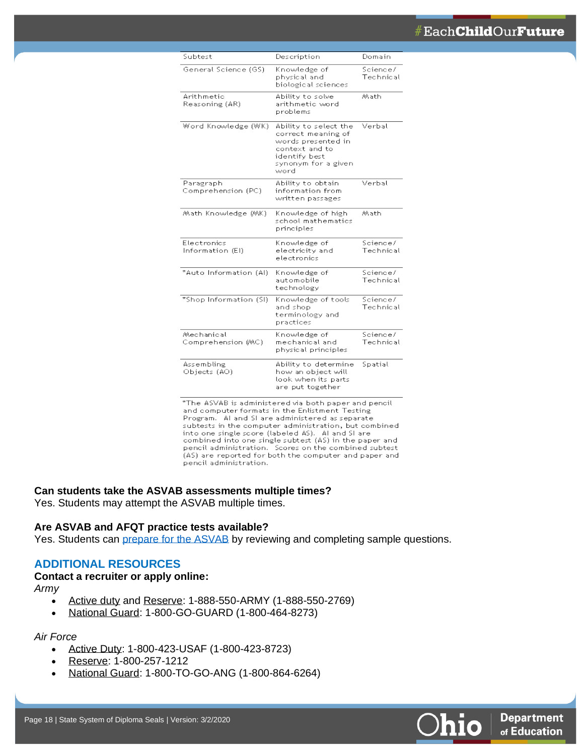| Subtest | Description | Domain |
|---|---|---|
| General Science (GS) | Knowledge of physical and biological sciences | Science/ Technical |
| Arithmetic Reasoning (AR) | Ability to solve arithmetic word problems | Math |
| Word Knowledge (WK) | Ability to select the correct meaning of words presented in context and to identify best synonym for a given word | Verbal |
| Paragraph Comprehension (PC) | Ability to obtain information from written passages | Verbal |
| Math Knowledge (MK) | Knowledge of high school mathematics principles | Math |
| Electronics Information (EI) | Knowledge of electricity and electronics | Science/ Technical |
| *Auto Information (AI) | Knowledge of automobile technology | Science/ Technical |
| *Shop Information (SI) | Knowledge of tools and shop terminology and practices | Science/ Technical |
| Mechanical Comprehension (MC) | Knowledge of mechanical and physical principles | Science/ Technical |
| Assembling Objects (AO) | Ability to determine how an object will look when its parts are put together | Spatial |

*The ASVAB is administered via both paper and pencil and computer formats in the Enlistment Testing Program. AI and SI are administered as separate subtests in the computer administration, but combined into one single score (labeled AS). AI and SI are combined into one single subtest (AS) in the paper and pencil administration. Scores on the combined subtest (AS) are reported for both the computer and paper and pencil administration.

**Can students take the ASVAB assessments multiple times?**
Yes. Students may attempt the ASVAB multiple times.

**Are ASVAB and AFQT practice tests available?**
Yes. Students can prepare for the ASVAB by reviewing and completing sample questions.

## ADDITIONAL RESOURCES

**Contact a recruiter or apply online:**

*Army*

- Active duty and Reserve: 1-888-550-ARMY (1-888-550-2769)
- National Guard: 1-800-GO-GUARD (1-800-464-8273)

*Air Force*

- Active Duty: 1-800-423-USAF (1-800-423-8723)
- Reserve: 1-800-257-1212
- National Guard: 1-800-TO-GO-ANG (1-800-864-6264)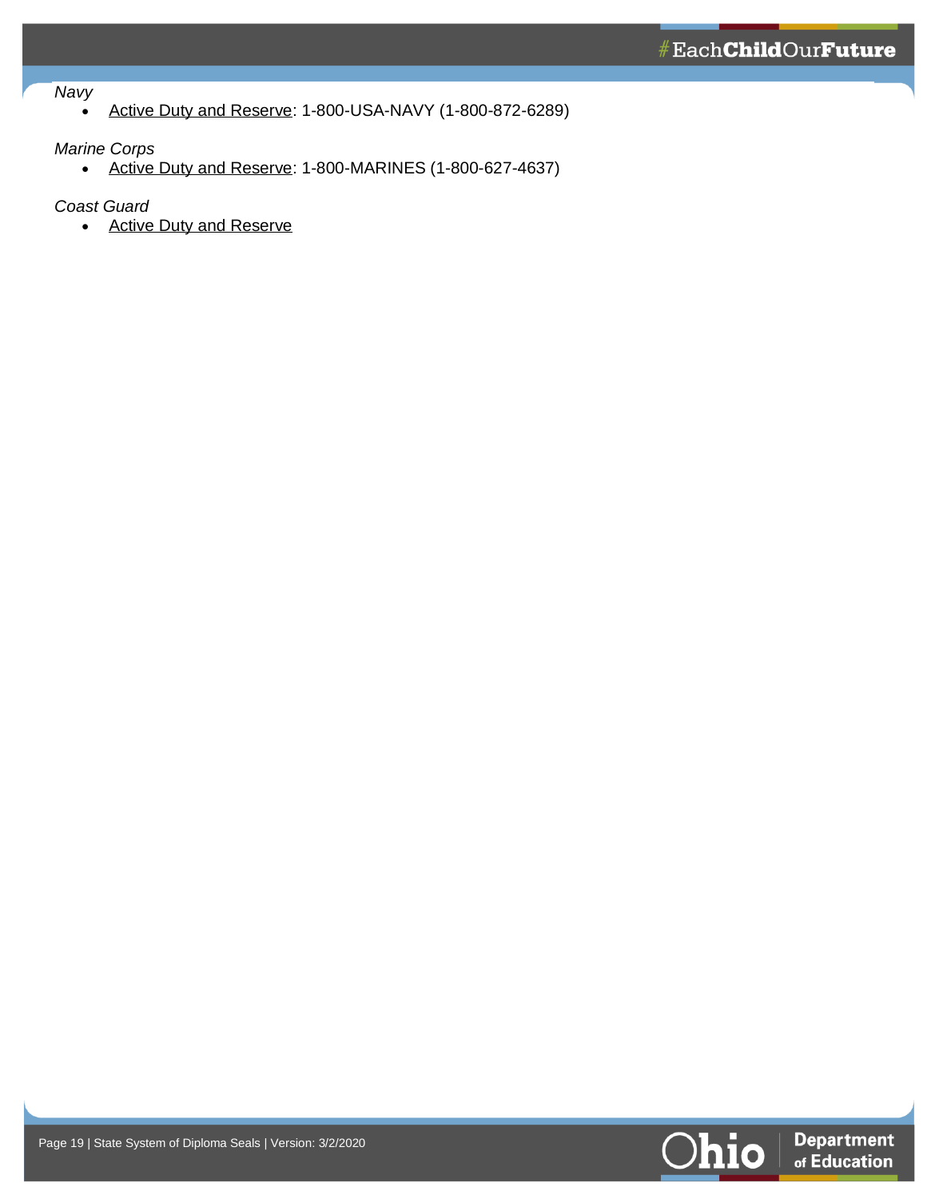*Navy*

- Active Duty and Reserve: 1-800-USA-NAVY (1-800-872-6289)

*Marine Corps*

- Active Duty and Reserve: 1-800-MARINES (1-800-627-4637)

*Coast Guard*

- Active Duty and Reserve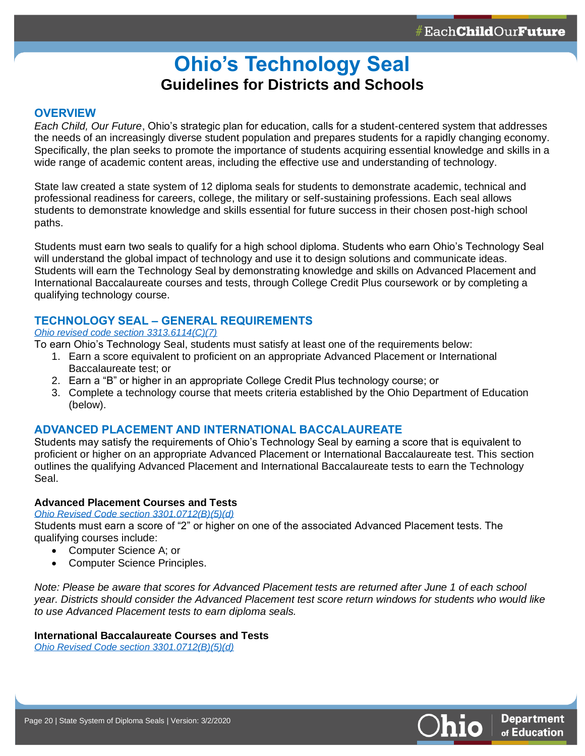# Ohio's Technology Seal

## Guidelines for Districts and Schools

### OVERVIEW

*Each Child, Our Future*, Ohio's strategic plan for education, calls for a student-centered system that addresses the needs of an increasingly diverse student population and prepares students for a rapidly changing economy. Specifically, the plan seeks to promote the importance of students acquiring essential knowledge and skills in a wide range of academic content areas, including the effective use and understanding of technology.

State law created a state system of 12 diploma seals for students to demonstrate academic, technical and professional readiness for careers, college, the military or self-sustaining professions. Each seal allows students to demonstrate knowledge and skills essential for future success in their chosen post-high school paths.

Students must earn two seals to qualify for a high school diploma. Students who earn Ohio's Technology Seal will understand the global impact of technology and use it to design solutions and communicate ideas. Students will earn the Technology Seal by demonstrating knowledge and skills on Advanced Placement and International Baccalaureate courses and tests, through College Credit Plus coursework or by completing a qualifying technology course.

### TECHNOLOGY SEAL – GENERAL REQUIREMENTS

*Ohio revised code section 3313.6114(C)(7)*

To earn Ohio's Technology Seal, students must satisfy at least one of the requirements below:

1. Earn a score equivalent to proficient on an appropriate Advanced Placement or International Baccalaureate test; or
2. Earn a "B" or higher in an appropriate College Credit Plus technology course; or
3. Complete a technology course that meets criteria established by the Ohio Department of Education (below).

### ADVANCED PLACEMENT AND INTERNATIONAL BACCALAUREATE

Students may satisfy the requirements of Ohio's Technology Seal by earning a score that is equivalent to proficient or higher on an appropriate Advanced Placement or International Baccalaureate test. This section outlines the qualifying Advanced Placement and International Baccalaureate tests to earn the Technology Seal.

**Advanced Placement Courses and Tests**

*Ohio Revised Code section 3301.0712(B)(5)(d)*

Students must earn a score of "2" or higher on one of the associated Advanced Placement tests. The qualifying courses include:

- Computer Science A; or
- Computer Science Principles.

*Note: Please be aware that scores for Advanced Placement tests are returned after June 1 of each school year. Districts should consider the Advanced Placement test score return windows for students who would like to use Advanced Placement tests to earn diploma seals.*

**International Baccalaureate Courses and Tests**

*Ohio Revised Code section 3301.0712(B)(5)(d)*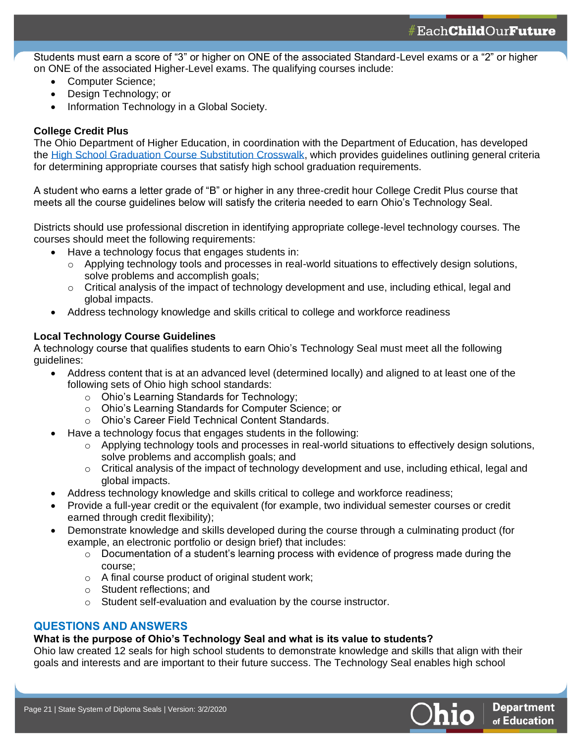Students must earn a score of "3" or higher on ONE of the associated Standard-Level exams or a "2" or higher on ONE of the associated Higher-Level exams. The qualifying courses include:

- Computer Science;
- Design Technology; or
- Information Technology in a Global Society.

**College Credit Plus**

The Ohio Department of Higher Education, in coordination with the Department of Education, has developed the [High School Graduation Course Substitution Crosswalk](), which provides guidelines outlining general criteria for determining appropriate courses that satisfy high school graduation requirements.

A student who earns a letter grade of "B" or higher in any three-credit hour College Credit Plus course that meets all the course guidelines below will satisfy the criteria needed to earn Ohio's Technology Seal.

Districts should use professional discretion in identifying appropriate college-level technology courses. The courses should meet the following requirements:

- Have a technology focus that engages students in:
    - Applying technology tools and processes in real-world situations to effectively design solutions, solve problems and accomplish goals;
    - Critical analysis of the impact of technology development and use, including ethical, legal and global impacts.
- Address technology knowledge and skills critical to college and workforce readiness

**Local Technology Course Guidelines**

A technology course that qualifies students to earn Ohio's Technology Seal must meet all the following guidelines:

- Address content that is at an advanced level (determined locally) and aligned to at least one of the following sets of Ohio high school standards:
    - Ohio's Learning Standards for Technology;
    - Ohio's Learning Standards for Computer Science; or
    - Ohio's Career Field Technical Content Standards.
- Have a technology focus that engages students in the following:
    - Applying technology tools and processes in real-world situations to effectively design solutions, solve problems and accomplish goals; and
    - Critical analysis of the impact of technology development and use, including ethical, legal and global impacts.
- Address technology knowledge and skills critical to college and workforce readiness;
- Provide a full-year credit or the equivalent (for example, two individual semester courses or credit earned through credit flexibility);
- Demonstrate knowledge and skills developed during the course through a culminating product (for example, an electronic portfolio or design brief) that includes:
    - Documentation of a student's learning process with evidence of progress made during the course;
    - A final course product of original student work;
    - Student reflections; and
    - Student self-evaluation and evaluation by the course instructor.

## QUESTIONS AND ANSWERS

**What is the purpose of Ohio's Technology Seal and what is its value to students?**

Ohio law created 12 seals for high school students to demonstrate knowledge and skills that align with their goals and interests and are important to their future success. The Technology Seal enables high school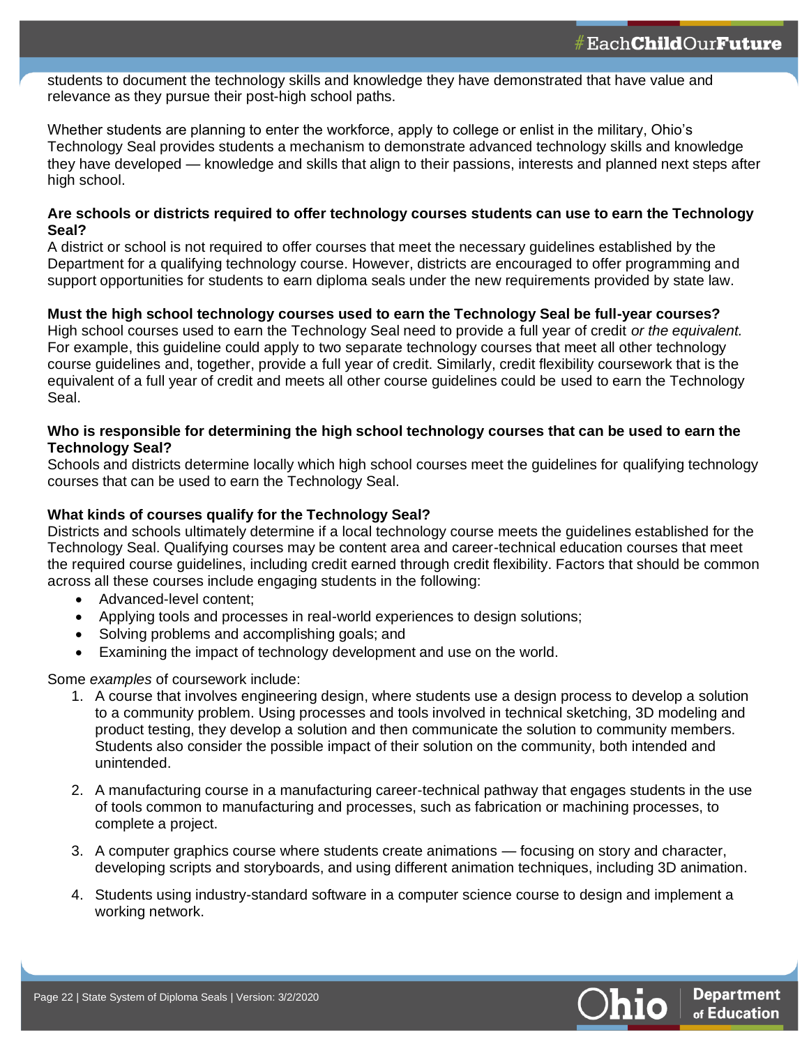students to document the technology skills and knowledge they have demonstrated that have value and relevance as they pursue their post-high school paths.

Whether students are planning to enter the workforce, apply to college or enlist in the military, Ohio's Technology Seal provides students a mechanism to demonstrate advanced technology skills and knowledge they have developed — knowledge and skills that align to their passions, interests and planned next steps after high school.

**Are schools or districts required to offer technology courses students can use to earn the Technology Seal?**

A district or school is not required to offer courses that meet the necessary guidelines established by the Department for a qualifying technology course. However, districts are encouraged to offer programming and support opportunities for students to earn diploma seals under the new requirements provided by state law.

**Must the high school technology courses used to earn the Technology Seal be full-year courses?**

High school courses used to earn the Technology Seal need to provide a full year of credit *or the equivalent.* For example, this guideline could apply to two separate technology courses that meet all other technology course guidelines and, together, provide a full year of credit. Similarly, credit flexibility coursework that is the equivalent of a full year of credit and meets all other course guidelines could be used to earn the Technology Seal.

**Who is responsible for determining the high school technology courses that can be used to earn the Technology Seal?**

Schools and districts determine locally which high school courses meet the guidelines for qualifying technology courses that can be used to earn the Technology Seal.

**What kinds of courses qualify for the Technology Seal?**

Districts and schools ultimately determine if a local technology course meets the guidelines established for the Technology Seal. Qualifying courses may be content area and career-technical education courses that meet the required course guidelines, including credit earned through credit flexibility. Factors that should be common across all these courses include engaging students in the following:

- Advanced-level content;
- Applying tools and processes in real-world experiences to design solutions;
- Solving problems and accomplishing goals; and
- Examining the impact of technology development and use on the world.

Some *examples* of coursework include:

1. A course that involves engineering design, where students use a design process to develop a solution to a community problem. Using processes and tools involved in technical sketching, 3D modeling and product testing, they develop a solution and then communicate the solution to community members. Students also consider the possible impact of their solution on the community, both intended and unintended.

2. A manufacturing course in a manufacturing career-technical pathway that engages students in the use of tools common to manufacturing and processes, such as fabrication or machining processes, to complete a project.

3. A computer graphics course where students create animations — focusing on story and character, developing scripts and storyboards, and using different animation techniques, including 3D animation.

4. Students using industry-standard software in a computer science course to design and implement a working network.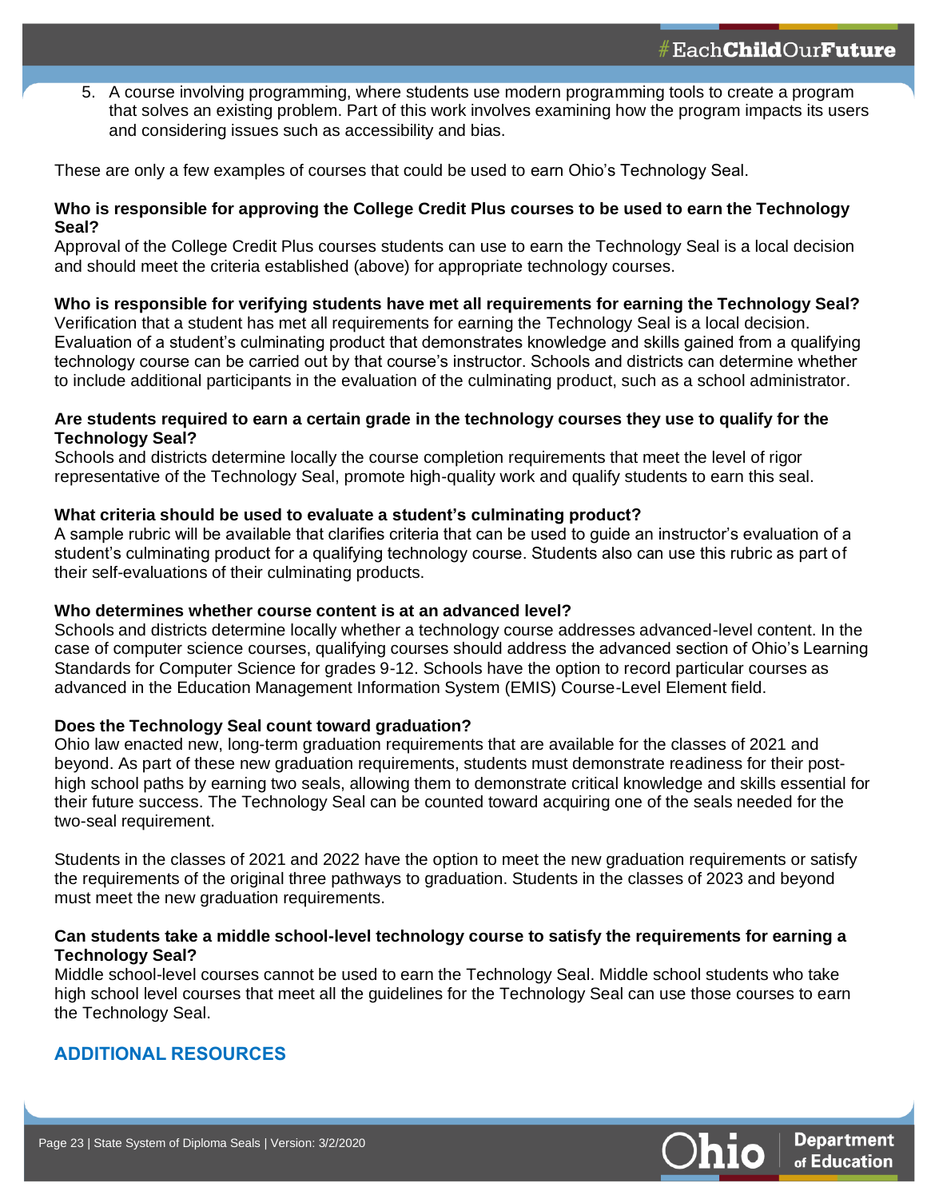5. A course involving programming, where students use modern programming tools to create a program that solves an existing problem. Part of this work involves examining how the program impacts its users and considering issues such as accessibility and bias.

These are only a few examples of courses that could be used to earn Ohio's Technology Seal.

**Who is responsible for approving the College Credit Plus courses to be used to earn the Technology Seal?**

Approval of the College Credit Plus courses students can use to earn the Technology Seal is a local decision and should meet the criteria established (above) for appropriate technology courses.

**Who is responsible for verifying students have met all requirements for earning the Technology Seal?**

Verification that a student has met all requirements for earning the Technology Seal is a local decision. Evaluation of a student's culminating product that demonstrates knowledge and skills gained from a qualifying technology course can be carried out by that course's instructor. Schools and districts can determine whether to include additional participants in the evaluation of the culminating product, such as a school administrator.

**Are students required to earn a certain grade in the technology courses they use to qualify for the Technology Seal?**

Schools and districts determine locally the course completion requirements that meet the level of rigor representative of the Technology Seal, promote high-quality work and qualify students to earn this seal.

**What criteria should be used to evaluate a student's culminating product?**

A sample rubric will be available that clarifies criteria that can be used to guide an instructor's evaluation of a student's culminating product for a qualifying technology course. Students also can use this rubric as part of their self-evaluations of their culminating products.

**Who determines whether course content is at an advanced level?**

Schools and districts determine locally whether a technology course addresses advanced-level content. In the case of computer science courses, qualifying courses should address the advanced section of Ohio's Learning Standards for Computer Science for grades 9-12. Schools have the option to record particular courses as advanced in the Education Management Information System (EMIS) Course-Level Element field.

**Does the Technology Seal count toward graduation?**

Ohio law enacted new, long-term graduation requirements that are available for the classes of 2021 and beyond. As part of these new graduation requirements, students must demonstrate readiness for their post-high school paths by earning two seals, allowing them to demonstrate critical knowledge and skills essential for their future success. The Technology Seal can be counted toward acquiring one of the seals needed for the two-seal requirement.

Students in the classes of 2021 and 2022 have the option to meet the new graduation requirements or satisfy the requirements of the original three pathways to graduation. Students in the classes of 2023 and beyond must meet the new graduation requirements.

**Can students take a middle school-level technology course to satisfy the requirements for earning a Technology Seal?**

Middle school-level courses cannot be used to earn the Technology Seal. Middle school students who take high school level courses that meet all the guidelines for the Technology Seal can use those courses to earn the Technology Seal.

## ADDITIONAL RESOURCES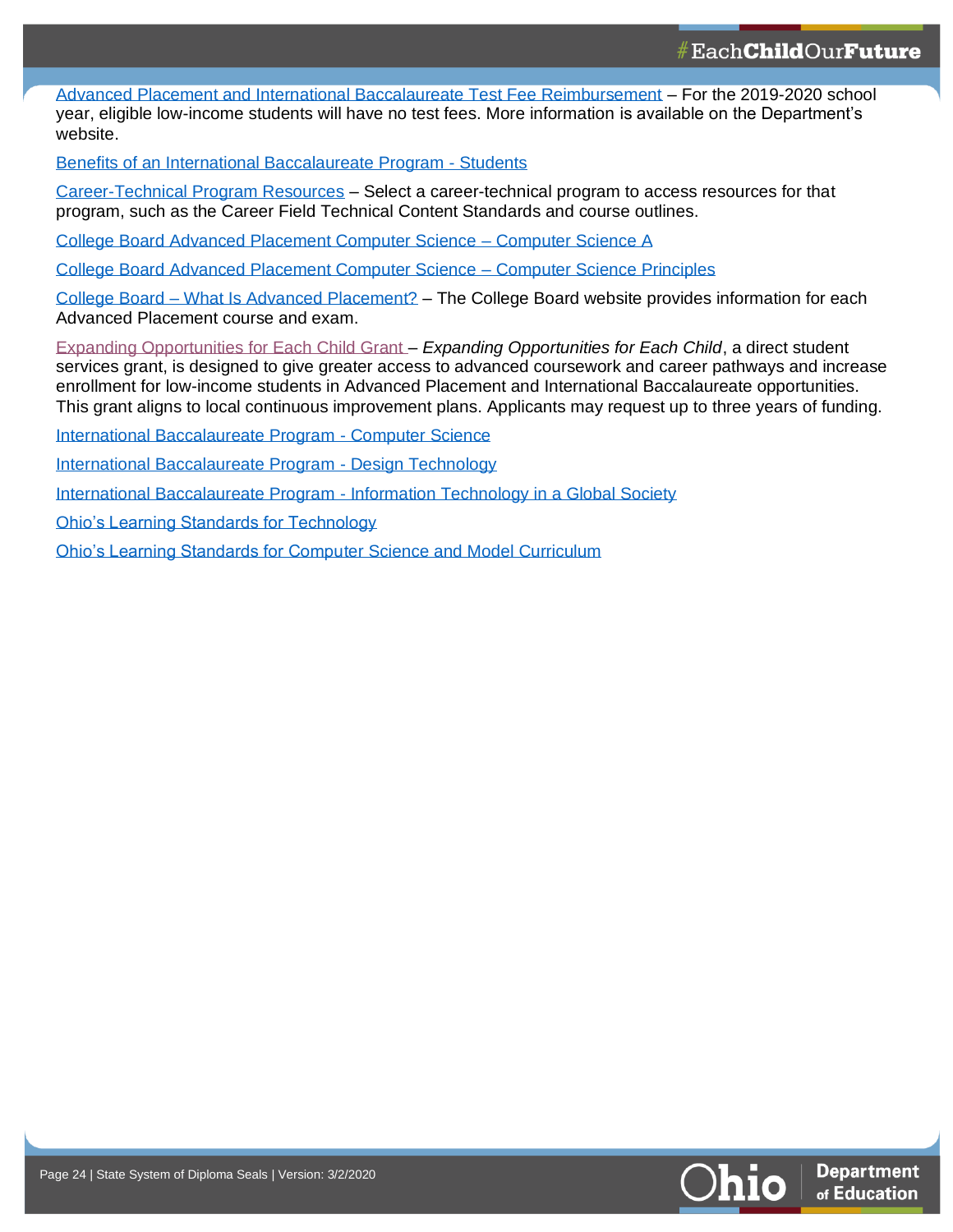Advanced Placement and International Baccalaureate Test Fee Reimbursement – For the 2019-2020 school year, eligible low-income students will have no test fees. More information is available on the Department's website.

Benefits of an International Baccalaureate Program - Students

Career-Technical Program Resources – Select a career-technical program to access resources for that program, such as the Career Field Technical Content Standards and course outlines.

College Board Advanced Placement Computer Science – Computer Science A

College Board Advanced Placement Computer Science – Computer Science Principles

College Board – What Is Advanced Placement? – The College Board website provides information for each Advanced Placement course and exam.

Expanding Opportunities for Each Child Grant – *Expanding Opportunities for Each Child*, a direct student services grant, is designed to give greater access to advanced coursework and career pathways and increase enrollment for low-income students in Advanced Placement and International Baccalaureate opportunities. This grant aligns to local continuous improvement plans. Applicants may request up to three years of funding.

International Baccalaureate Program - Computer Science

International Baccalaureate Program - Design Technology

International Baccalaureate Program - Information Technology in a Global Society

Ohio's Learning Standards for Technology

Ohio's Learning Standards for Computer Science and Model Curriculum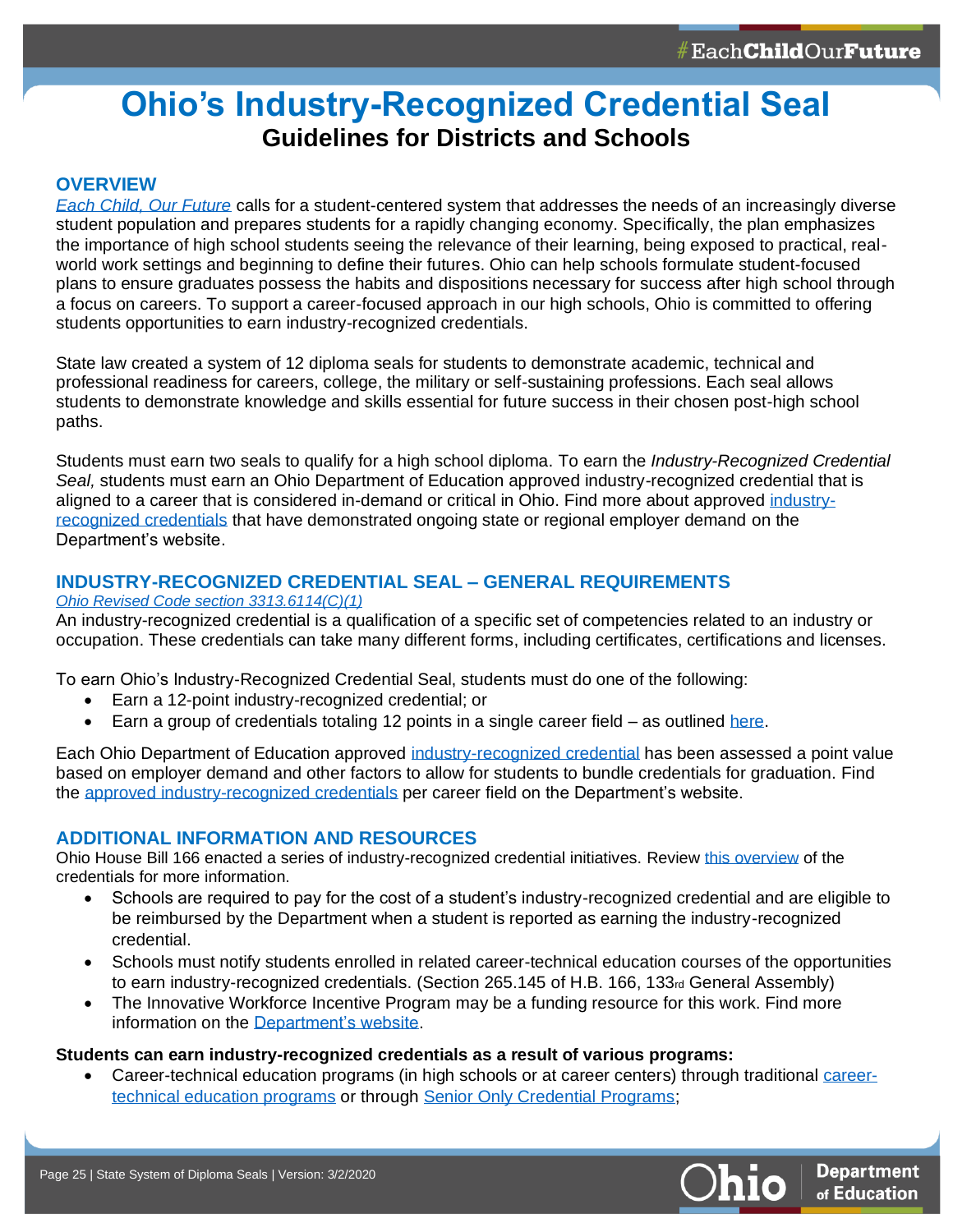# Ohio's Industry-Recognized Credential Seal

## Guidelines for Districts and Schools

### OVERVIEW

*Each Child, Our Future* calls for a student-centered system that addresses the needs of an increasingly diverse student population and prepares students for a rapidly changing economy. Specifically, the plan emphasizes the importance of high school students seeing the relevance of their learning, being exposed to practical, real-world work settings and beginning to define their futures. Ohio can help schools formulate student-focused plans to ensure graduates possess the habits and dispositions necessary for success after high school through a focus on careers. To support a career-focused approach in our high schools, Ohio is committed to offering students opportunities to earn industry-recognized credentials.

State law created a system of 12 diploma seals for students to demonstrate academic, technical and professional readiness for careers, college, the military or self-sustaining professions. Each seal allows students to demonstrate knowledge and skills essential for future success in their chosen post-high school paths.

Students must earn two seals to qualify for a high school diploma. To earn the *Industry-Recognized Credential Seal,* students must earn an Ohio Department of Education approved industry-recognized credential that is aligned to a career that is considered in-demand or critical in Ohio. Find more about approved industry-recognized credentials that have demonstrated ongoing state or regional employer demand on the Department's website.

### INDUSTRY-RECOGNIZED CREDENTIAL SEAL – GENERAL REQUIREMENTS

*Ohio Revised Code section 3313.6114(C)(1)*

An industry-recognized credential is a qualification of a specific set of competencies related to an industry or occupation. These credentials can take many different forms, including certificates, certifications and licenses.

To earn Ohio's Industry-Recognized Credential Seal, students must do one of the following:

- Earn a 12-point industry-recognized credential; or
- Earn a group of credentials totaling 12 points in a single career field – as outlined here.

Each Ohio Department of Education approved industry-recognized credential has been assessed a point value based on employer demand and other factors to allow for students to bundle credentials for graduation. Find the approved industry-recognized credentials per career field on the Department's website.

### ADDITIONAL INFORMATION AND RESOURCES

Ohio House Bill 166 enacted a series of industry-recognized credential initiatives. Review this overview of the credentials for more information.

- Schools are required to pay for the cost of a student's industry-recognized credential and are eligible to be reimbursed by the Department when a student is reported as earning the industry-recognized credential.
- Schools must notify students enrolled in related career-technical education courses of the opportunities to earn industry-recognized credentials. (Section 265.145 of H.B. 166, 133rd General Assembly)
- The Innovative Workforce Incentive Program may be a funding resource for this work. Find more information on the Department's website.

**Students can earn industry-recognized credentials as a result of various programs:**

- Career-technical education programs (in high schools or at career centers) through traditional career-technical education programs or through Senior Only Credential Programs;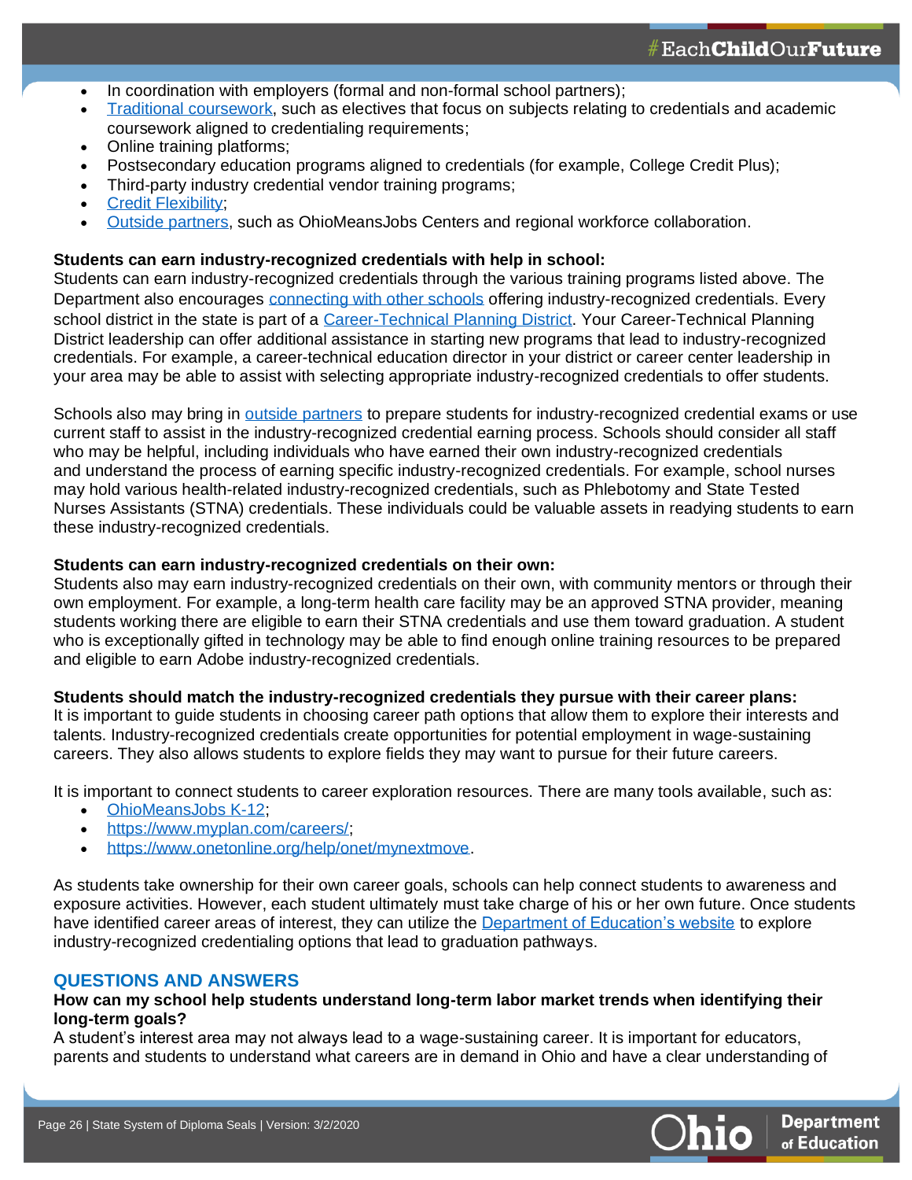- In coordination with employers (formal and non-formal school partners);
- Traditional coursework, such as electives that focus on subjects relating to credentials and academic coursework aligned to credentialing requirements;
- Online training platforms;
- Postsecondary education programs aligned to credentials (for example, College Credit Plus);
- Third-party industry credential vendor training programs;
- Credit Flexibility;
- Outside partners, such as OhioMeansJobs Centers and regional workforce collaboration.

**Students can earn industry-recognized credentials with help in school:**
Students can earn industry-recognized credentials through the various training programs listed above. The Department also encourages connecting with other schools offering industry-recognized credentials. Every school district in the state is part of a Career-Technical Planning District. Your Career-Technical Planning District leadership can offer additional assistance in starting new programs that lead to industry-recognized credentials. For example, a career-technical education director in your district or career center leadership in your area may be able to assist with selecting appropriate industry-recognized credentials to offer students.

Schools also may bring in outside partners to prepare students for industry-recognized credential exams or use current staff to assist in the industry-recognized credential earning process. Schools should consider all staff who may be helpful, including individuals who have earned their own industry-recognized credentials and understand the process of earning specific industry-recognized credentials. For example, school nurses may hold various health-related industry-recognized credentials, such as Phlebotomy and State Tested Nurses Assistants (STNA) credentials. These individuals could be valuable assets in readying students to earn these industry-recognized credentials.

**Students can earn industry-recognized credentials on their own:**
Students also may earn industry-recognized credentials on their own, with community mentors or through their own employment. For example, a long-term health care facility may be an approved STNA provider, meaning students working there are eligible to earn their STNA credentials and use them toward graduation. A student who is exceptionally gifted in technology may be able to find enough online training resources to be prepared and eligible to earn Adobe industry-recognized credentials.

**Students should match the industry-recognized credentials they pursue with their career plans:**
It is important to guide students in choosing career path options that allow them to explore their interests and talents. Industry-recognized credentials create opportunities for potential employment in wage-sustaining careers. They also allows students to explore fields they may want to pursue for their future careers.

It is important to connect students to career exploration resources. There are many tools available, such as:

- OhioMeansJobs K-12;
- https://www.myplan.com/careers/;
- https://www.onetonline.org/help/onet/mynextmove.

As students take ownership for their own career goals, schools can help connect students to awareness and exposure activities. However, each student ultimately must take charge of his or her own future. Once students have identified career areas of interest, they can utilize the Department of Education's website to explore industry-recognized credentialing options that lead to graduation pathways.

## QUESTIONS AND ANSWERS

**How can my school help students understand long-term labor market trends when identifying their long-term goals?**
A student's interest area may not always lead to a wage-sustaining career. It is important for educators, parents and students to understand what careers are in demand in Ohio and have a clear understanding of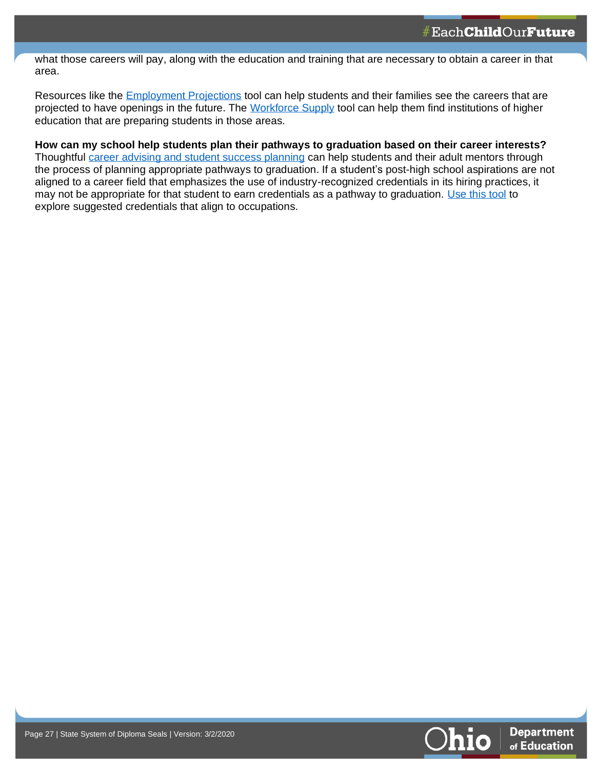what those careers will pay, along with the education and training that are necessary to obtain a career in that area.

Resources like the Employment Projections tool can help students and their families see the careers that are projected to have openings in the future. The Workforce Supply tool can help them find institutions of higher education that are preparing students in those areas.

**How can my school help students plan their pathways to graduation based on their career interests?**
Thoughtful career advising and student success planning can help students and their adult mentors through the process of planning appropriate pathways to graduation. If a student's post-high school aspirations are not aligned to a career field that emphasizes the use of industry-recognized credentials in its hiring practices, it may not be appropriate for that student to earn credentials as a pathway to graduation. Use this tool to explore suggested credentials that align to occupations.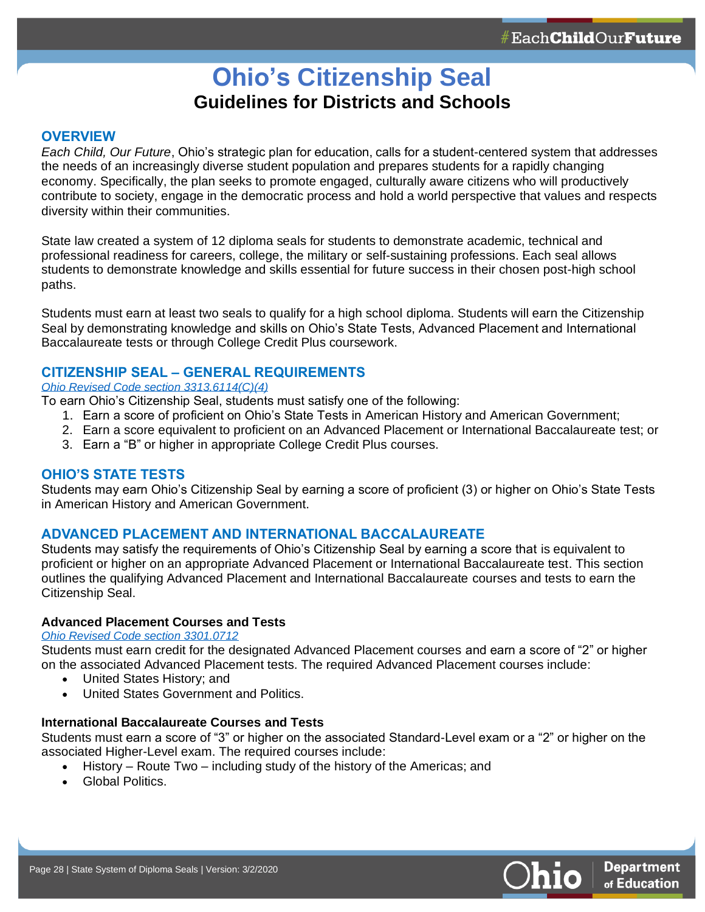# Ohio's Citizenship Seal

## Guidelines for Districts and Schools

### OVERVIEW

*Each Child, Our Future*, Ohio's strategic plan for education, calls for a student-centered system that addresses the needs of an increasingly diverse student population and prepares students for a rapidly changing economy. Specifically, the plan seeks to promote engaged, culturally aware citizens who will productively contribute to society, engage in the democratic process and hold a world perspective that values and respects diversity within their communities.

State law created a system of 12 diploma seals for students to demonstrate academic, technical and professional readiness for careers, college, the military or self-sustaining professions. Each seal allows students to demonstrate knowledge and skills essential for future success in their chosen post-high school paths.

Students must earn at least two seals to qualify for a high school diploma. Students will earn the Citizenship Seal by demonstrating knowledge and skills on Ohio's State Tests, Advanced Placement and International Baccalaureate tests or through College Credit Plus coursework.

### CITIZENSHIP SEAL – GENERAL REQUIREMENTS

*Ohio Revised Code section 3313.6114(C)(4)*

To earn Ohio's Citizenship Seal, students must satisfy one of the following:

1. Earn a score of proficient on Ohio's State Tests in American History and American Government;
2. Earn a score equivalent to proficient on an Advanced Placement or International Baccalaureate test; or
3. Earn a "B" or higher in appropriate College Credit Plus courses.

### OHIO'S STATE TESTS

Students may earn Ohio's Citizenship Seal by earning a score of proficient (3) or higher on Ohio's State Tests in American History and American Government.

### ADVANCED PLACEMENT AND INTERNATIONAL BACCALAUREATE

Students may satisfy the requirements of Ohio's Citizenship Seal by earning a score that is equivalent to proficient or higher on an appropriate Advanced Placement or International Baccalaureate test. This section outlines the qualifying Advanced Placement and International Baccalaureate courses and tests to earn the Citizenship Seal.

#### Advanced Placement Courses and Tests

*Ohio Revised Code section 3301.0712*

Students must earn credit for the designated Advanced Placement courses and earn a score of "2" or higher on the associated Advanced Placement tests. The required Advanced Placement courses include:

- United States History; and
- United States Government and Politics.

#### International Baccalaureate Courses and Tests

Students must earn a score of "3" or higher on the associated Standard-Level exam or a "2" or higher on the associated Higher-Level exam. The required courses include:

- History – Route Two – including study of the history of the Americas; and
- Global Politics.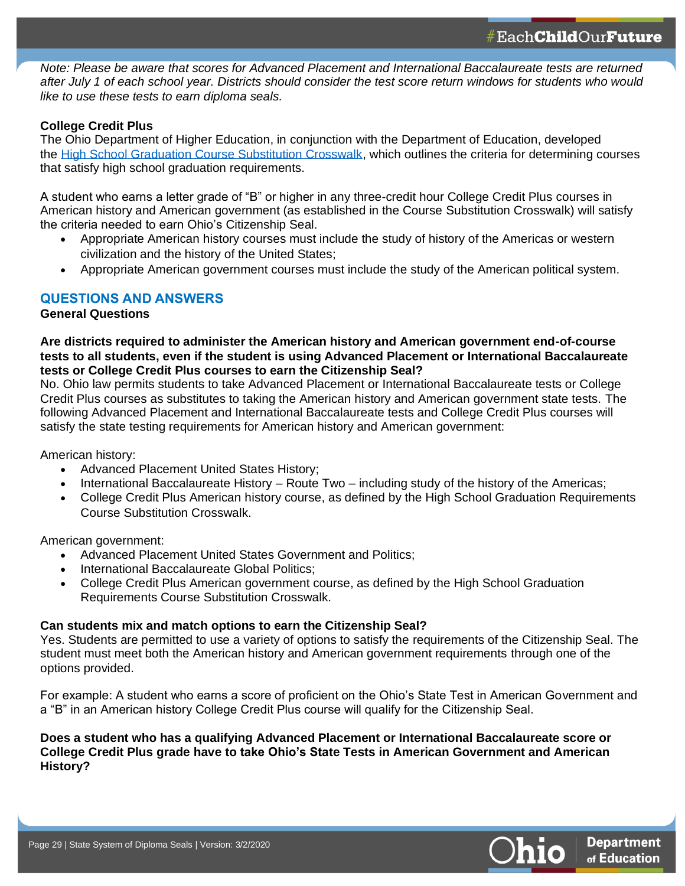*Note: Please be aware that scores for Advanced Placement and International Baccalaureate tests are returned after July 1 of each school year. Districts should consider the test score return windows for students who would like to use these tests to earn diploma seals.*

**College Credit Plus**

The Ohio Department of Higher Education, in conjunction with the Department of Education, developed the [High School Graduation Course Substitution Crosswalk](), which outlines the criteria for determining courses that satisfy high school graduation requirements.

A student who earns a letter grade of "B" or higher in any three-credit hour College Credit Plus courses in American history and American government (as established in the Course Substitution Crosswalk) will satisfy the criteria needed to earn Ohio's Citizenship Seal.

- Appropriate American history courses must include the study of history of the Americas or western civilization and the history of the United States;
- Appropriate American government courses must include the study of the American political system.

## QUESTIONS AND ANSWERS

### General Questions

**Are districts required to administer the American history and American government end-of-course tests to all students, even if the student is using Advanced Placement or International Baccalaureate tests or College Credit Plus courses to earn the Citizenship Seal?**

No. Ohio law permits students to take Advanced Placement or International Baccalaureate tests or College Credit Plus courses as substitutes to taking the American history and American government state tests. The following Advanced Placement and International Baccalaureate tests and College Credit Plus courses will satisfy the state testing requirements for American history and American government:

American history:

- Advanced Placement United States History;
- International Baccalaureate History – Route Two – including study of the history of the Americas;
- College Credit Plus American history course, as defined by the High School Graduation Requirements Course Substitution Crosswalk.

American government:

- Advanced Placement United States Government and Politics;
- International Baccalaureate Global Politics;
- College Credit Plus American government course, as defined by the High School Graduation Requirements Course Substitution Crosswalk.

**Can students mix and match options to earn the Citizenship Seal?**

Yes. Students are permitted to use a variety of options to satisfy the requirements of the Citizenship Seal. The student must meet both the American history and American government requirements through one of the options provided.

For example: A student who earns a score of proficient on the Ohio's State Test in American Government and a "B" in an American history College Credit Plus course will qualify for the Citizenship Seal.

**Does a student who has a qualifying Advanced Placement or International Baccalaureate score or College Credit Plus grade have to take Ohio's State Tests in American Government and American History?**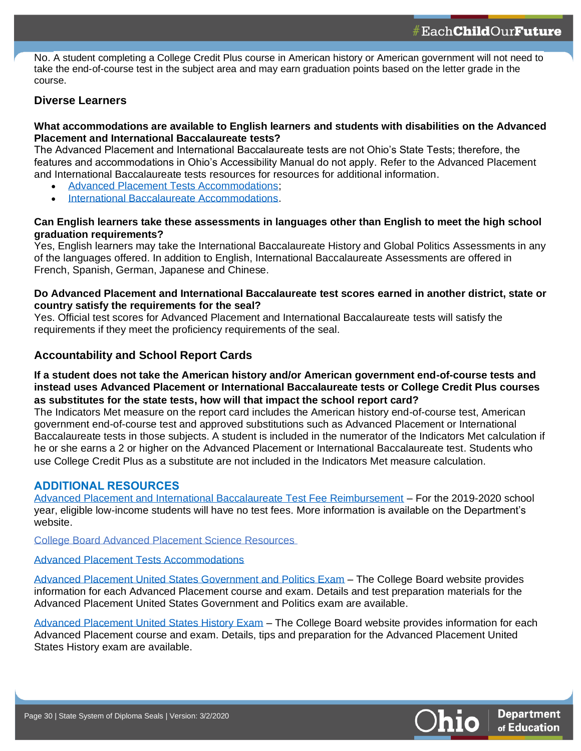No. A student completing a College Credit Plus course in American history or American government will not need to take the end-of-course test in the subject area and may earn graduation points based on the letter grade in the course.

### Diverse Learners

**What accommodations are available to English learners and students with disabilities on the Advanced Placement and International Baccalaureate tests?**
The Advanced Placement and International Baccalaureate tests are not Ohio's State Tests; therefore, the features and accommodations in Ohio's Accessibility Manual do not apply. Refer to the Advanced Placement and International Baccalaureate tests resources for resources for additional information.

- Advanced Placement Tests Accommodations;
- International Baccalaureate Accommodations.

**Can English learners take these assessments in languages other than English to meet the high school graduation requirements?**
Yes, English learners may take the International Baccalaureate History and Global Politics Assessments in any of the languages offered. In addition to English, International Baccalaureate Assessments are offered in French, Spanish, German, Japanese and Chinese.

**Do Advanced Placement and International Baccalaureate test scores earned in another district, state or country satisfy the requirements for the seal?**
Yes. Official test scores for Advanced Placement and International Baccalaureate tests will satisfy the requirements if they meet the proficiency requirements of the seal.

### Accountability and School Report Cards

**If a student does not take the American history and/or American government end-of-course tests and instead uses Advanced Placement or International Baccalaureate tests or College Credit Plus courses as substitutes for the state tests, how will that impact the school report card?**
The Indicators Met measure on the report card includes the American history end-of-course test, American government end-of-course test and approved substitutions such as Advanced Placement or International Baccalaureate tests in those subjects. A student is included in the numerator of the Indicators Met calculation if he or she earns a 2 or higher on the Advanced Placement or International Baccalaureate test. Students who use College Credit Plus as a substitute are not included in the Indicators Met measure calculation.

## ADDITIONAL RESOURCES

Advanced Placement and International Baccalaureate Test Fee Reimbursement – For the 2019-2020 school year, eligible low-income students will have no test fees. More information is available on the Department's website.

College Board Advanced Placement Science Resources

Advanced Placement Tests Accommodations

Advanced Placement United States Government and Politics Exam – The College Board website provides information for each Advanced Placement course and exam. Details and test preparation materials for the Advanced Placement United States Government and Politics exam are available.

Advanced Placement United States History Exam – The College Board website provides information for each Advanced Placement course and exam. Details, tips and preparation for the Advanced Placement United States History exam are available.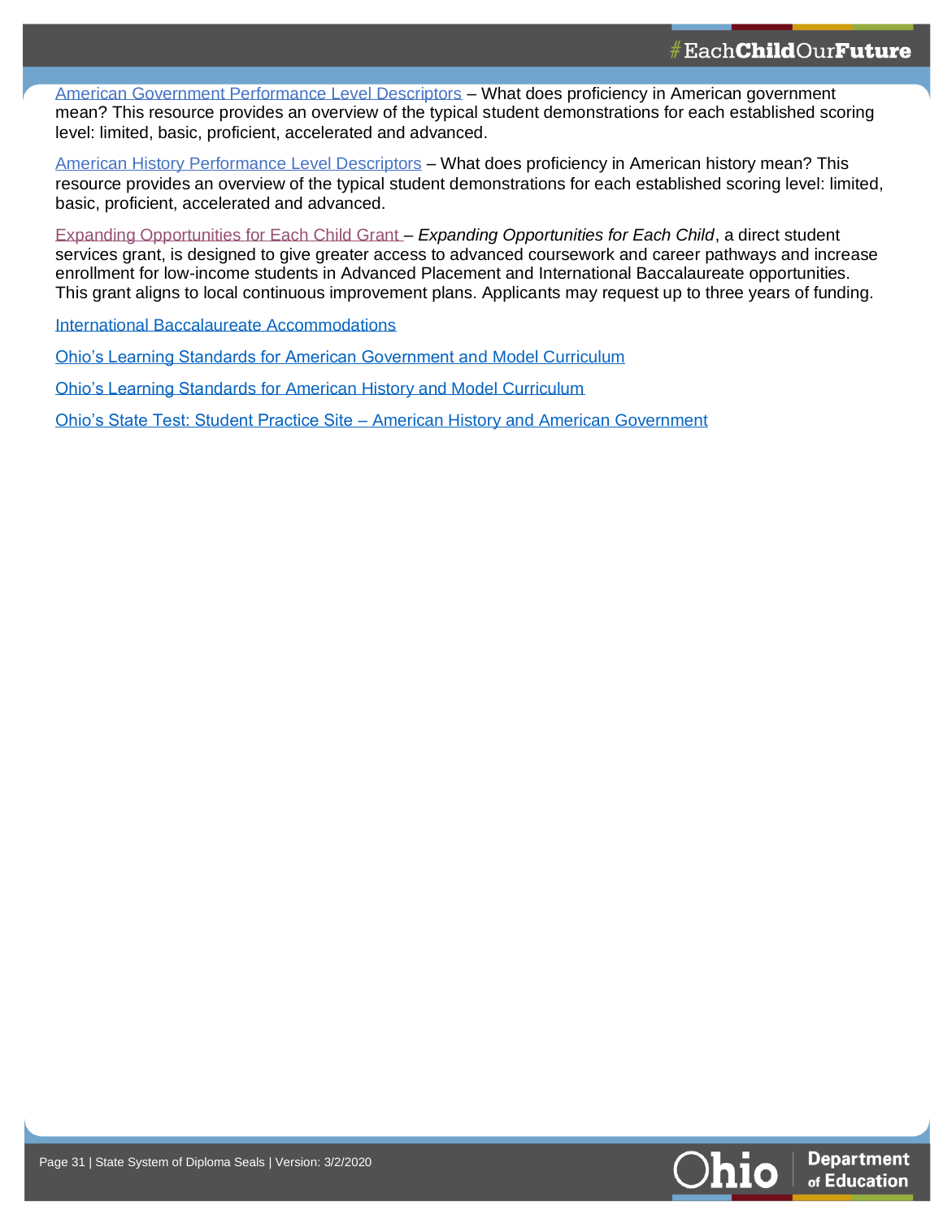American Government Performance Level Descriptors – What does proficiency in American government mean? This resource provides an overview of the typical student demonstrations for each established scoring level: limited, basic, proficient, accelerated and advanced.

American History Performance Level Descriptors – What does proficiency in American history mean? This resource provides an overview of the typical student demonstrations for each established scoring level: limited, basic, proficient, accelerated and advanced.

Expanding Opportunities for Each Child Grant – *Expanding Opportunities for Each Child*, a direct student services grant, is designed to give greater access to advanced coursework and career pathways and increase enrollment for low-income students in Advanced Placement and International Baccalaureate opportunities. This grant aligns to local continuous improvement plans. Applicants may request up to three years of funding.

International Baccalaureate Accommodations

Ohio's Learning Standards for American Government and Model Curriculum

Ohio's Learning Standards for American History and Model Curriculum

Ohio's State Test: Student Practice Site – American History and American Government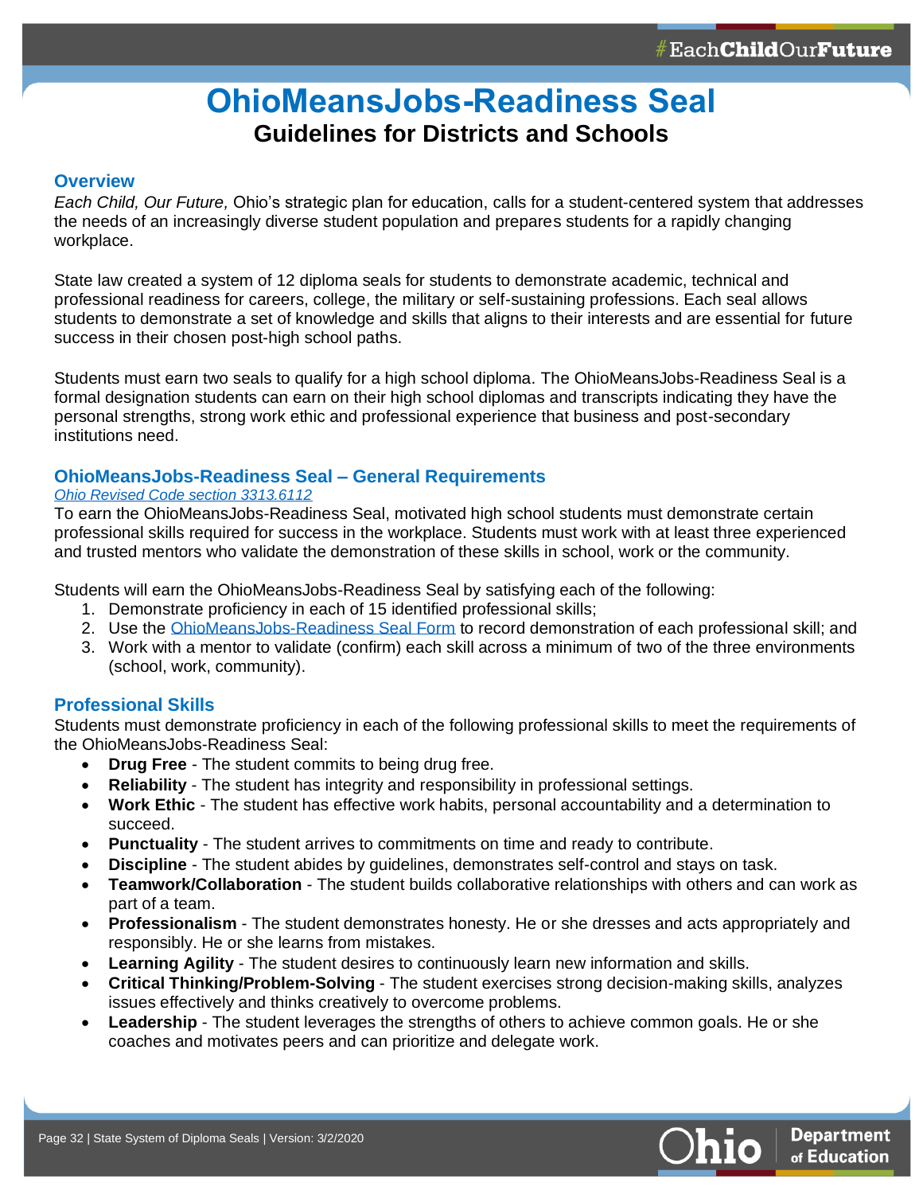# OhioMeansJobs-Readiness Seal

## Guidelines for Districts and Schools

### Overview

*Each Child, Our Future,* Ohio's strategic plan for education, calls for a student-centered system that addresses the needs of an increasingly diverse student population and prepares students for a rapidly changing workplace.

State law created a system of 12 diploma seals for students to demonstrate academic, technical and professional readiness for careers, college, the military or self-sustaining professions. Each seal allows students to demonstrate a set of knowledge and skills that aligns to their interests and are essential for future success in their chosen post-high school paths.

Students must earn two seals to qualify for a high school diploma. The OhioMeansJobs-Readiness Seal is a formal designation students can earn on their high school diplomas and transcripts indicating they have the personal strengths, strong work ethic and professional experience that business and post-secondary institutions need.

### OhioMeansJobs-Readiness Seal – General Requirements

*Ohio Revised Code section 3313.6112*

To earn the OhioMeansJobs-Readiness Seal, motivated high school students must demonstrate certain professional skills required for success in the workplace. Students must work with at least three experienced and trusted mentors who validate the demonstration of these skills in school, work or the community.

Students will earn the OhioMeansJobs-Readiness Seal by satisfying each of the following:

1. Demonstrate proficiency in each of 15 identified professional skills;
2. Use the OhioMeansJobs-Readiness Seal Form to record demonstration of each professional skill; and
3. Work with a mentor to validate (confirm) each skill across a minimum of two of the three environments (school, work, community).

### Professional Skills

Students must demonstrate proficiency in each of the following professional skills to meet the requirements of the OhioMeansJobs-Readiness Seal:

- **Drug Free** - The student commits to being drug free.
- **Reliability** - The student has integrity and responsibility in professional settings.
- **Work Ethic** - The student has effective work habits, personal accountability and a determination to succeed.
- **Punctuality** - The student arrives to commitments on time and ready to contribute.
- **Discipline** - The student abides by guidelines, demonstrates self-control and stays on task.
- **Teamwork/Collaboration** - The student builds collaborative relationships with others and can work as part of a team.
- **Professionalism** - The student demonstrates honesty. He or she dresses and acts appropriately and responsibly. He or she learns from mistakes.
- **Learning Agility** - The student desires to continuously learn new information and skills.
- **Critical Thinking/Problem-Solving** - The student exercises strong decision-making skills, analyzes issues effectively and thinks creatively to overcome problems.
- **Leadership** - The student leverages the strengths of others to achieve common goals. He or she coaches and motivates peers and can prioritize and delegate work.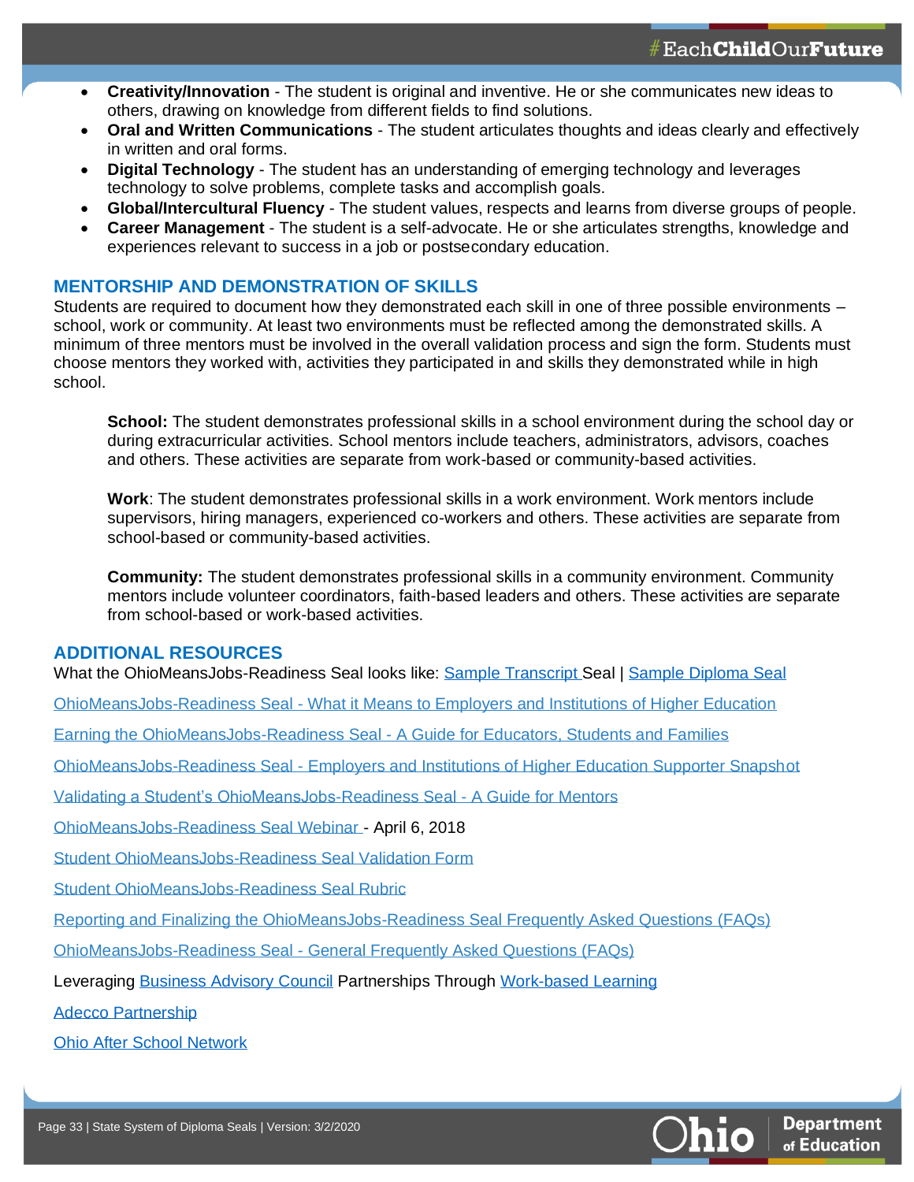- **Creativity/Innovation** - The student is original and inventive. He or she communicates new ideas to others, drawing on knowledge from different fields to find solutions.
- **Oral and Written Communications** - The student articulates thoughts and ideas clearly and effectively in written and oral forms.
- **Digital Technology** - The student has an understanding of emerging technology and leverages technology to solve problems, complete tasks and accomplish goals.
- **Global/Intercultural Fluency** - The student values, respects and learns from diverse groups of people.
- **Career Management** - The student is a self-advocate. He or she articulates strengths, knowledge and experiences relevant to success in a job or postsecondary education.

## MENTORSHIP AND DEMONSTRATION OF SKILLS

Students are required to document how they demonstrated each skill in one of three possible environments – school, work or community. At least two environments must be reflected among the demonstrated skills. A minimum of three mentors must be involved in the overall validation process and sign the form. Students must choose mentors they worked with, activities they participated in and skills they demonstrated while in high school.

**School:** The student demonstrates professional skills in a school environment during the school day or during extracurricular activities. School mentors include teachers, administrators, advisors, coaches and others. These activities are separate from work-based or community-based activities.

**Work**: The student demonstrates professional skills in a work environment. Work mentors include supervisors, hiring managers, experienced co-workers and others. These activities are separate from school-based or community-based activities.

**Community:** The student demonstrates professional skills in a community environment. Community mentors include volunteer coordinators, faith-based leaders and others. These activities are separate from school-based or work-based activities.

## ADDITIONAL RESOURCES

What the OhioMeansJobs-Readiness Seal looks like: Sample Transcript Seal | Sample Diploma Seal

OhioMeansJobs-Readiness Seal - What it Means to Employers and Institutions of Higher Education

Earning the OhioMeansJobs-Readiness Seal - A Guide for Educators, Students and Families

OhioMeansJobs-Readiness Seal - Employers and Institutions of Higher Education Supporter Snapshot

Validating a Student's OhioMeansJobs-Readiness Seal - A Guide for Mentors

OhioMeansJobs-Readiness Seal Webinar - April 6, 2018

Student OhioMeansJobs-Readiness Seal Validation Form

Student OhioMeansJobs-Readiness Seal Rubric

Reporting and Finalizing the OhioMeansJobs-Readiness Seal Frequently Asked Questions (FAQs)

OhioMeansJobs-Readiness Seal - General Frequently Asked Questions (FAQs)

Leveraging Business Advisory Council Partnerships Through Work-based Learning

Adecco Partnership

Ohio After School Network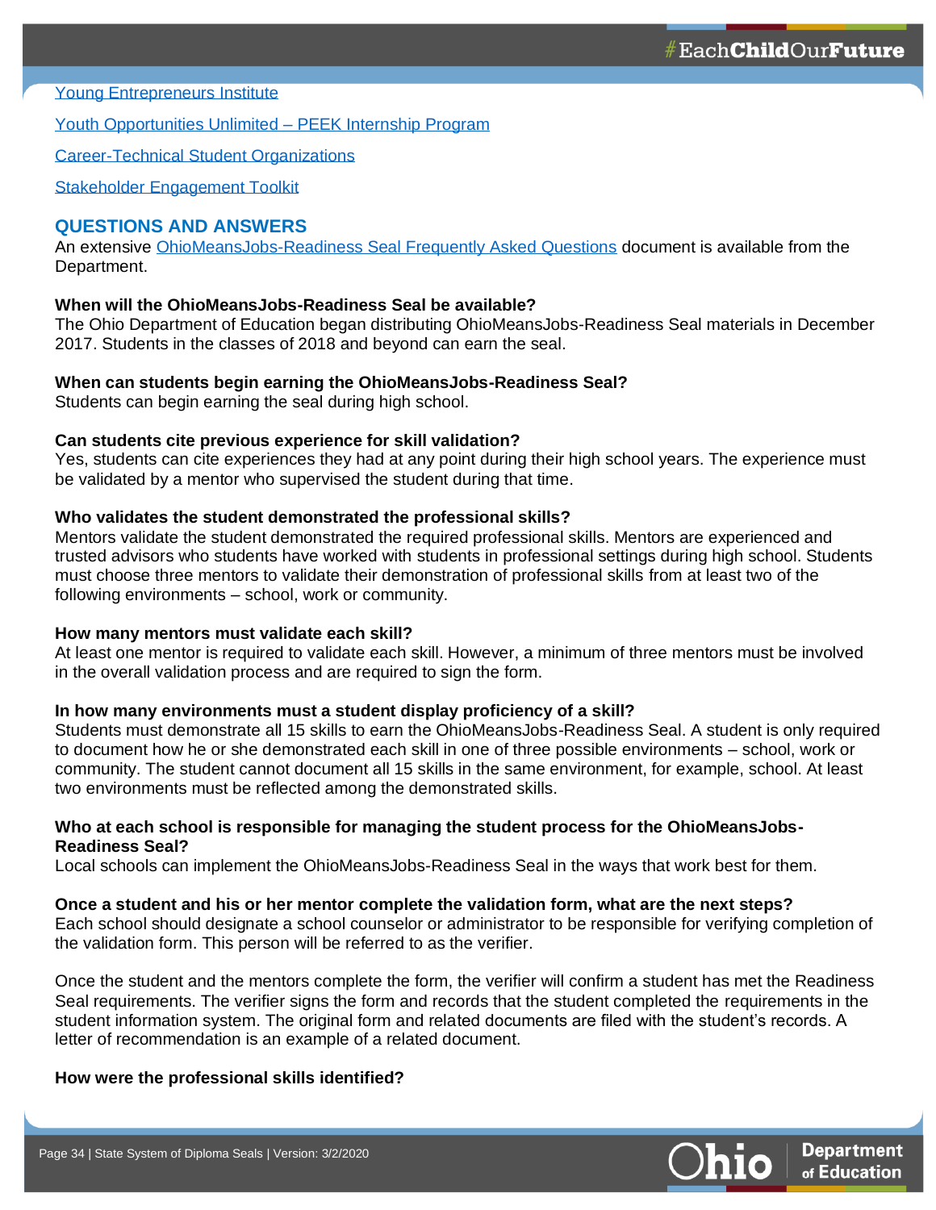[Young Entrepreneurs Institute]

[Youth Opportunities Unlimited – PEEK Internship Program]

[Career-Technical Student Organizations]

[Stakeholder Engagement Toolkit]

## QUESTIONS AND ANSWERS

An extensive [OhioMeansJobs-Readiness Seal Frequently Asked Questions] document is available from the Department.

**When will the OhioMeansJobs-Readiness Seal be available?**
The Ohio Department of Education began distributing OhioMeansJobs-Readiness Seal materials in December 2017. Students in the classes of 2018 and beyond can earn the seal.

**When can students begin earning the OhioMeansJobs-Readiness Seal?**
Students can begin earning the seal during high school.

**Can students cite previous experience for skill validation?**
Yes, students can cite experiences they had at any point during their high school years. The experience must be validated by a mentor who supervised the student during that time.

**Who validates the student demonstrated the professional skills?**
Mentors validate the student demonstrated the required professional skills. Mentors are experienced and trusted advisors who students have worked with students in professional settings during high school. Students must choose three mentors to validate their demonstration of professional skills from at least two of the following environments – school, work or community.

**How many mentors must validate each skill?**
At least one mentor is required to validate each skill. However, a minimum of three mentors must be involved in the overall validation process and are required to sign the form.

**In how many environments must a student display proficiency of a skill?**
Students must demonstrate all 15 skills to earn the OhioMeansJobs-Readiness Seal. A student is only required to document how he or she demonstrated each skill in one of three possible environments – school, work or community. The student cannot document all 15 skills in the same environment, for example, school. At least two environments must be reflected among the demonstrated skills.

**Who at each school is responsible for managing the student process for the OhioMeansJobs-Readiness Seal?**
Local schools can implement the OhioMeansJobs-Readiness Seal in the ways that work best for them.

**Once a student and his or her mentor complete the validation form, what are the next steps?**
Each school should designate a school counselor or administrator to be responsible for verifying completion of the validation form. This person will be referred to as the verifier.

Once the student and the mentors complete the form, the verifier will confirm a student has met the Readiness Seal requirements. The verifier signs the form and records that the student completed the requirements in the student information system. The original form and related documents are filed with the student's records. A letter of recommendation is an example of a related document.

**How were the professional skills identified?**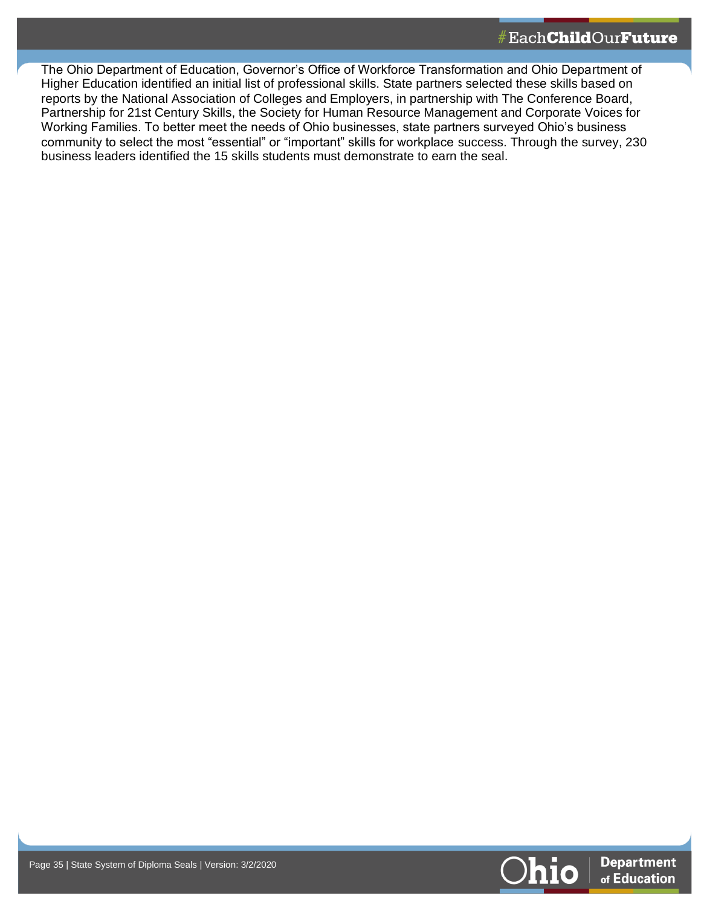The Ohio Department of Education, Governor's Office of Workforce Transformation and Ohio Department of Higher Education identified an initial list of professional skills. State partners selected these skills based on reports by the National Association of Colleges and Employers, in partnership with The Conference Board, Partnership for 21st Century Skills, the Society for Human Resource Management and Corporate Voices for Working Families. To better meet the needs of Ohio businesses, state partners surveyed Ohio's business community to select the most "essential" or "important" skills for workplace success. Through the survey, 230 business leaders identified the 15 skills students must demonstrate to earn the seal.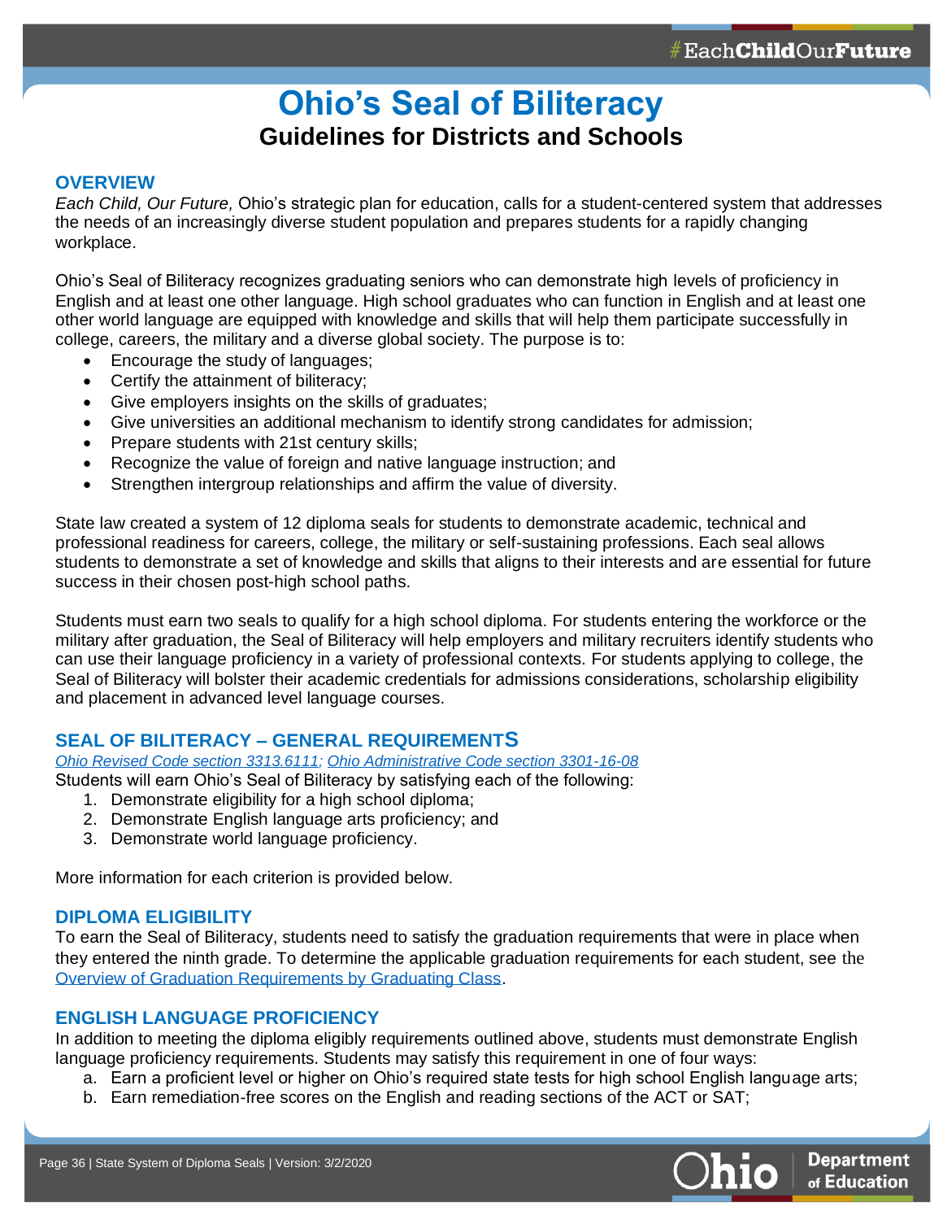# Ohio's Seal of Biliteracy

## Guidelines for Districts and Schools

### OVERVIEW

*Each Child, Our Future,* Ohio's strategic plan for education, calls for a student-centered system that addresses the needs of an increasingly diverse student population and prepares students for a rapidly changing workplace.

Ohio's Seal of Biliteracy recognizes graduating seniors who can demonstrate high levels of proficiency in English and at least one other language. High school graduates who can function in English and at least one other world language are equipped with knowledge and skills that will help them participate successfully in college, careers, the military and a diverse global society. The purpose is to:

- Encourage the study of languages;
- Certify the attainment of biliteracy;
- Give employers insights on the skills of graduates;
- Give universities an additional mechanism to identify strong candidates for admission;
- Prepare students with 21st century skills;
- Recognize the value of foreign and native language instruction; and
- Strengthen intergroup relationships and affirm the value of diversity.

State law created a system of 12 diploma seals for students to demonstrate academic, technical and professional readiness for careers, college, the military or self-sustaining professions. Each seal allows students to demonstrate a set of knowledge and skills that aligns to their interests and are essential for future success in their chosen post-high school paths.

Students must earn two seals to qualify for a high school diploma. For students entering the workforce or the military after graduation, the Seal of Biliteracy will help employers and military recruiters identify students who can use their language proficiency in a variety of professional contexts. For students applying to college, the Seal of Biliteracy will bolster their academic credentials for admissions considerations, scholarship eligibility and placement in advanced level language courses.

### SEAL OF BILITERACY – GENERAL REQUIREMENTS

*Ohio Revised Code section 3313.6111; Ohio Administrative Code section 3301-16-08*

Students will earn Ohio's Seal of Biliteracy by satisfying each of the following:

1. Demonstrate eligibility for a high school diploma;
2. Demonstrate English language arts proficiency; and
3. Demonstrate world language proficiency.

More information for each criterion is provided below.

### DIPLOMA ELIGIBILITY

To earn the Seal of Biliteracy, students need to satisfy the graduation requirements that were in place when they entered the ninth grade. To determine the applicable graduation requirements for each student, see the Overview of Graduation Requirements by Graduating Class.

### ENGLISH LANGUAGE PROFICIENCY

In addition to meeting the diploma eligibly requirements outlined above, students must demonstrate English language proficiency requirements. Students may satisfy this requirement in one of four ways:

a. Earn a proficient level or higher on Ohio's required state tests for high school English language arts;
b. Earn remediation-free scores on the English and reading sections of the ACT or SAT;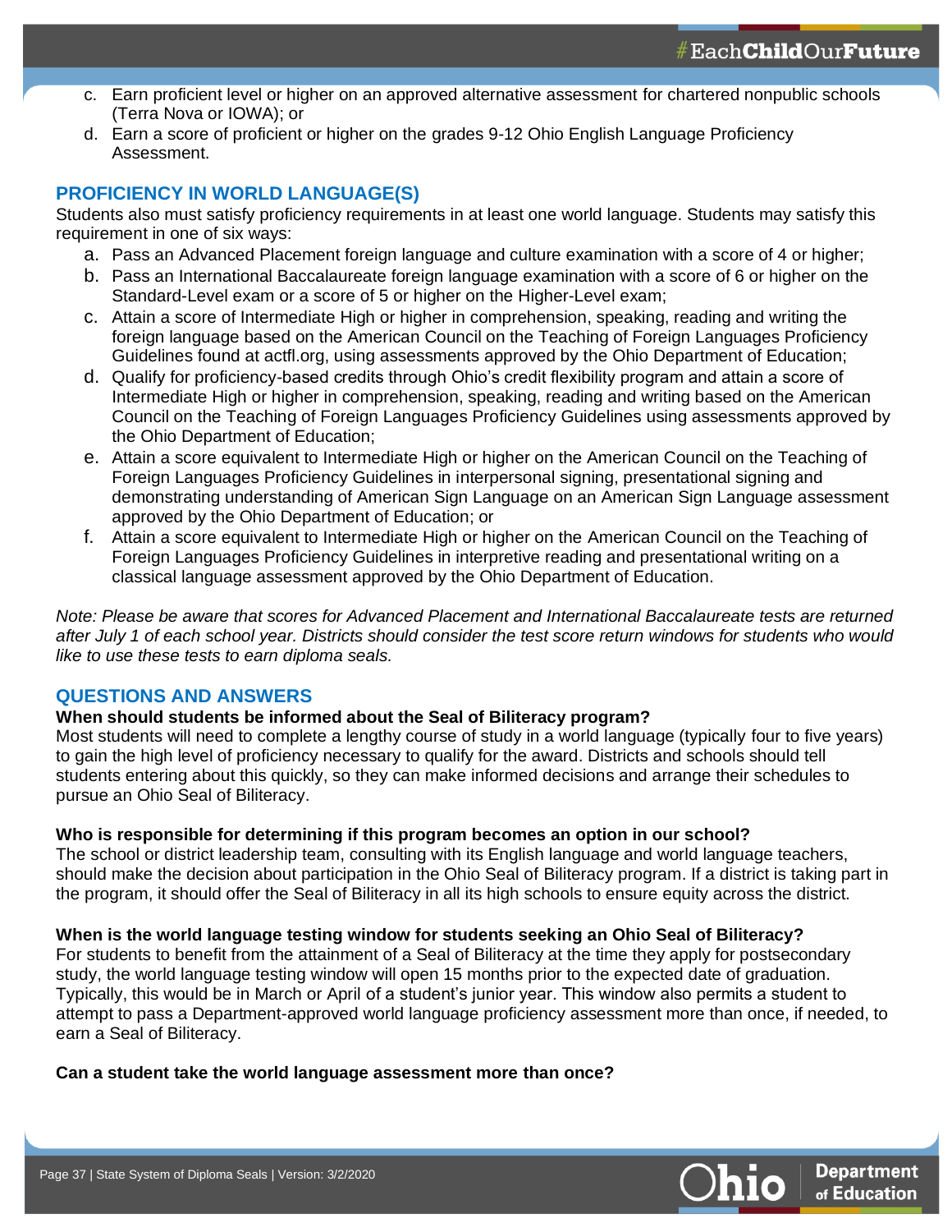c. Earn proficient level or higher on an approved alternative assessment for chartered nonpublic schools (Terra Nova or IOWA); or
d. Earn a score of proficient or higher on the grades 9-12 Ohio English Language Proficiency Assessment.

## PROFICIENCY IN WORLD LANGUAGE(S)

Students also must satisfy proficiency requirements in at least one world language. Students may satisfy this requirement in one of six ways:

a. Pass an Advanced Placement foreign language and culture examination with a score of 4 or higher;
b. Pass an International Baccalaureate foreign language examination with a score of 6 or higher on the Standard-Level exam or a score of 5 or higher on the Higher-Level exam;
c. Attain a score of Intermediate High or higher in comprehension, speaking, reading and writing the foreign language based on the American Council on the Teaching of Foreign Languages Proficiency Guidelines found at actfl.org, using assessments approved by the Ohio Department of Education;
d. Qualify for proficiency-based credits through Ohio's credit flexibility program and attain a score of Intermediate High or higher in comprehension, speaking, reading and writing based on the American Council on the Teaching of Foreign Languages Proficiency Guidelines using assessments approved by the Ohio Department of Education;
e. Attain a score equivalent to Intermediate High or higher on the American Council on the Teaching of Foreign Languages Proficiency Guidelines in interpersonal signing, presentational signing and demonstrating understanding of American Sign Language on an American Sign Language assessment approved by the Ohio Department of Education; or
f. Attain a score equivalent to Intermediate High or higher on the American Council on the Teaching of Foreign Languages Proficiency Guidelines in interpretive reading and presentational writing on a classical language assessment approved by the Ohio Department of Education.

*Note: Please be aware that scores for Advanced Placement and International Baccalaureate tests are returned after July 1 of each school year. Districts should consider the test score return windows for students who would like to use these tests to earn diploma seals.*

## QUESTIONS AND ANSWERS

**When should students be informed about the Seal of Biliteracy program?**
Most students will need to complete a lengthy course of study in a world language (typically four to five years) to gain the high level of proficiency necessary to qualify for the award. Districts and schools should tell students entering about this quickly, so they can make informed decisions and arrange their schedules to pursue an Ohio Seal of Biliteracy.

**Who is responsible for determining if this program becomes an option in our school?**
The school or district leadership team, consulting with its English language and world language teachers, should make the decision about participation in the Ohio Seal of Biliteracy program. If a district is taking part in the program, it should offer the Seal of Biliteracy in all its high schools to ensure equity across the district.

**When is the world language testing window for students seeking an Ohio Seal of Biliteracy?**
For students to benefit from the attainment of a Seal of Biliteracy at the time they apply for postsecondary study, the world language testing window will open 15 months prior to the expected date of graduation. Typically, this would be in March or April of a student's junior year. This window also permits a student to attempt to pass a Department-approved world language proficiency assessment more than once, if needed, to earn a Seal of Biliteracy.

**Can a student take the world language assessment more than once?**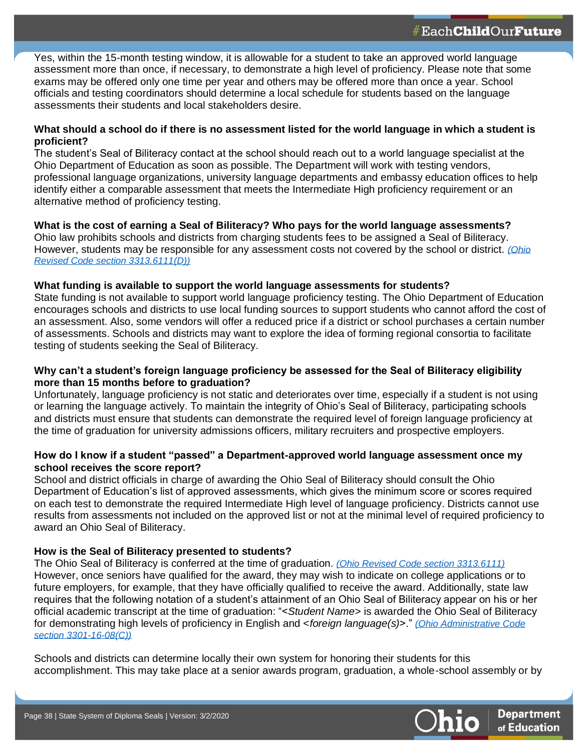Yes, within the 15-month testing window, it is allowable for a student to take an approved world language assessment more than once, if necessary, to demonstrate a high level of proficiency. Please note that some exams may be offered only one time per year and others may be offered more than once a year. School officials and testing coordinators should determine a local schedule for students based on the language assessments their students and local stakeholders desire.

**What should a school do if there is no assessment listed for the world language in which a student is proficient?**
The student's Seal of Biliteracy contact at the school should reach out to a world language specialist at the Ohio Department of Education as soon as possible. The Department will work with testing vendors, professional language organizations, university language departments and embassy education offices to help identify either a comparable assessment that meets the Intermediate High proficiency requirement or an alternative method of proficiency testing.

**What is the cost of earning a Seal of Biliteracy? Who pays for the world language assessments?**
Ohio law prohibits schools and districts from charging students fees to be assigned a Seal of Biliteracy. However, students may be responsible for any assessment costs not covered by the school or district. *(Ohio Revised Code section 3313.6111(D))*

**What funding is available to support the world language assessments for students?**
State funding is not available to support world language proficiency testing. The Ohio Department of Education encourages schools and districts to use local funding sources to support students who cannot afford the cost of an assessment. Also, some vendors will offer a reduced price if a district or school purchases a certain number of assessments. Schools and districts may want to explore the idea of forming regional consortia to facilitate testing of students seeking the Seal of Biliteracy.

**Why can't a student's foreign language proficiency be assessed for the Seal of Biliteracy eligibility more than 15 months before to graduation?**
Unfortunately, language proficiency is not static and deteriorates over time, especially if a student is not using or learning the language actively. To maintain the integrity of Ohio's Seal of Biliteracy, participating schools and districts must ensure that students can demonstrate the required level of foreign language proficiency at the time of graduation for university admissions officers, military recruiters and prospective employers.

**How do I know if a student "passed" a Department-approved world language assessment once my school receives the score report?**
School and district officials in charge of awarding the Ohio Seal of Biliteracy should consult the Ohio Department of Education's list of approved assessments, which gives the minimum score or scores required on each test to demonstrate the required Intermediate High level of language proficiency. Districts cannot use results from assessments not included on the approved list or not at the minimal level of required proficiency to award an Ohio Seal of Biliteracy.

**How is the Seal of Biliteracy presented to students?**
The Ohio Seal of Biliteracy is conferred at the time of graduation. *(Ohio Revised Code section 3313.6111)* However, once seniors have qualified for the award, they may wish to indicate on college applications or to future employers, for example, that they have officially qualified to receive the award. Additionally, state law requires that the following notation of a student's attainment of an Ohio Seal of Biliteracy appear on his or her official academic transcript at the time of graduation: "<*Student Name*> is awarded the Ohio Seal of Biliteracy for demonstrating high levels of proficiency in English and <*foreign language(s)*>." *(Ohio Administrative Code section 3301-16-08(C))*

Schools and districts can determine locally their own system for honoring their students for this accomplishment. This may take place at a senior awards program, graduation, a whole-school assembly or by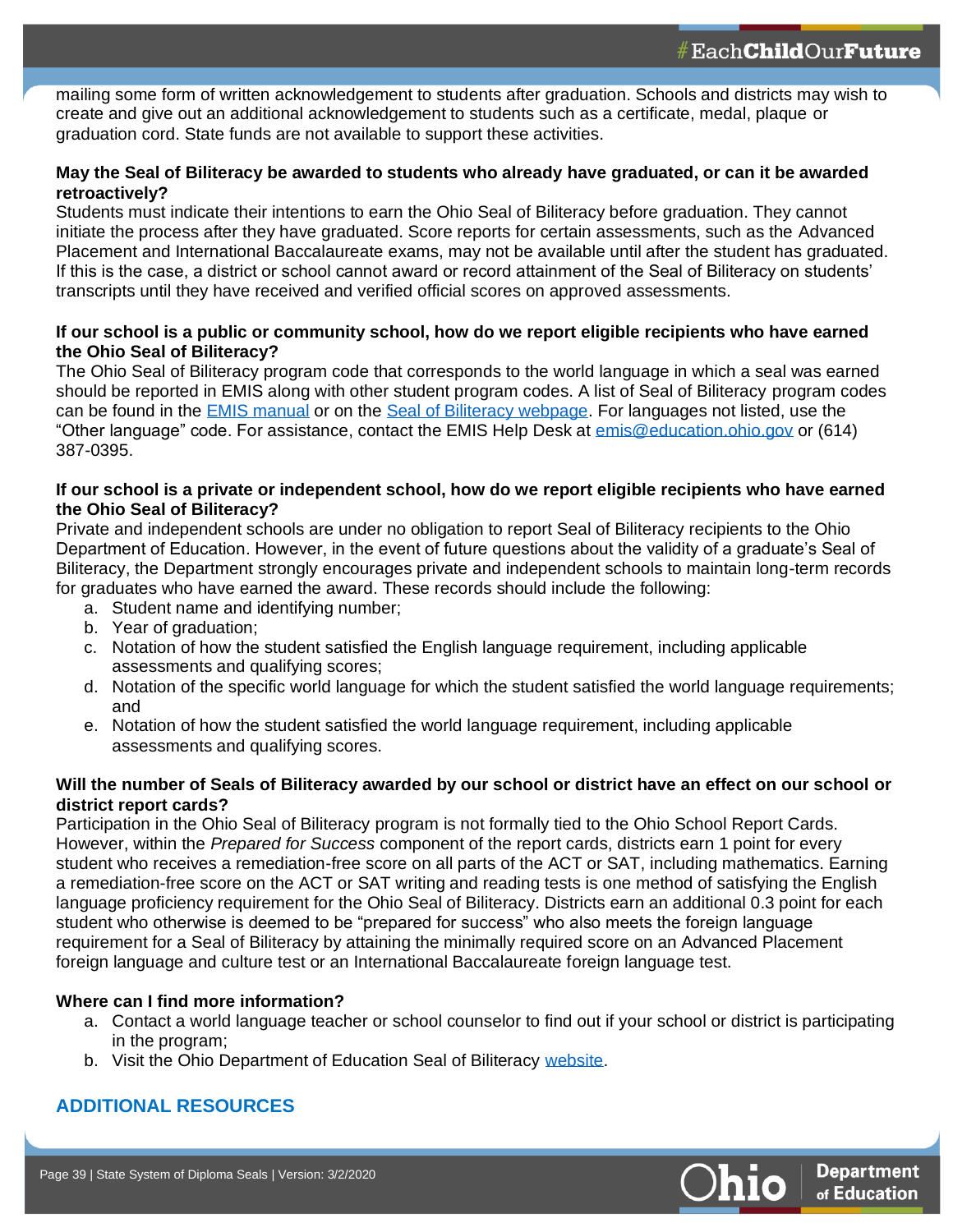mailing some form of written acknowledgement to students after graduation. Schools and districts may wish to create and give out an additional acknowledgement to students such as a certificate, medal, plaque or graduation cord. State funds are not available to support these activities.

**May the Seal of Biliteracy be awarded to students who already have graduated, or can it be awarded retroactively?**

Students must indicate their intentions to earn the Ohio Seal of Biliteracy before graduation. They cannot initiate the process after they have graduated. Score reports for certain assessments, such as the Advanced Placement and International Baccalaureate exams, may not be available until after the student has graduated. If this is the case, a district or school cannot award or record attainment of the Seal of Biliteracy on students' transcripts until they have received and verified official scores on approved assessments.

**If our school is a public or community school, how do we report eligible recipients who have earned the Ohio Seal of Biliteracy?**

The Ohio Seal of Biliteracy program code that corresponds to the world language in which a seal was earned should be reported in EMIS along with other student program codes. A list of Seal of Biliteracy program codes can be found in the EMIS manual or on the Seal of Biliteracy webpage. For languages not listed, use the "Other language" code. For assistance, contact the EMIS Help Desk at emis@education.ohio.gov or (614) 387-0395.

**If our school is a private or independent school, how do we report eligible recipients who have earned the Ohio Seal of Biliteracy?**

Private and independent schools are under no obligation to report Seal of Biliteracy recipients to the Ohio Department of Education. However, in the event of future questions about the validity of a graduate's Seal of Biliteracy, the Department strongly encourages private and independent schools to maintain long-term records for graduates who have earned the award. These records should include the following:

a. Student name and identifying number;
b. Year of graduation;
c. Notation of how the student satisfied the English language requirement, including applicable assessments and qualifying scores;
d. Notation of the specific world language for which the student satisfied the world language requirements; and
e. Notation of how the student satisfied the world language requirement, including applicable assessments and qualifying scores.

**Will the number of Seals of Biliteracy awarded by our school or district have an effect on our school or district report cards?**

Participation in the Ohio Seal of Biliteracy program is not formally tied to the Ohio School Report Cards. However, within the *Prepared for Success* component of the report cards, districts earn 1 point for every student who receives a remediation-free score on all parts of the ACT or SAT, including mathematics. Earning a remediation-free score on the ACT or SAT writing and reading tests is one method of satisfying the English language proficiency requirement for the Ohio Seal of Biliteracy. Districts earn an additional 0.3 point for each student who otherwise is deemed to be "prepared for success" who also meets the foreign language requirement for a Seal of Biliteracy by attaining the minimally required score on an Advanced Placement foreign language and culture test or an International Baccalaureate foreign language test.

**Where can I find more information?**

a. Contact a world language teacher or school counselor to find out if your school or district is participating in the program;
b. Visit the Ohio Department of Education Seal of Biliteracy website.

## ADDITIONAL RESOURCES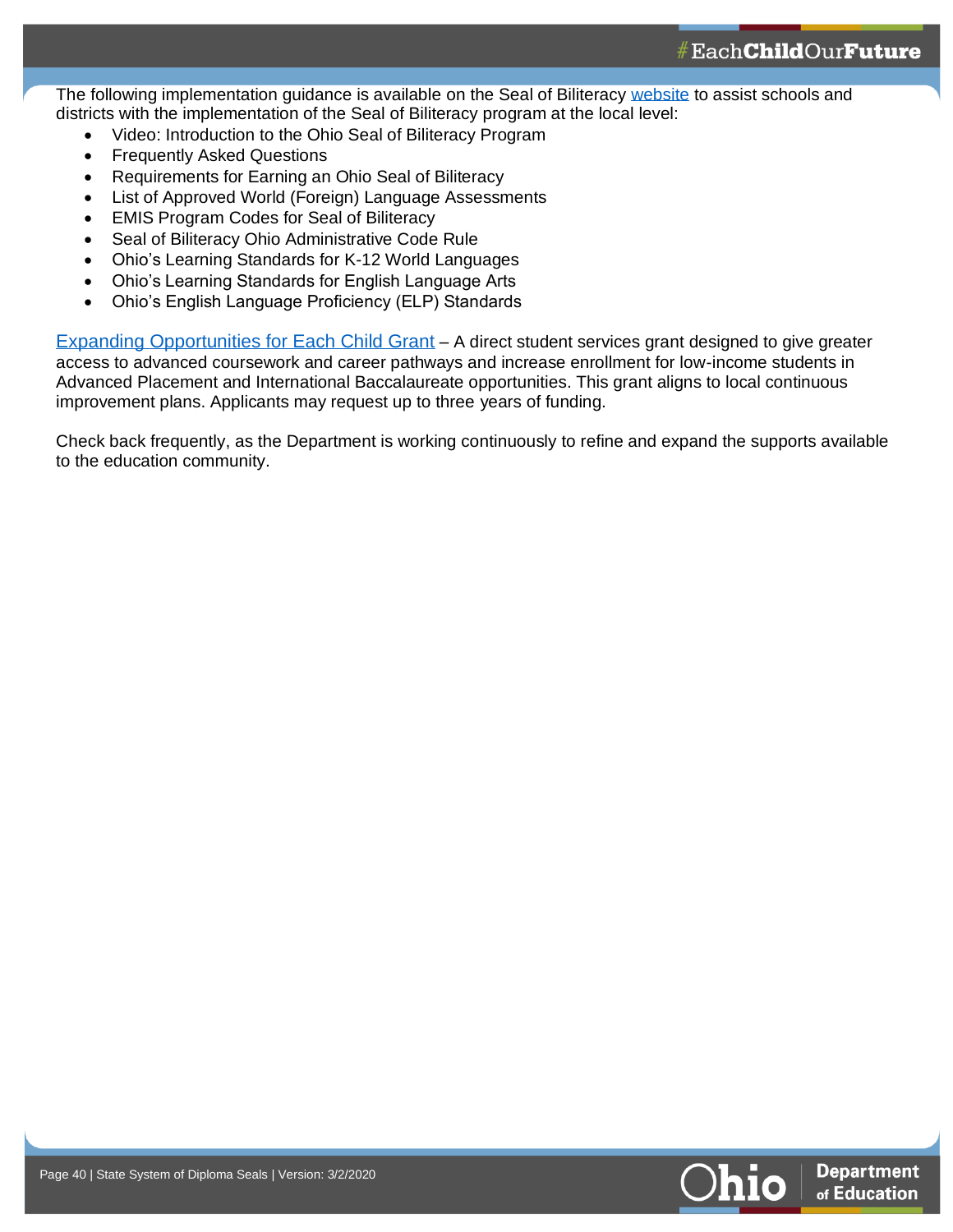The following implementation guidance is available on the Seal of Biliteracy website to assist schools and districts with the implementation of the Seal of Biliteracy program at the local level:

- Video: Introduction to the Ohio Seal of Biliteracy Program
- Frequently Asked Questions
- Requirements for Earning an Ohio Seal of Biliteracy
- List of Approved World (Foreign) Language Assessments
- EMIS Program Codes for Seal of Biliteracy
- Seal of Biliteracy Ohio Administrative Code Rule
- Ohio's Learning Standards for K-12 World Languages
- Ohio's Learning Standards for English Language Arts
- Ohio's English Language Proficiency (ELP) Standards

Expanding Opportunities for Each Child Grant – A direct student services grant designed to give greater access to advanced coursework and career pathways and increase enrollment for low-income students in Advanced Placement and International Baccalaureate opportunities. This grant aligns to local continuous improvement plans. Applicants may request up to three years of funding.

Check back frequently, as the Department is working continuously to refine and expand the supports available to the education community.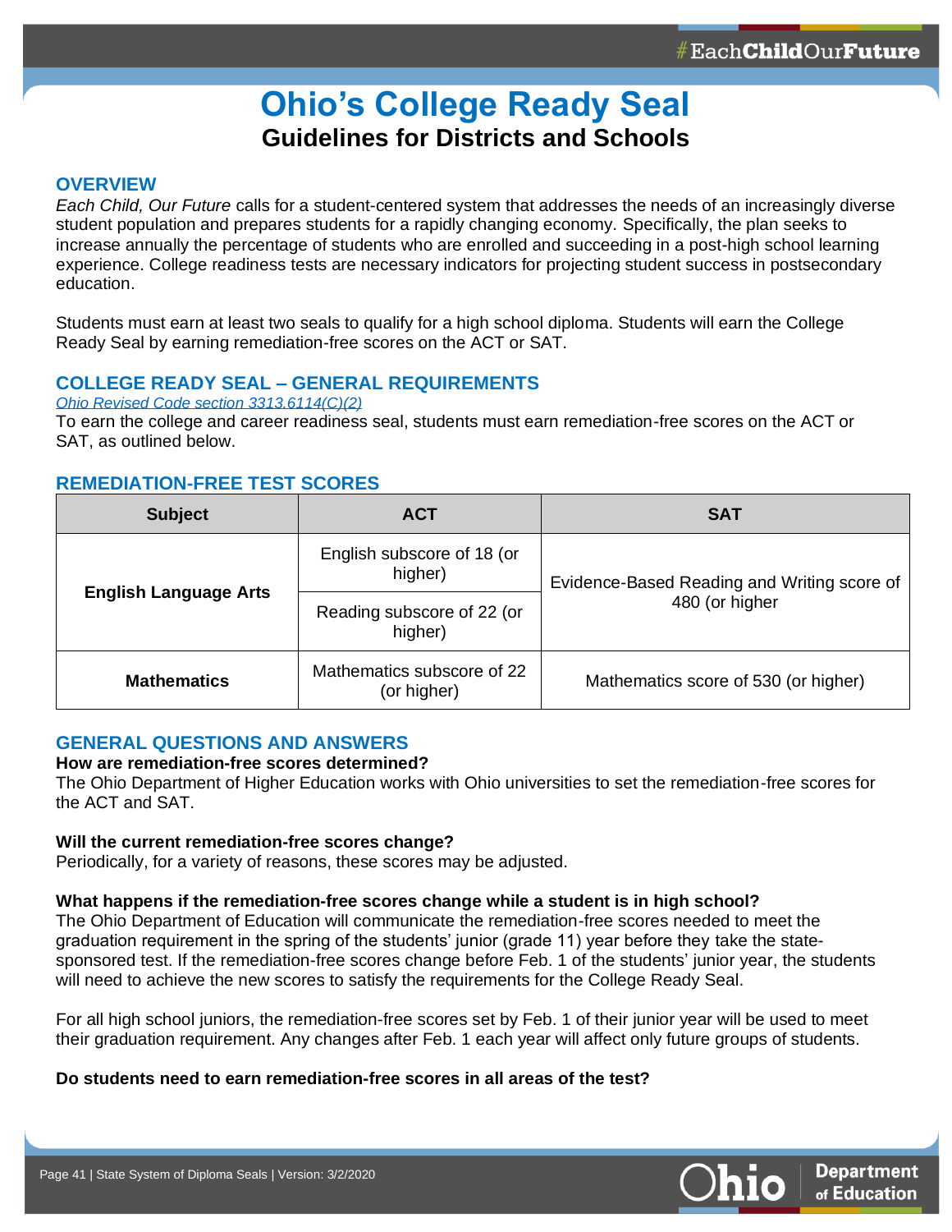# Ohio's College Ready Seal

## Guidelines for Districts and Schools

### OVERVIEW

*Each Child, Our Future* calls for a student-centered system that addresses the needs of an increasingly diverse student population and prepares students for a rapidly changing economy. Specifically, the plan seeks to increase annually the percentage of students who are enrolled and succeeding in a post-high school learning experience. College readiness tests are necessary indicators for projecting student success in postsecondary education.

Students must earn at least two seals to qualify for a high school diploma. Students will earn the College Ready Seal by earning remediation-free scores on the ACT or SAT.

### COLLEGE READY SEAL – GENERAL REQUIREMENTS

*Ohio Revised Code section 3313.6114(C)(2)*

To earn the college and career readiness seal, students must earn remediation-free scores on the ACT or SAT, as outlined below.

### REMEDIATION-FREE TEST SCORES

| Subject | ACT | SAT |
| --- | --- | --- |
| English Language Arts | English subscore of 18 (or higher) | Evidence-Based Reading and Writing score of 480 (or higher |
| | Reading subscore of 22 (or higher) | |
| Mathematics | Mathematics subscore of 22 (or higher) | Mathematics score of 530 (or higher) |

### GENERAL QUESTIONS AND ANSWERS

**How are remediation-free scores determined?**

The Ohio Department of Higher Education works with Ohio universities to set the remediation-free scores for the ACT and SAT.

**Will the current remediation-free scores change?**

Periodically, for a variety of reasons, these scores may be adjusted.

**What happens if the remediation-free scores change while a student is in high school?**

The Ohio Department of Education will communicate the remediation-free scores needed to meet the graduation requirement in the spring of the students' junior (grade 11) year before they take the state-sponsored test. If the remediation-free scores change before Feb. 1 of the students' junior year, the students will need to achieve the new scores to satisfy the requirements for the College Ready Seal.

For all high school juniors, the remediation-free scores set by Feb. 1 of their junior year will be used to meet their graduation requirement. Any changes after Feb. 1 each year will affect only future groups of students.

**Do students need to earn remediation-free scores in all areas of the test?**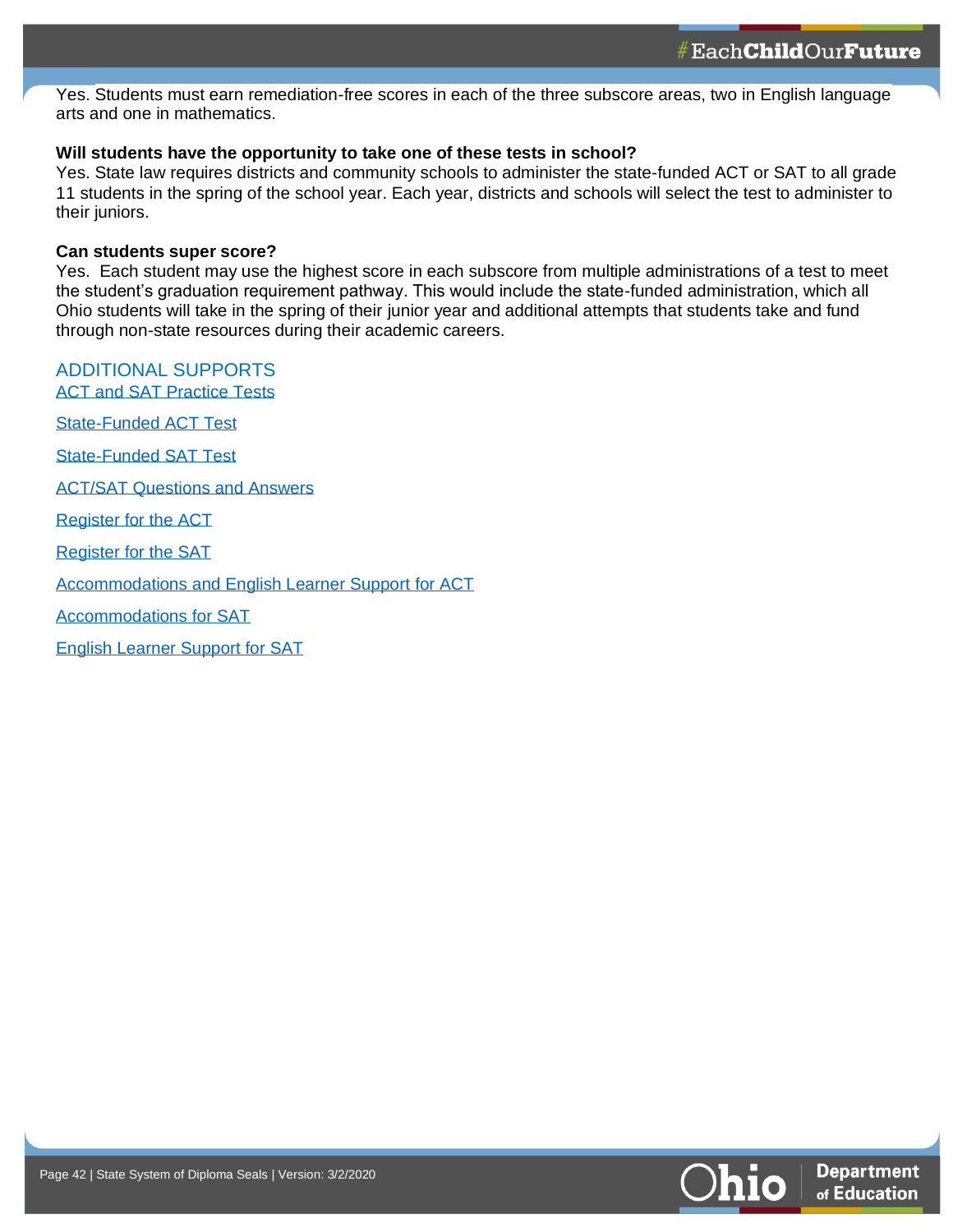Yes. Students must earn remediation-free scores in each of the three subscore areas, two in English language arts and one in mathematics.

**Will students have the opportunity to take one of these tests in school?**

Yes. State law requires districts and community schools to administer the state-funded ACT or SAT to all grade 11 students in the spring of the school year. Each year, districts and schools will select the test to administer to their juniors.

**Can students super score?**

Yes. Each student may use the highest score in each subscore from multiple administrations of a test to meet the student's graduation requirement pathway. This would include the state-funded administration, which all Ohio students will take in the spring of their junior year and additional attempts that students take and fund through non-state resources during their academic careers.

## ADDITIONAL SUPPORTS

ACT and SAT Practice Tests

State-Funded ACT Test

State-Funded SAT Test

ACT/SAT Questions and Answers

Register for the ACT

Register for the SAT

Accommodations and English Learner Support for ACT

Accommodations for SAT

English Learner Support for SAT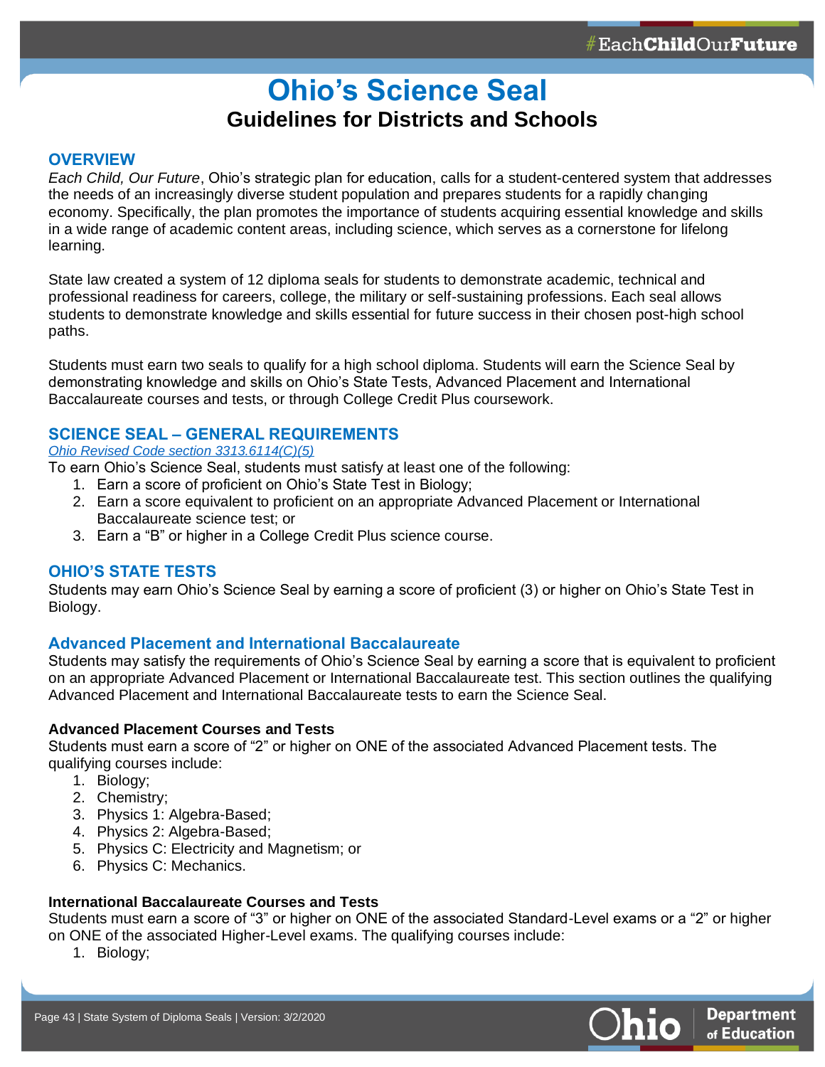# Ohio's Science Seal

## Guidelines for Districts and Schools

### OVERVIEW

*Each Child, Our Future*, Ohio's strategic plan for education, calls for a student-centered system that addresses the needs of an increasingly diverse student population and prepares students for a rapidly changing economy. Specifically, the plan promotes the importance of students acquiring essential knowledge and skills in a wide range of academic content areas, including science, which serves as a cornerstone for lifelong learning.

State law created a system of 12 diploma seals for students to demonstrate academic, technical and professional readiness for careers, college, the military or self-sustaining professions. Each seal allows students to demonstrate knowledge and skills essential for future success in their chosen post-high school paths.

Students must earn two seals to qualify for a high school diploma. Students will earn the Science Seal by demonstrating knowledge and skills on Ohio's State Tests, Advanced Placement and International Baccalaureate courses and tests, or through College Credit Plus coursework.

### SCIENCE SEAL – GENERAL REQUIREMENTS

*Ohio Revised Code section 3313.6114(C)(5)*

To earn Ohio's Science Seal, students must satisfy at least one of the following:

1. Earn a score of proficient on Ohio's State Test in Biology;
2. Earn a score equivalent to proficient on an appropriate Advanced Placement or International Baccalaureate science test; or
3. Earn a "B" or higher in a College Credit Plus science course.

### OHIO'S STATE TESTS

Students may earn Ohio's Science Seal by earning a score of proficient (3) or higher on Ohio's State Test in Biology.

### Advanced Placement and International Baccalaureate

Students may satisfy the requirements of Ohio's Science Seal by earning a score that is equivalent to proficient on an appropriate Advanced Placement or International Baccalaureate test. This section outlines the qualifying Advanced Placement and International Baccalaureate tests to earn the Science Seal.

#### Advanced Placement Courses and Tests

Students must earn a score of "2" or higher on ONE of the associated Advanced Placement tests. The qualifying courses include:

1. Biology;
2. Chemistry;
3. Physics 1: Algebra-Based;
4. Physics 2: Algebra-Based;
5. Physics C: Electricity and Magnetism; or
6. Physics C: Mechanics.

#### International Baccalaureate Courses and Tests

Students must earn a score of "3" or higher on ONE of the associated Standard-Level exams or a "2" or higher on ONE of the associated Higher-Level exams. The qualifying courses include:

1. Biology;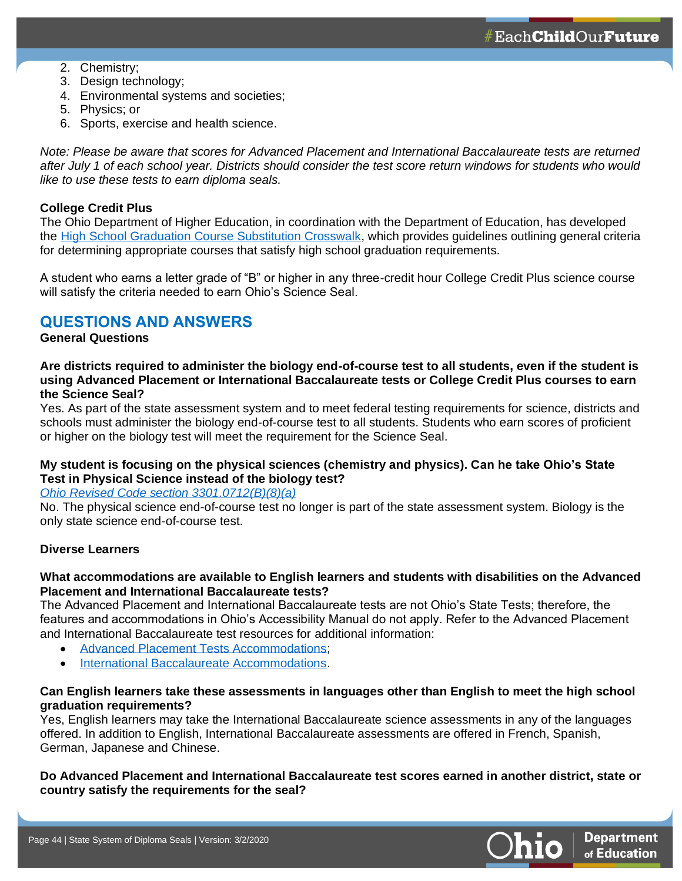2. Chemistry;
3. Design technology;
4. Environmental systems and societies;
5. Physics; or
6. Sports, exercise and health science.

*Note: Please be aware that scores for Advanced Placement and International Baccalaureate tests are returned after July 1 of each school year. Districts should consider the test score return windows for students who would like to use these tests to earn diploma seals.*

**College Credit Plus**

The Ohio Department of Higher Education, in coordination with the Department of Education, has developed the [High School Graduation Course Substitution Crosswalk](), which provides guidelines outlining general criteria for determining appropriate courses that satisfy high school graduation requirements.

A student who earns a letter grade of "B" or higher in any three-credit hour College Credit Plus science course will satisfy the criteria needed to earn Ohio's Science Seal.

## QUESTIONS AND ANSWERS

**General Questions**

**Are districts required to administer the biology end-of-course test to all students, even if the student is using Advanced Placement or International Baccalaureate tests or College Credit Plus courses to earn the Science Seal?**

Yes. As part of the state assessment system and to meet federal testing requirements for science, districts and schools must administer the biology end-of-course test to all students. Students who earn scores of proficient or higher on the biology test will meet the requirement for the Science Seal.

**My student is focusing on the physical sciences (chemistry and physics). Can he take Ohio's State Test in Physical Science instead of the biology test?**

*[Ohio Revised Code section 3301.0712(B)(8)(a)]()*

No. The physical science end-of-course test no longer is part of the state assessment system. Biology is the only state science end-of-course test.

**Diverse Learners**

**What accommodations are available to English learners and students with disabilities on the Advanced Placement and International Baccalaureate tests?**

The Advanced Placement and International Baccalaureate tests are not Ohio's State Tests; therefore, the features and accommodations in Ohio's Accessibility Manual do not apply. Refer to the Advanced Placement and International Baccalaureate test resources for additional information:

- [Advanced Placement Tests Accommodations]();
- [International Baccalaureate Accommodations]().

**Can English learners take these assessments in languages other than English to meet the high school graduation requirements?**

Yes, English learners may take the International Baccalaureate science assessments in any of the languages offered. In addition to English, International Baccalaureate assessments are offered in French, Spanish, German, Japanese and Chinese.

**Do Advanced Placement and International Baccalaureate test scores earned in another district, state or country satisfy the requirements for the seal?**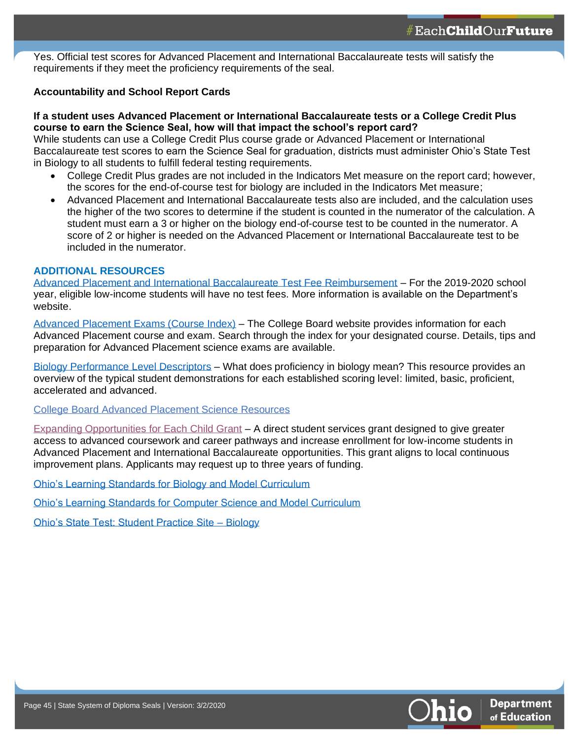Yes. Official test scores for Advanced Placement and International Baccalaureate tests will satisfy the requirements if they meet the proficiency requirements of the seal.

**Accountability and School Report Cards**

**If a student uses Advanced Placement or International Baccalaureate tests or a College Credit Plus course to earn the Science Seal, how will that impact the school's report card?**

While students can use a College Credit Plus course grade or Advanced Placement or International Baccalaureate test scores to earn the Science Seal for graduation, districts must administer Ohio's State Test in Biology to all students to fulfill federal testing requirements.

- College Credit Plus grades are not included in the Indicators Met measure on the report card; however, the scores for the end-of-course test for biology are included in the Indicators Met measure;
- Advanced Placement and International Baccalaureate tests also are included, and the calculation uses the higher of the two scores to determine if the student is counted in the numerator of the calculation. A student must earn a 3 or higher on the biology end-of-course test to be counted in the numerator. A score of 2 or higher is needed on the Advanced Placement or International Baccalaureate test to be included in the numerator.

## ADDITIONAL RESOURCES

Advanced Placement and International Baccalaureate Test Fee Reimbursement – For the 2019-2020 school year, eligible low-income students will have no test fees. More information is available on the Department's website.

Advanced Placement Exams (Course Index) – The College Board website provides information for each Advanced Placement course and exam. Search through the index for your designated course. Details, tips and preparation for Advanced Placement science exams are available.

Biology Performance Level Descriptors – What does proficiency in biology mean? This resource provides an overview of the typical student demonstrations for each established scoring level: limited, basic, proficient, accelerated and advanced.

College Board Advanced Placement Science Resources

Expanding Opportunities for Each Child Grant – A direct student services grant designed to give greater access to advanced coursework and career pathways and increase enrollment for low-income students in Advanced Placement and International Baccalaureate opportunities. This grant aligns to local continuous improvement plans. Applicants may request up to three years of funding.

Ohio's Learning Standards for Biology and Model Curriculum

Ohio's Learning Standards for Computer Science and Model Curriculum

Ohio's State Test: Student Practice Site – Biology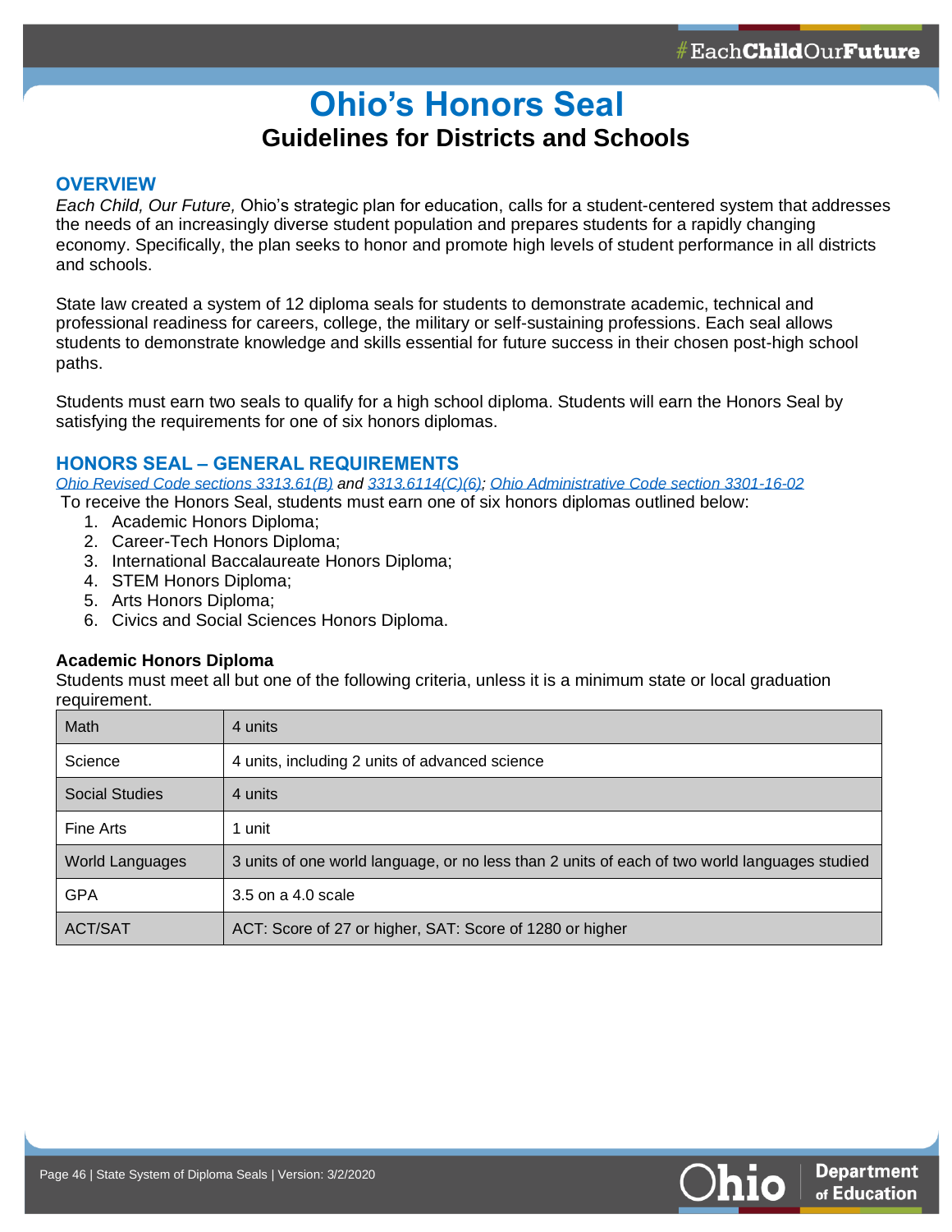# Ohio's Honors Seal

## Guidelines for Districts and Schools

### OVERVIEW

*Each Child, Our Future,* Ohio's strategic plan for education, calls for a student-centered system that addresses the needs of an increasingly diverse student population and prepares students for a rapidly changing economy. Specifically, the plan seeks to honor and promote high levels of student performance in all districts and schools.

State law created a system of 12 diploma seals for students to demonstrate academic, technical and professional readiness for careers, college, the military or self-sustaining professions. Each seal allows students to demonstrate knowledge and skills essential for future success in their chosen post-high school paths.

Students must earn two seals to qualify for a high school diploma. Students will earn the Honors Seal by satisfying the requirements for one of six honors diplomas.

### HONORS SEAL – GENERAL REQUIREMENTS

*Ohio Revised Code sections 3313.61(B) and 3313.6114(C)(6); Ohio Administrative Code section 3301-16-02*

To receive the Honors Seal, students must earn one of six honors diplomas outlined below:

1. Academic Honors Diploma;
2. Career-Tech Honors Diploma;
3. International Baccalaureate Honors Diploma;
4. STEM Honors Diploma;
5. Arts Honors Diploma;
6. Civics and Social Sciences Honors Diploma.

**Academic Honors Diploma**

Students must meet all but one of the following criteria, unless it is a minimum state or local graduation requirement.

| | |
|---|---|
| Math | 4 units |
| Science | 4 units, including 2 units of advanced science |
| Social Studies | 4 units |
| Fine Arts | 1 unit |
| World Languages | 3 units of one world language, or no less than 2 units of each of two world languages studied |
| GPA | 3.5 on a 4.0 scale |
| ACT/SAT | ACT: Score of 27 or higher, SAT: Score of 1280 or higher |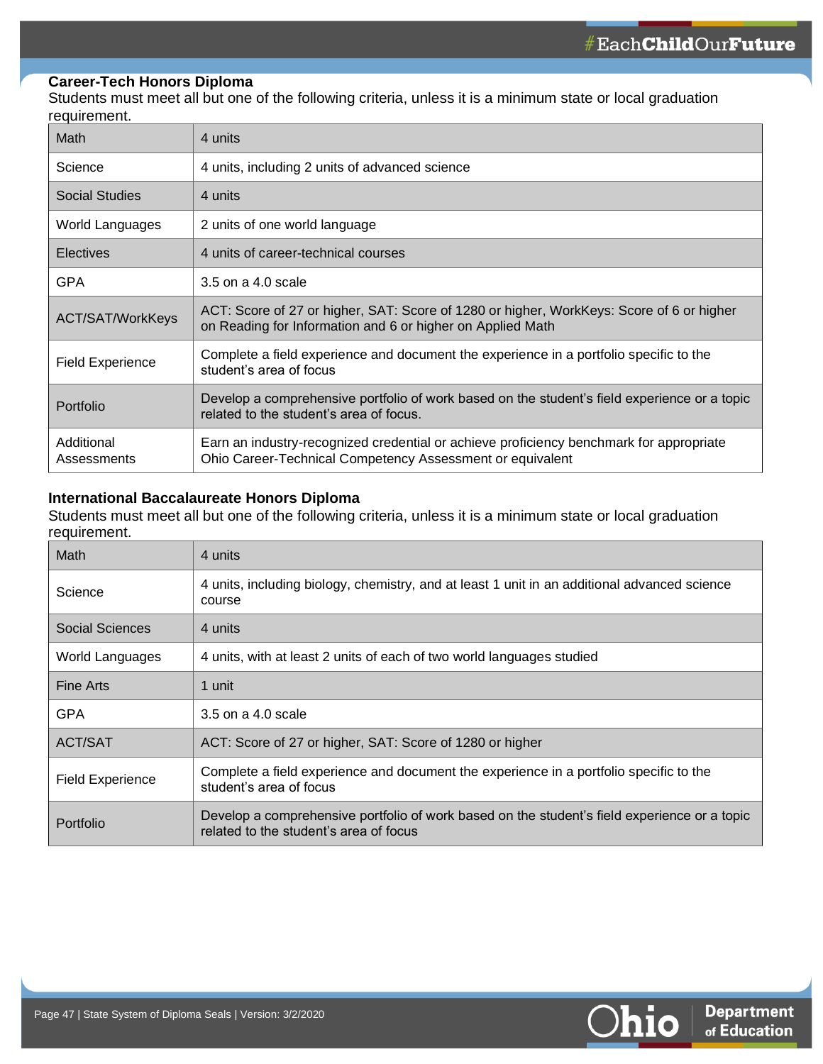### Career-Tech Honors Diploma

Students must meet all but one of the following criteria, unless it is a minimum state or local graduation requirement.

| Criteria | Requirement |
|---|---|
| Math | 4 units |
| Science | 4 units, including 2 units of advanced science |
| Social Studies | 4 units |
| World Languages | 2 units of one world language |
| Electives | 4 units of career-technical courses |
| GPA | 3.5 on a 4.0 scale |
| ACT/SAT/WorkKeys | ACT: Score of 27 or higher, SAT: Score of 1280 or higher, WorkKeys: Score of 6 or higher on Reading for Information and 6 or higher on Applied Math |
| Field Experience | Complete a field experience and document the experience in a portfolio specific to the student's area of focus |
| Portfolio | Develop a comprehensive portfolio of work based on the student's field experience or a topic related to the student's area of focus. |
| Additional Assessments | Earn an industry-recognized credential or achieve proficiency benchmark for appropriate Ohio Career-Technical Competency Assessment or equivalent |

### International Baccalaureate Honors Diploma

Students must meet all but one of the following criteria, unless it is a minimum state or local graduation requirement.

| Criteria | Requirement |
|---|---|
| Math | 4 units |
| Science | 4 units, including biology, chemistry, and at least 1 unit in an additional advanced science course |
| Social Sciences | 4 units |
| World Languages | 4 units, with at least 2 units of each of two world languages studied |
| Fine Arts | 1 unit |
| GPA | 3.5 on a 4.0 scale |
| ACT/SAT | ACT: Score of 27 or higher, SAT: Score of 1280 or higher |
| Field Experience | Complete a field experience and document the experience in a portfolio specific to the student's area of focus |
| Portfolio | Develop a comprehensive portfolio of work based on the student's field experience or a topic related to the student's area of focus |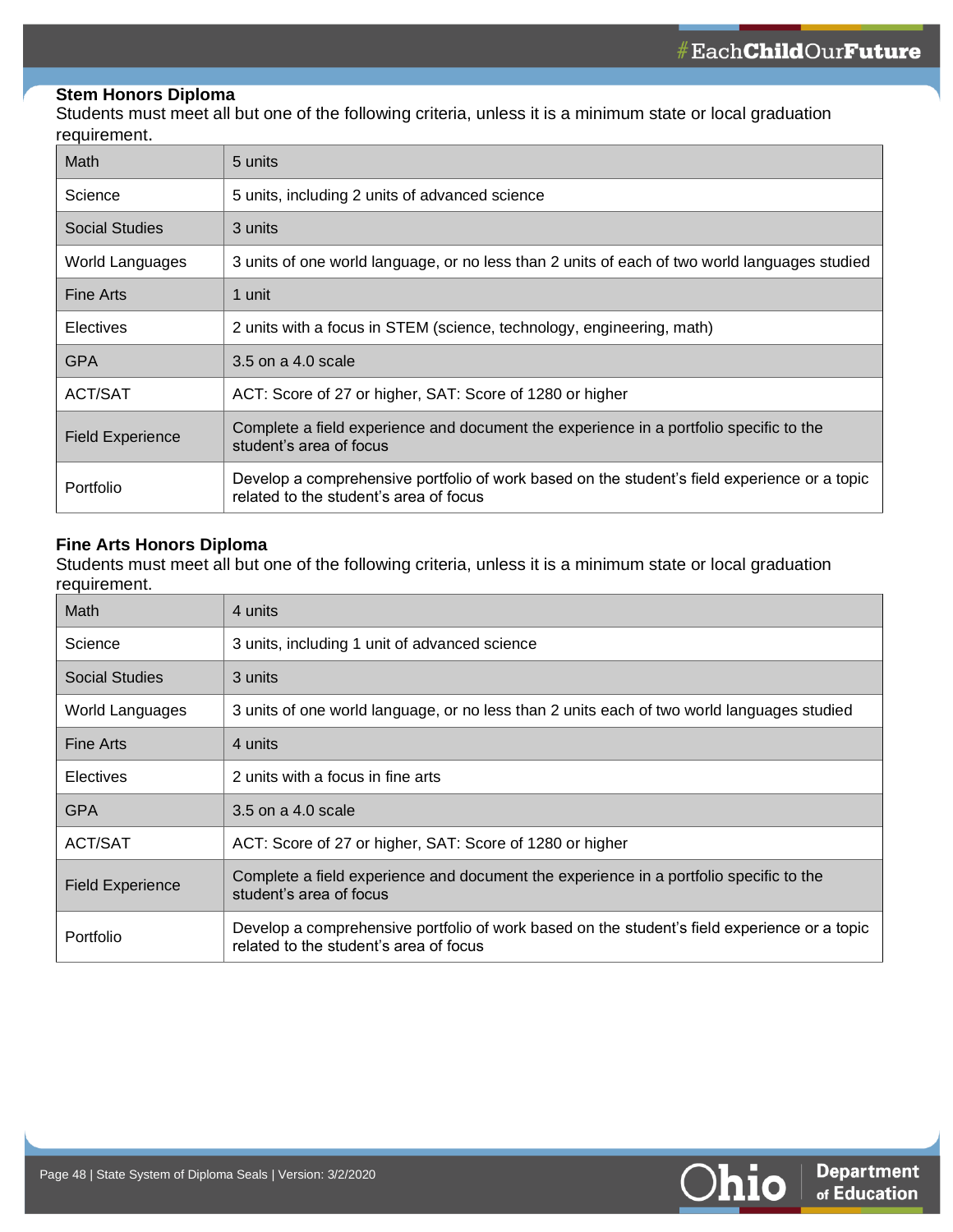### Stem Honors Diploma

Students must meet all but one of the following criteria, unless it is a minimum state or local graduation requirement.

| | |
|---|---|
| Math | 5 units |
| Science | 5 units, including 2 units of advanced science |
| Social Studies | 3 units |
| World Languages | 3 units of one world language, or no less than 2 units of each of two world languages studied |
| Fine Arts | 1 unit |
| Electives | 2 units with a focus in STEM (science, technology, engineering, math) |
| GPA | 3.5 on a 4.0 scale |
| ACT/SAT | ACT: Score of 27 or higher, SAT: Score of 1280 or higher |
| Field Experience | Complete a field experience and document the experience in a portfolio specific to the student's area of focus |
| Portfolio | Develop a comprehensive portfolio of work based on the student's field experience or a topic related to the student's area of focus |

### Fine Arts Honors Diploma

Students must meet all but one of the following criteria, unless it is a minimum state or local graduation requirement.

| | |
|---|---|
| Math | 4 units |
| Science | 3 units, including 1 unit of advanced science |
| Social Studies | 3 units |
| World Languages | 3 units of one world language, or no less than 2 units each of two world languages studied |
| Fine Arts | 4 units |
| Electives | 2 units with a focus in fine arts |
| GPA | 3.5 on a 4.0 scale |
| ACT/SAT | ACT: Score of 27 or higher, SAT: Score of 1280 or higher |
| Field Experience | Complete a field experience and document the experience in a portfolio specific to the student's area of focus |
| Portfolio | Develop a comprehensive portfolio of work based on the student's field experience or a topic related to the student's area of focus |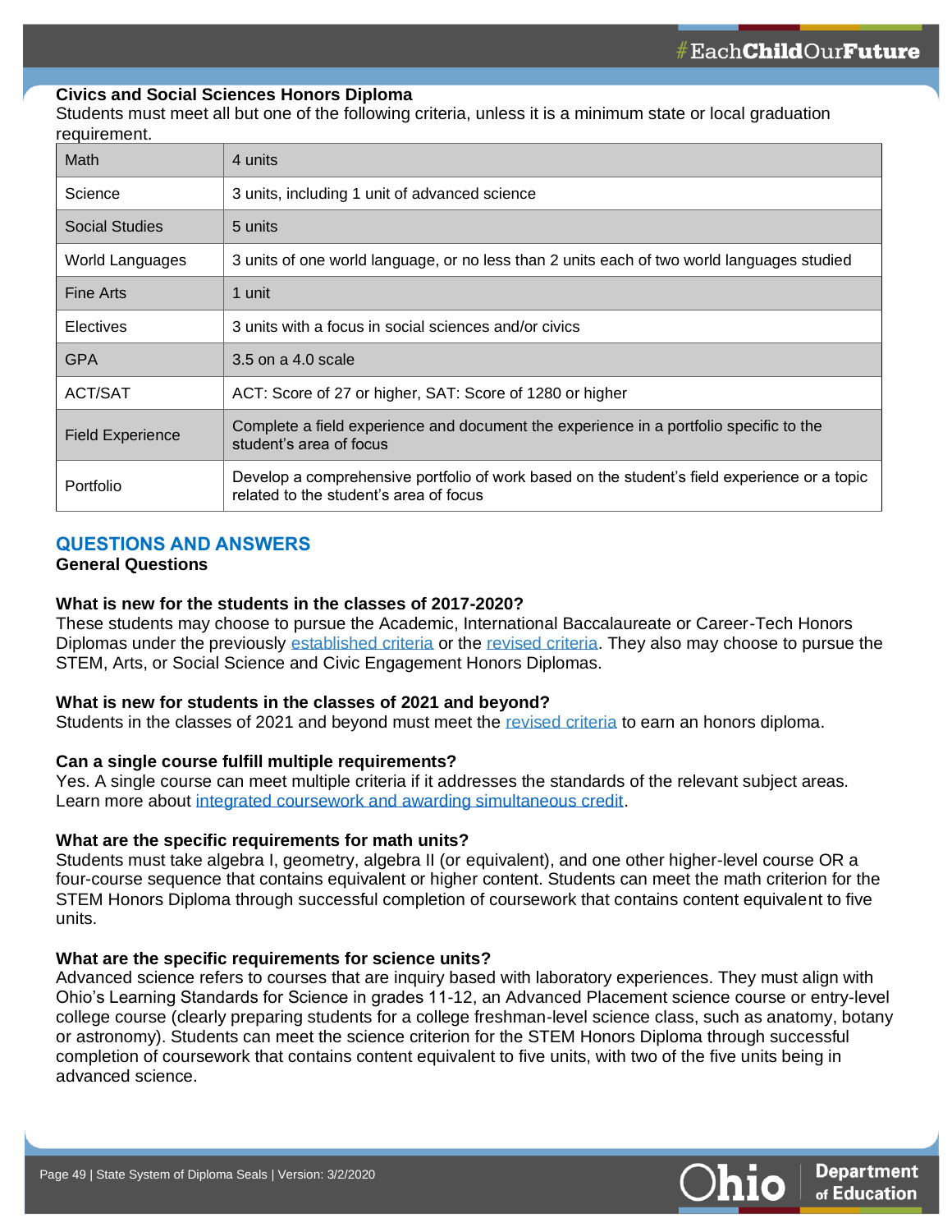**Civics and Social Sciences Honors Diploma**

Students must meet all but one of the following criteria, unless it is a minimum state or local graduation requirement.

| | |
|---|---|
| Math | 4 units |
| Science | 3 units, including 1 unit of advanced science |
| Social Studies | 5 units |
| World Languages | 3 units of one world language, or no less than 2 units each of two world languages studied |
| Fine Arts | 1 unit |
| Electives | 3 units with a focus in social sciences and/or civics |
| GPA | 3.5 on a 4.0 scale |
| ACT/SAT | ACT: Score of 27 or higher, SAT: Score of 1280 or higher |
| Field Experience | Complete a field experience and document the experience in a portfolio specific to the student's area of focus |
| Portfolio | Develop a comprehensive portfolio of work based on the student's field experience or a topic related to the student's area of focus |

## QUESTIONS AND ANSWERS

### General Questions

**What is new for the students in the classes of 2017-2020?**

These students may choose to pursue the Academic, International Baccalaureate or Career-Tech Honors Diplomas under the previously established criteria or the revised criteria. They also may choose to pursue the STEM, Arts, or Social Science and Civic Engagement Honors Diplomas.

**What is new for students in the classes of 2021 and beyond?**

Students in the classes of 2021 and beyond must meet the revised criteria to earn an honors diploma.

**Can a single course fulfill multiple requirements?**

Yes. A single course can meet multiple criteria if it addresses the standards of the relevant subject areas. Learn more about integrated coursework and awarding simultaneous credit.

**What are the specific requirements for math units?**

Students must take algebra I, geometry, algebra II (or equivalent), and one other higher-level course OR a four-course sequence that contains equivalent or higher content. Students can meet the math criterion for the STEM Honors Diploma through successful completion of coursework that contains content equivalent to five units.

**What are the specific requirements for science units?**

Advanced science refers to courses that are inquiry based with laboratory experiences. They must align with Ohio's Learning Standards for Science in grades 11-12, an Advanced Placement science course or entry-level college course (clearly preparing students for a college freshman-level science class, such as anatomy, botany or astronomy). Students can meet the science criterion for the STEM Honors Diploma through successful completion of coursework that contains content equivalent to five units, with two of the five units being in advanced science.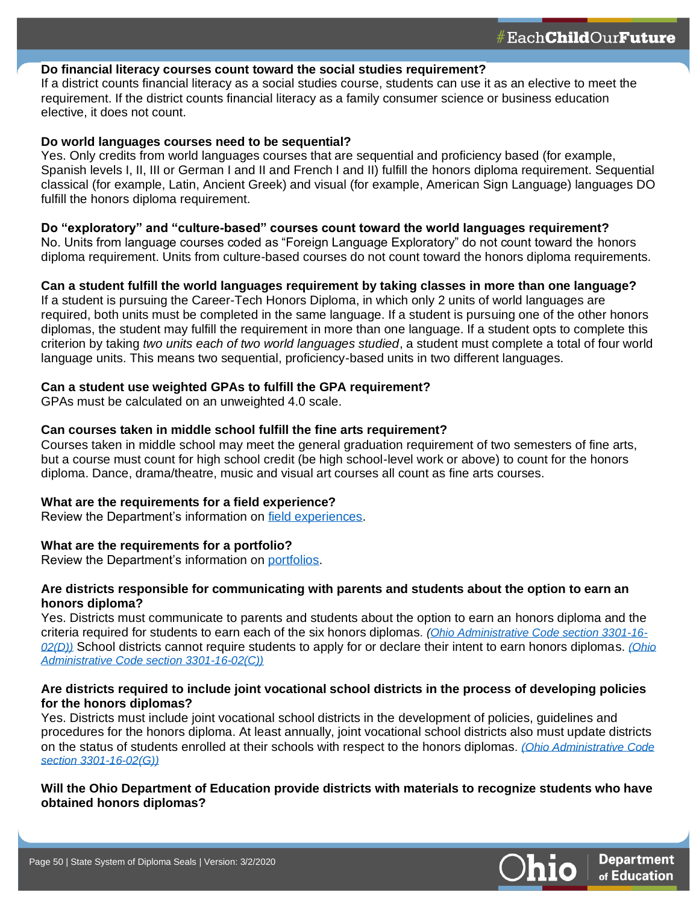**Do financial literacy courses count toward the social studies requirement?**
If a district counts financial literacy as a social studies course, students can use it as an elective to meet the requirement. If the district counts financial literacy as a family consumer science or business education elective, it does not count.

**Do world languages courses need to be sequential?**
Yes. Only credits from world languages courses that are sequential and proficiency based (for example, Spanish levels I, II, III or German I and II and French I and II) fulfill the honors diploma requirement. Sequential classical (for example, Latin, Ancient Greek) and visual (for example, American Sign Language) languages DO fulfill the honors diploma requirement.

**Do "exploratory" and "culture-based" courses count toward the world languages requirement?**
No. Units from language courses coded as "Foreign Language Exploratory" do not count toward the honors diploma requirement. Units from culture-based courses do not count toward the honors diploma requirements.

**Can a student fulfill the world languages requirement by taking classes in more than one language?**
If a student is pursuing the Career-Tech Honors Diploma, in which only 2 units of world languages are required, both units must be completed in the same language. If a student is pursuing one of the other honors diplomas, the student may fulfill the requirement in more than one language. If a student opts to complete this criterion by taking *two units each of two world languages studied*, a student must complete a total of four world language units. This means two sequential, proficiency-based units in two different languages.

**Can a student use weighted GPAs to fulfill the GPA requirement?**
GPAs must be calculated on an unweighted 4.0 scale.

**Can courses taken in middle school fulfill the fine arts requirement?**
Courses taken in middle school may meet the general graduation requirement of two semesters of fine arts, but a course must count for high school credit (be high school-level work or above) to count for the honors diploma. Dance, drama/theatre, music and visual art courses all count as fine arts courses.

**What are the requirements for a field experience?**
Review the Department's information on field experiences.

**What are the requirements for a portfolio?**
Review the Department's information on portfolios.

**Are districts responsible for communicating with parents and students about the option to earn an honors diploma?**
Yes. Districts must communicate to parents and students about the option to earn an honors diploma and the criteria required for students to earn each of the six honors diplomas. *(Ohio Administrative Code section 3301-16-02(D))* School districts cannot require students to apply for or declare their intent to earn honors diplomas. *(Ohio Administrative Code section 3301-16-02(C))*

**Are districts required to include joint vocational school districts in the process of developing policies for the honors diplomas?**
Yes. Districts must include joint vocational school districts in the development of policies, guidelines and procedures for the honors diploma. At least annually, joint vocational school districts also must update districts on the status of students enrolled at their schools with respect to the honors diplomas. *(Ohio Administrative Code section 3301-16-02(G))*

**Will the Ohio Department of Education provide districts with materials to recognize students who have obtained honors diplomas?**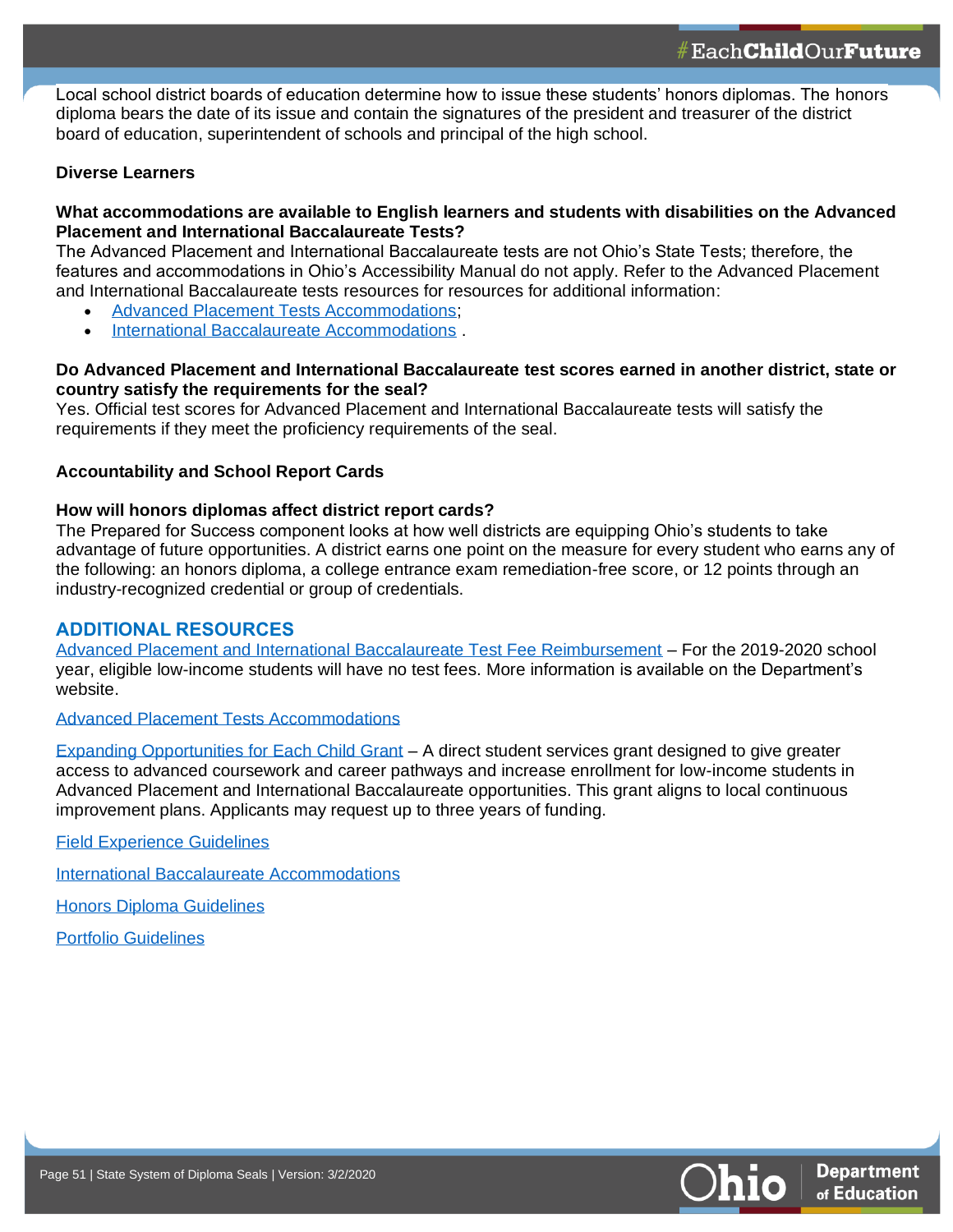Local school district boards of education determine how to issue these students' honors diplomas. The honors diploma bears the date of its issue and contain the signatures of the president and treasurer of the district board of education, superintendent of schools and principal of the high school.

**Diverse Learners**

**What accommodations are available to English learners and students with disabilities on the Advanced Placement and International Baccalaureate Tests?**

The Advanced Placement and International Baccalaureate tests are not Ohio's State Tests; therefore, the features and accommodations in Ohio's Accessibility Manual do not apply. Refer to the Advanced Placement and International Baccalaureate tests resources for resources for additional information:

- Advanced Placement Tests Accommodations;
- International Baccalaureate Accommodations .

**Do Advanced Placement and International Baccalaureate test scores earned in another district, state or country satisfy the requirements for the seal?**

Yes. Official test scores for Advanced Placement and International Baccalaureate tests will satisfy the requirements if they meet the proficiency requirements of the seal.

**Accountability and School Report Cards**

**How will honors diplomas affect district report cards?**

The Prepared for Success component looks at how well districts are equipping Ohio's students to take advantage of future opportunities. A district earns one point on the measure for every student who earns any of the following: an honors diploma, a college entrance exam remediation-free score, or 12 points through an industry-recognized credential or group of credentials.

## ADDITIONAL RESOURCES

Advanced Placement and International Baccalaureate Test Fee Reimbursement – For the 2019-2020 school year, eligible low-income students will have no test fees. More information is available on the Department's website.

Advanced Placement Tests Accommodations

Expanding Opportunities for Each Child Grant – A direct student services grant designed to give greater access to advanced coursework and career pathways and increase enrollment for low-income students in Advanced Placement and International Baccalaureate opportunities. This grant aligns to local continuous improvement plans. Applicants may request up to three years of funding.

Field Experience Guidelines

International Baccalaureate Accommodations

Honors Diploma Guidelines

Portfolio Guidelines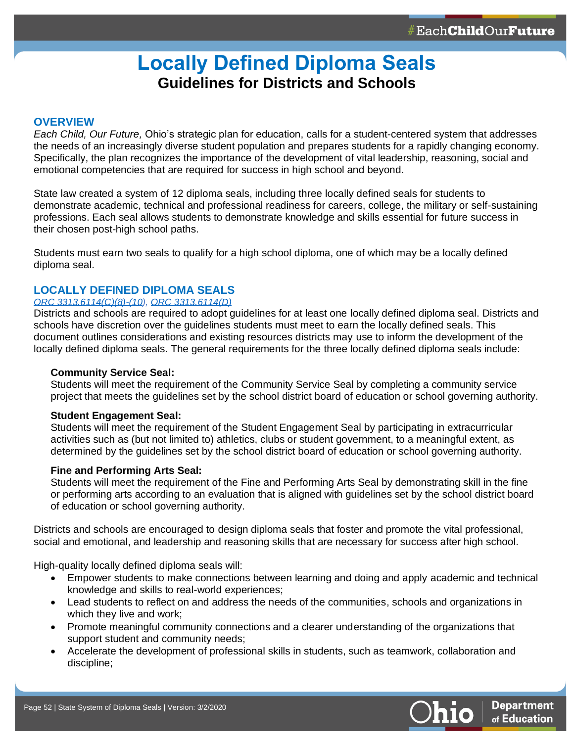# Locally Defined Diploma Seals

## Guidelines for Districts and Schools

### OVERVIEW

*Each Child, Our Future,* Ohio's strategic plan for education, calls for a student-centered system that addresses the needs of an increasingly diverse student population and prepares students for a rapidly changing economy. Specifically, the plan recognizes the importance of the development of vital leadership, reasoning, social and emotional competencies that are required for success in high school and beyond.

State law created a system of 12 diploma seals, including three locally defined seals for students to demonstrate academic, technical and professional readiness for careers, college, the military or self-sustaining professions. Each seal allows students to demonstrate knowledge and skills essential for future success in their chosen post-high school paths.

Students must earn two seals to qualify for a high school diploma, one of which may be a locally defined diploma seal.

### LOCALLY DEFINED DIPLOMA SEALS

*ORC 3313.6114(C)(8)-(10), ORC 3313.6114(D)*

Districts and schools are required to adopt guidelines for at least one locally defined diploma seal. Districts and schools have discretion over the guidelines students must meet to earn the locally defined seals. This document outlines considerations and existing resources districts may use to inform the development of the locally defined diploma seals. The general requirements for the three locally defined diploma seals include:

**Community Service Seal:**
Students will meet the requirement of the Community Service Seal by completing a community service project that meets the guidelines set by the school district board of education or school governing authority.

**Student Engagement Seal:**
Students will meet the requirement of the Student Engagement Seal by participating in extracurricular activities such as (but not limited to) athletics, clubs or student government, to a meaningful extent, as determined by the guidelines set by the school district board of education or school governing authority.

**Fine and Performing Arts Seal:**
Students will meet the requirement of the Fine and Performing Arts Seal by demonstrating skill in the fine or performing arts according to an evaluation that is aligned with guidelines set by the school district board of education or school governing authority.

Districts and schools are encouraged to design diploma seals that foster and promote the vital professional, social and emotional, and leadership and reasoning skills that are necessary for success after high school.

High-quality locally defined diploma seals will:

- Empower students to make connections between learning and doing and apply academic and technical knowledge and skills to real-world experiences;
- Lead students to reflect on and address the needs of the communities, schools and organizations in which they live and work;
- Promote meaningful community connections and a clearer understanding of the organizations that support student and community needs;
- Accelerate the development of professional skills in students, such as teamwork, collaboration and discipline;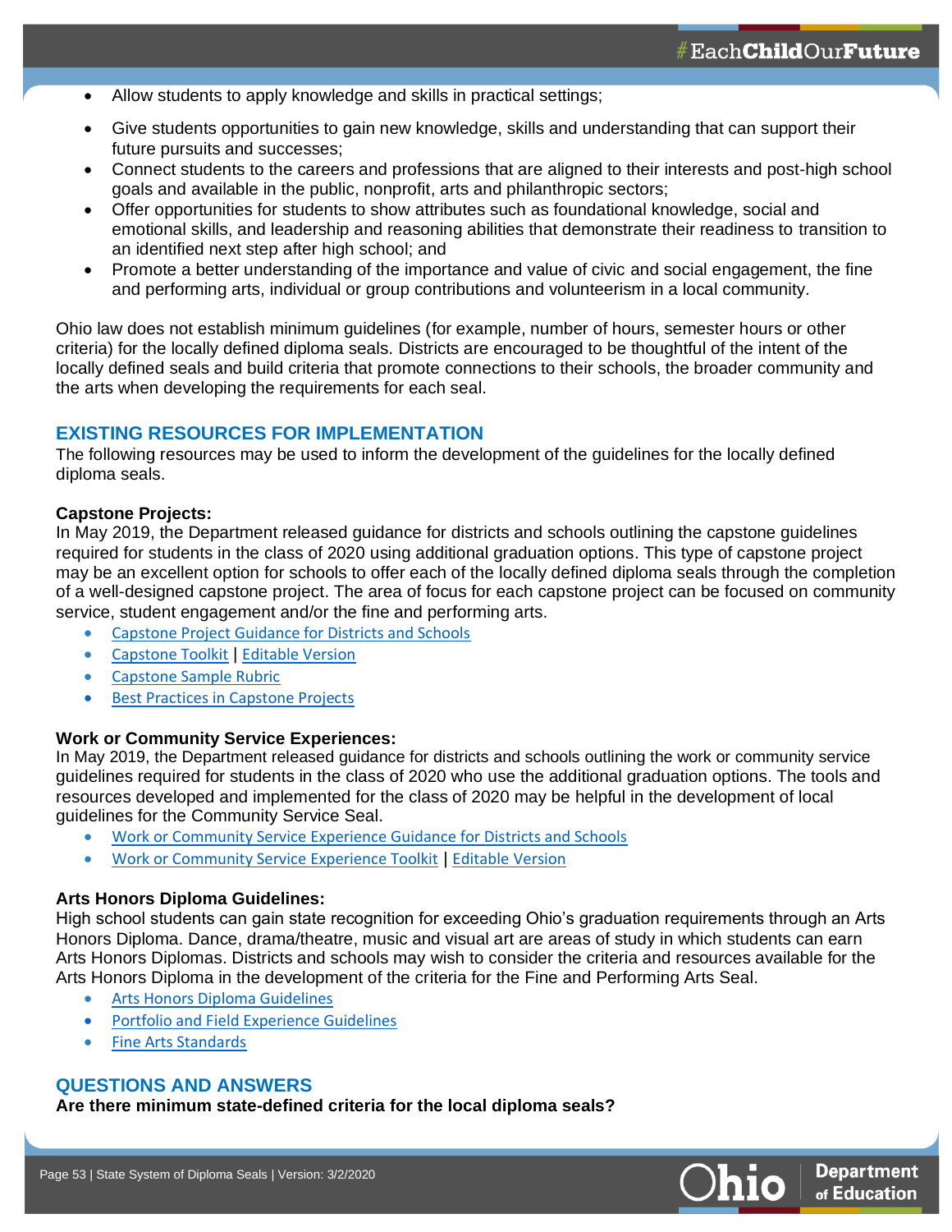- Allow students to apply knowledge and skills in practical settings;
- Give students opportunities to gain new knowledge, skills and understanding that can support their future pursuits and successes;
- Connect students to the careers and professions that are aligned to their interests and post-high school goals and available in the public, nonprofit, arts and philanthropic sectors;
- Offer opportunities for students to show attributes such as foundational knowledge, social and emotional skills, and leadership and reasoning abilities that demonstrate their readiness to transition to an identified next step after high school; and
- Promote a better understanding of the importance and value of civic and social engagement, the fine and performing arts, individual or group contributions and volunteerism in a local community.

Ohio law does not establish minimum guidelines (for example, number of hours, semester hours or other criteria) for the locally defined diploma seals. Districts are encouraged to be thoughtful of the intent of the locally defined seals and build criteria that promote connections to their schools, the broader community and the arts when developing the requirements for each seal.

## EXISTING RESOURCES FOR IMPLEMENTATION

The following resources may be used to inform the development of the guidelines for the locally defined diploma seals.

**Capstone Projects:**

In May 2019, the Department released guidance for districts and schools outlining the capstone guidelines required for students in the class of 2020 using additional graduation options. This type of capstone project may be an excellent option for schools to offer each of the locally defined diploma seals through the completion of a well-designed capstone project. The area of focus for each capstone project can be focused on community service, student engagement and/or the fine and performing arts.

- Capstone Project Guidance for Districts and Schools
- Capstone Toolkit | Editable Version
- Capstone Sample Rubric
- Best Practices in Capstone Projects

**Work or Community Service Experiences:**

In May 2019, the Department released guidance for districts and schools outlining the work or community service guidelines required for students in the class of 2020 who use the additional graduation options. The tools and resources developed and implemented for the class of 2020 may be helpful in the development of local guidelines for the Community Service Seal.

- Work or Community Service Experience Guidance for Districts and Schools
- Work or Community Service Experience Toolkit | Editable Version

**Arts Honors Diploma Guidelines:**

High school students can gain state recognition for exceeding Ohio's graduation requirements through an Arts Honors Diploma. Dance, drama/theatre, music and visual art are areas of study in which students can earn Arts Honors Diplomas. Districts and schools may wish to consider the criteria and resources available for the Arts Honors Diploma in the development of the criteria for the Fine and Performing Arts Seal.

- Arts Honors Diploma Guidelines
- Portfolio and Field Experience Guidelines
- Fine Arts Standards

## QUESTIONS AND ANSWERS

**Are there minimum state-defined criteria for the local diploma seals?**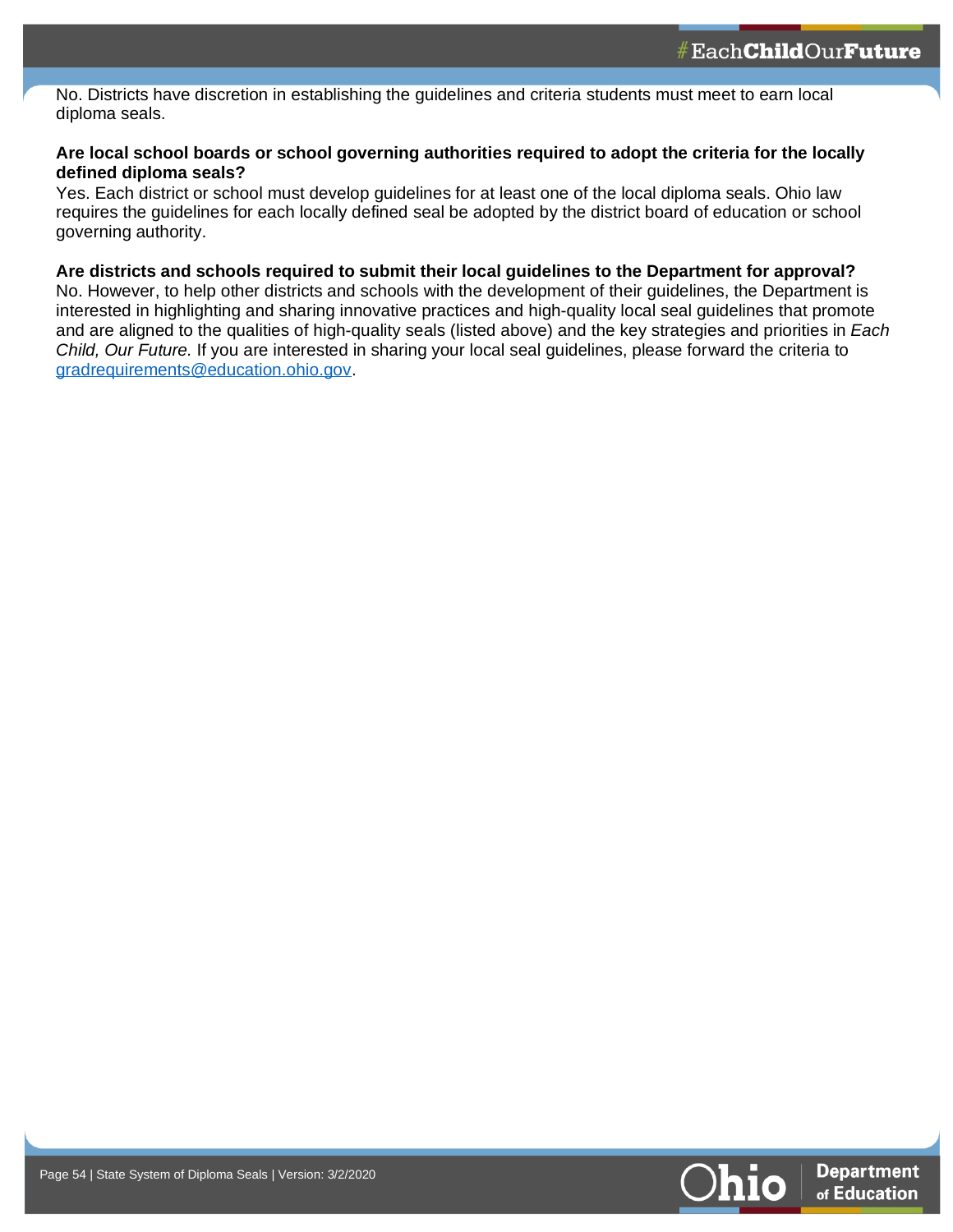No. Districts have discretion in establishing the guidelines and criteria students must meet to earn local diploma seals.

**Are local school boards or school governing authorities required to adopt the criteria for the locally defined diploma seals?**

Yes. Each district or school must develop guidelines for at least one of the local diploma seals. Ohio law requires the guidelines for each locally defined seal be adopted by the district board of education or school governing authority.

**Are districts and schools required to submit their local guidelines to the Department for approval?**

No. However, to help other districts and schools with the development of their guidelines, the Department is interested in highlighting and sharing innovative practices and high-quality local seal guidelines that promote and are aligned to the qualities of high-quality seals (listed above) and the key strategies and priorities in *Each Child, Our Future.* If you are interested in sharing your local seal guidelines, please forward the criteria to [gradrequirements@education.ohio.gov](mailto:gradrequirements@education.ohio.gov).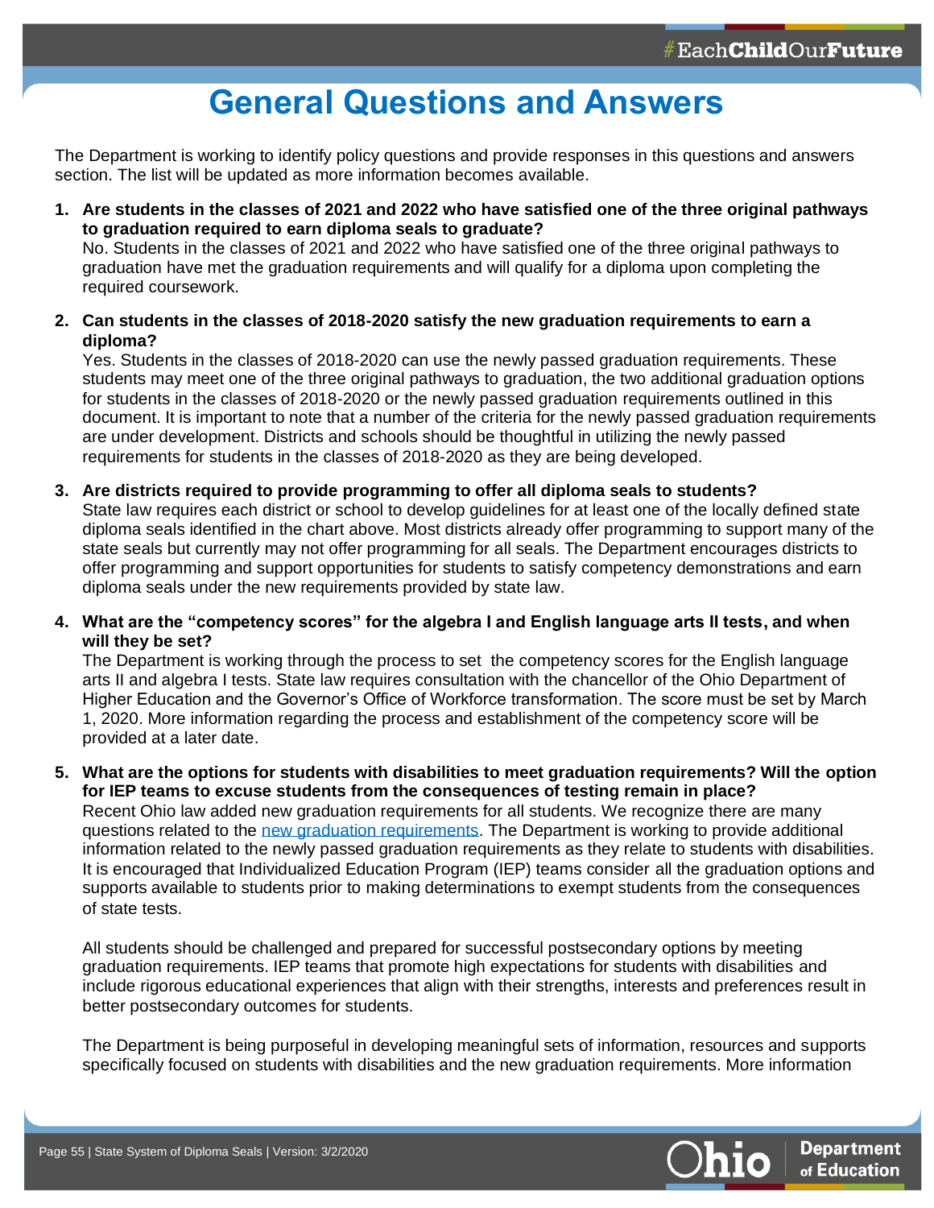# General Questions and Answers

The Department is working to identify policy questions and provide responses in this questions and answers section. The list will be updated as more information becomes available.

1. **Are students in the classes of 2021 and 2022 who have satisfied one of the three original pathways to graduation required to earn diploma seals to graduate?**
   No. Students in the classes of 2021 and 2022 who have satisfied one of the three original pathways to graduation have met the graduation requirements and will qualify for a diploma upon completing the required coursework.

2. **Can students in the classes of 2018-2020 satisfy the new graduation requirements to earn a diploma?**
   Yes. Students in the classes of 2018-2020 can use the newly passed graduation requirements. These students may meet one of the three original pathways to graduation, the two additional graduation options for students in the classes of 2018-2020 or the newly passed graduation requirements outlined in this document. It is important to note that a number of the criteria for the newly passed graduation requirements are under development. Districts and schools should be thoughtful in utilizing the newly passed requirements for students in the classes of 2018-2020 as they are being developed.

3. **Are districts required to provide programming to offer all diploma seals to students?**
   State law requires each district or school to develop guidelines for at least one of the locally defined state diploma seals identified in the chart above. Most districts already offer programming to support many of the state seals but currently may not offer programming for all seals. The Department encourages districts to offer programming and support opportunities for students to satisfy competency demonstrations and earn diploma seals under the new requirements provided by state law.

4. **What are the "competency scores" for the algebra I and English language arts II tests, and when will they be set?**
   The Department is working through the process to set the competency scores for the English language arts II and algebra I tests. State law requires consultation with the chancellor of the Ohio Department of Higher Education and the Governor's Office of Workforce transformation. The score must be set by March 1, 2020. More information regarding the process and establishment of the competency score will be provided at a later date.

5. **What are the options for students with disabilities to meet graduation requirements? Will the option for IEP teams to excuse students from the consequences of testing remain in place?**
   Recent Ohio law added new graduation requirements for all students. We recognize there are many questions related to the [new graduation requirements](). The Department is working to provide additional information related to the newly passed graduation requirements as they relate to students with disabilities. It is encouraged that Individualized Education Program (IEP) teams consider all the graduation options and supports available to students prior to making determinations to exempt students from the consequences of state tests.

   All students should be challenged and prepared for successful postsecondary options by meeting graduation requirements. IEP teams that promote high expectations for students with disabilities and include rigorous educational experiences that align with their strengths, interests and preferences result in better postsecondary outcomes for students.

   The Department is being purposeful in developing meaningful sets of information, resources and supports specifically focused on students with disabilities and the new graduation requirements. More information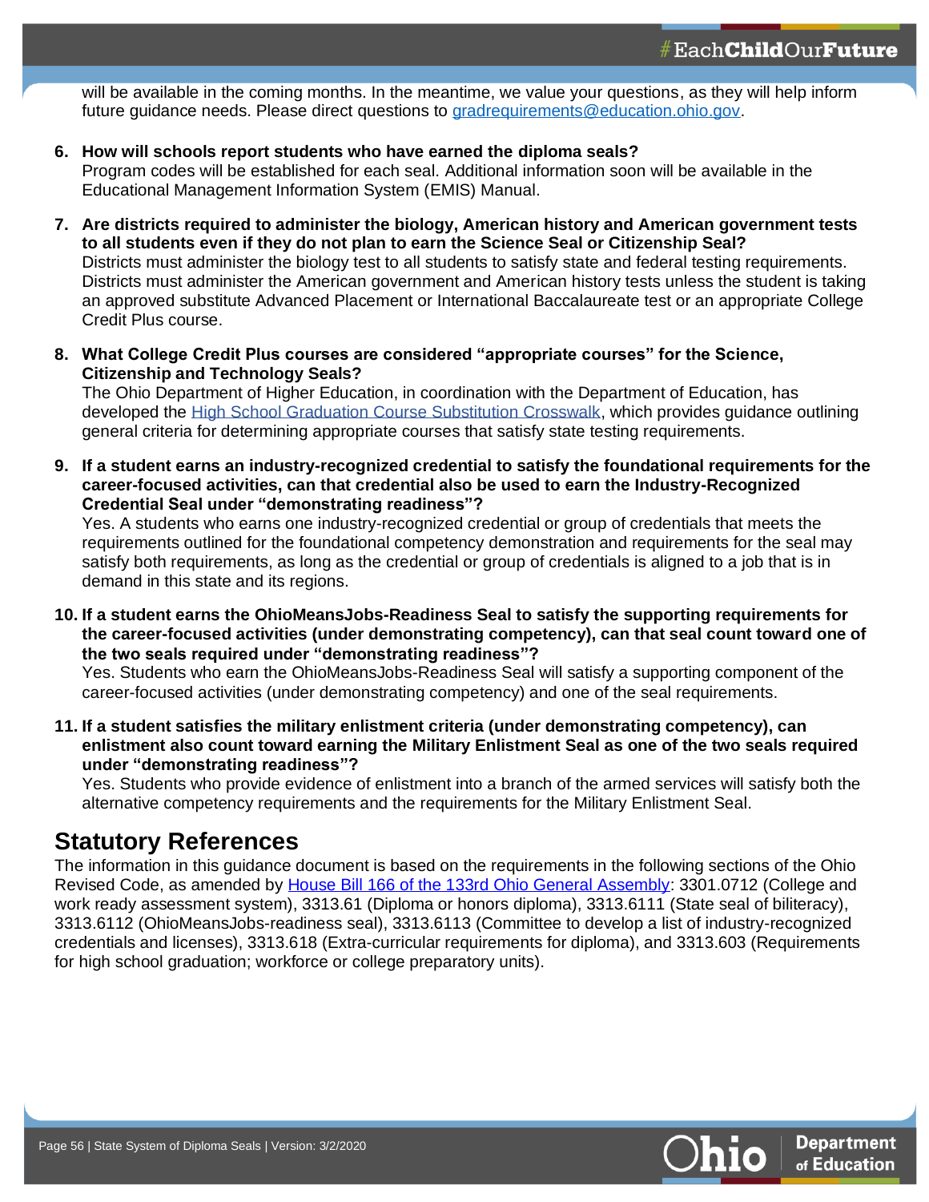will be available in the coming months. In the meantime, we value your questions, as they will help inform future guidance needs. Please direct questions to [gradrequirements@education.ohio.gov](mailto:gradrequirements@education.ohio.gov).

6. **How will schools report students who have earned the diploma seals?**
   Program codes will be established for each seal. Additional information soon will be available in the Educational Management Information System (EMIS) Manual.

7. **Are districts required to administer the biology, American history and American government tests to all students even if they do not plan to earn the Science Seal or Citizenship Seal?**
   Districts must administer the biology test to all students to satisfy state and federal testing requirements. Districts must administer the American government and American history tests unless the student is taking an approved substitute Advanced Placement or International Baccalaureate test or an appropriate College Credit Plus course.

8. **What College Credit Plus courses are considered "appropriate courses" for the Science, Citizenship and Technology Seals?**
   The Ohio Department of Higher Education, in coordination with the Department of Education, has developed the High School Graduation Course Substitution Crosswalk, which provides guidance outlining general criteria for determining appropriate courses that satisfy state testing requirements.

9. **If a student earns an industry-recognized credential to satisfy the foundational requirements for the career-focused activities, can that credential also be used to earn the Industry-Recognized Credential Seal under "demonstrating readiness"?**
   Yes. A students who earns one industry-recognized credential or group of credentials that meets the requirements outlined for the foundational competency demonstration and requirements for the seal may satisfy both requirements, as long as the credential or group of credentials is aligned to a job that is in demand in this state and its regions.

10. **If a student earns the OhioMeansJobs-Readiness Seal to satisfy the supporting requirements for the career-focused activities (under demonstrating competency), can that seal count toward one of the two seals required under "demonstrating readiness"?**
    Yes. Students who earn the OhioMeansJobs-Readiness Seal will satisfy a supporting component of the career-focused activities (under demonstrating competency) and one of the seal requirements.

11. **If a student satisfies the military enlistment criteria (under demonstrating competency), can enlistment also count toward earning the Military Enlistment Seal as one of the two seals required under "demonstrating readiness"?**
    Yes. Students who provide evidence of enlistment into a branch of the armed services will satisfy both the alternative competency requirements and the requirements for the Military Enlistment Seal.

## Statutory References

The information in this guidance document is based on the requirements in the following sections of the Ohio Revised Code, as amended by House Bill 166 of the 133rd Ohio General Assembly: 3301.0712 (College and work ready assessment system), 3313.61 (Diploma or honors diploma), 3313.6111 (State seal of biliteracy), 3313.6112 (OhioMeansJobs-readiness seal), 3313.6113 (Committee to develop a list of industry-recognized credentials and licenses), 3313.618 (Extra-curricular requirements for diploma), and 3313.603 (Requirements for high school graduation; workforce or college preparatory units).